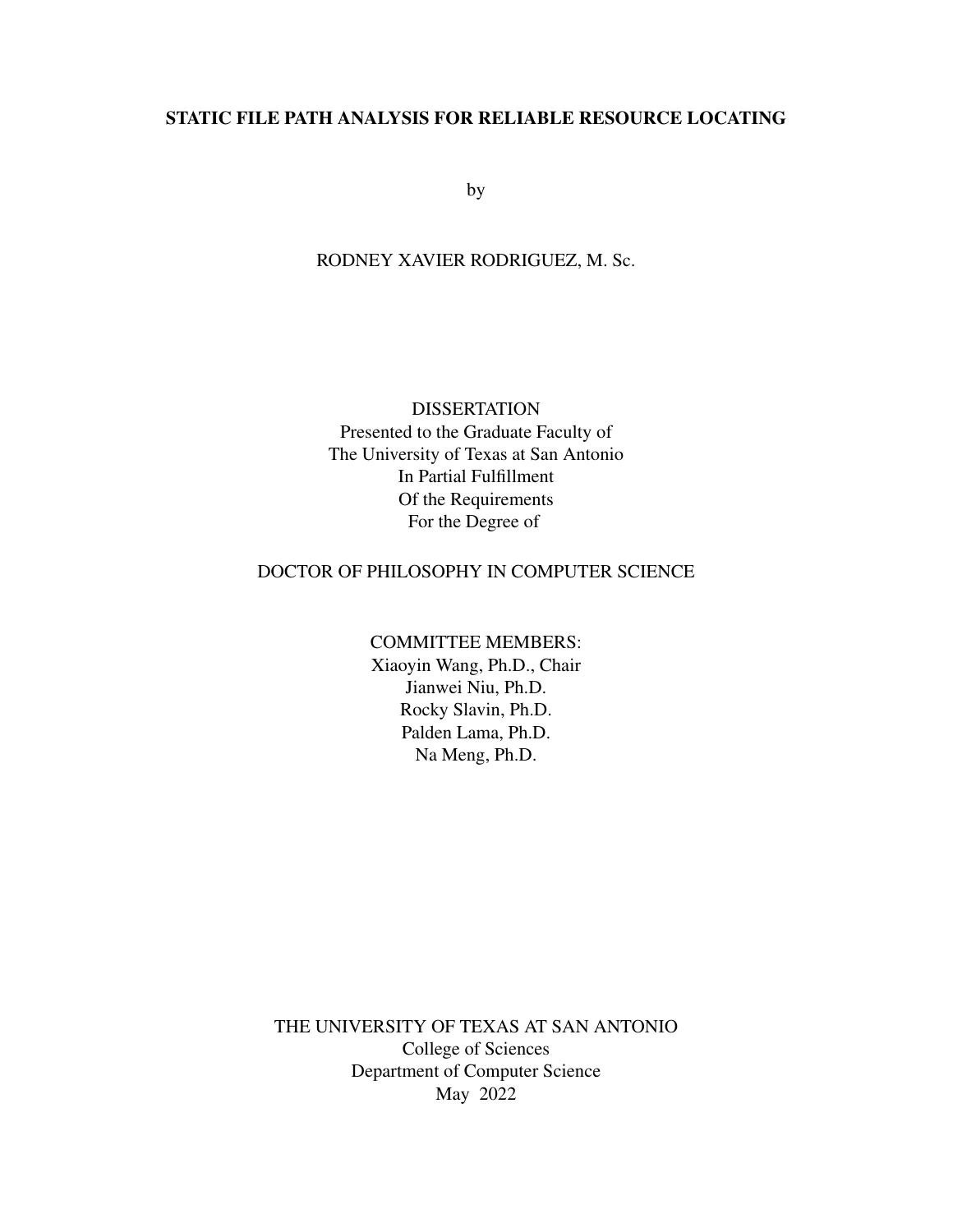# STATIC FILE PATH ANALYSIS FOR RELIABLE RESOURCE LOCATING

by

RODNEY XAVIER RODRIGUEZ, M. Sc.

DISSERTATION
Presented to the Graduate Faculty of
The University of Texas at San Antonio
In Partial Fulfillment
Of the Requirements
For the Degree of

DOCTOR OF PHILOSOPHY IN COMPUTER SCIENCE

COMMITTEE MEMBERS:
Xiaoyin Wang, Ph.D., Chair
Jianwei Niu, Ph.D.
Rocky Slavin, Ph.D.
Palden Lama, Ph.D.
Na Meng, Ph.D.

THE UNIVERSITY OF TEXAS AT SAN ANTONIO
College of Sciences
Department of Computer Science
May 2022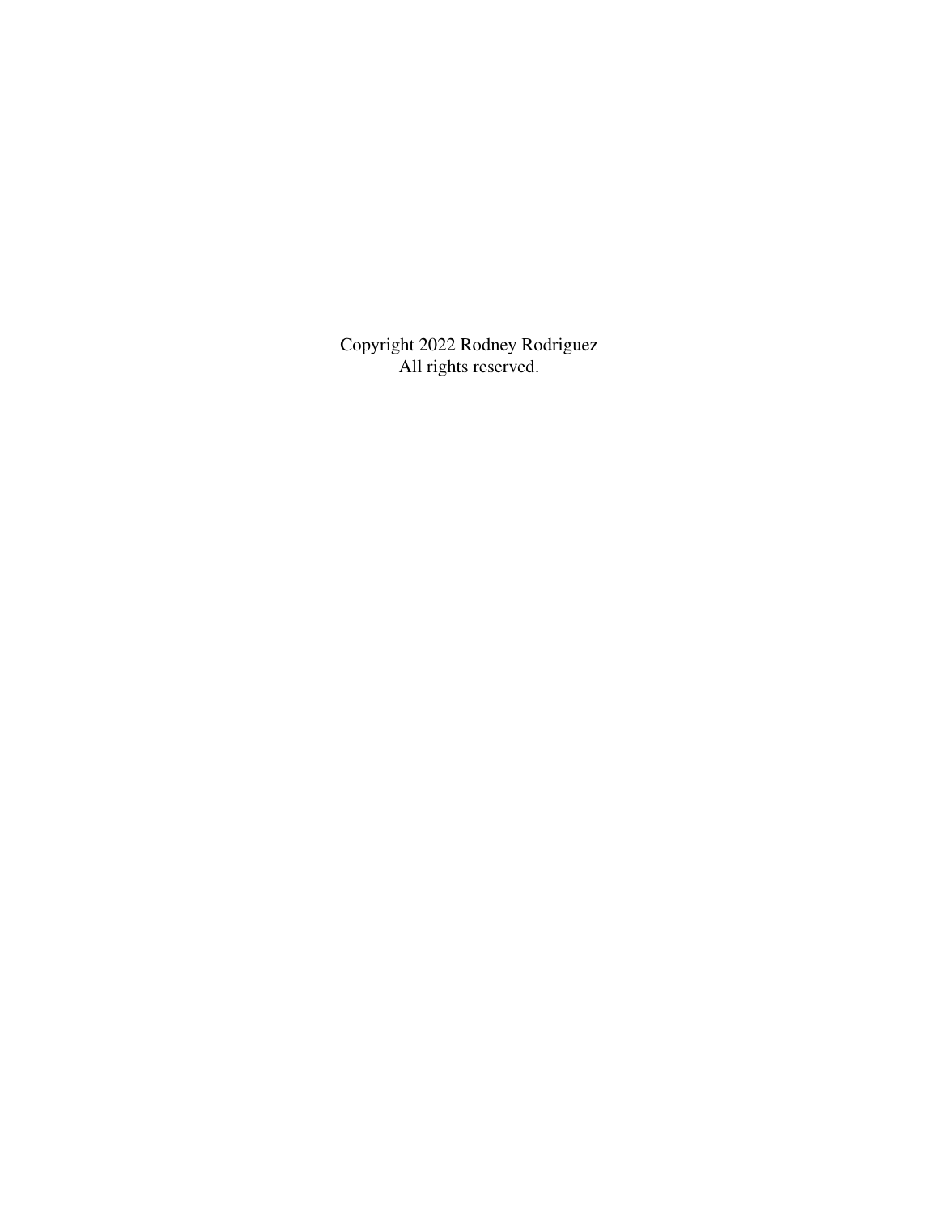Copyright 2022 Rodney Rodriguez
All rights reserved.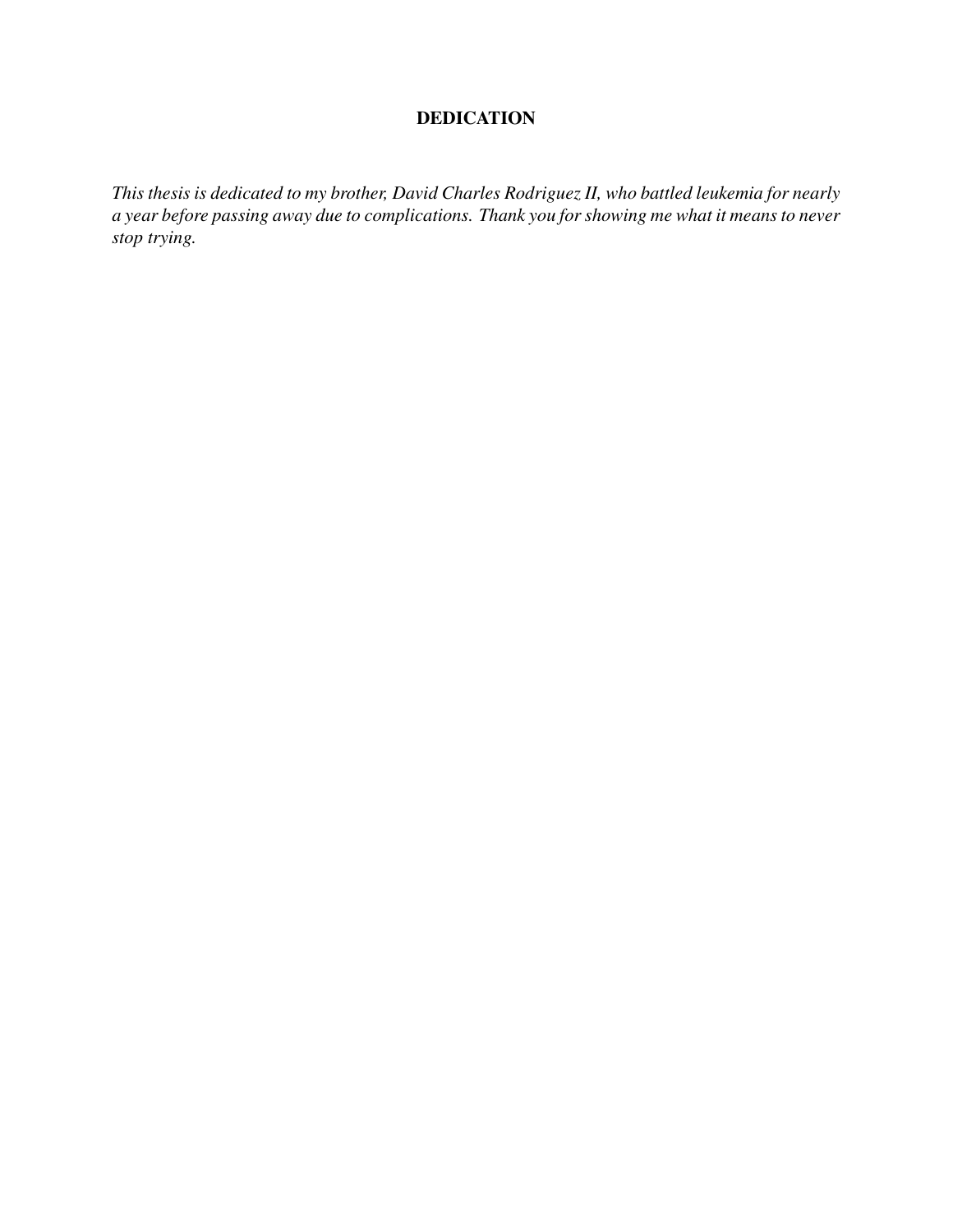## DEDICATION

*This thesis is dedicated to my brother, David Charles Rodriguez II, who battled leukemia for nearly a year before passing away due to complications. Thank you for showing me what it means to never stop trying.*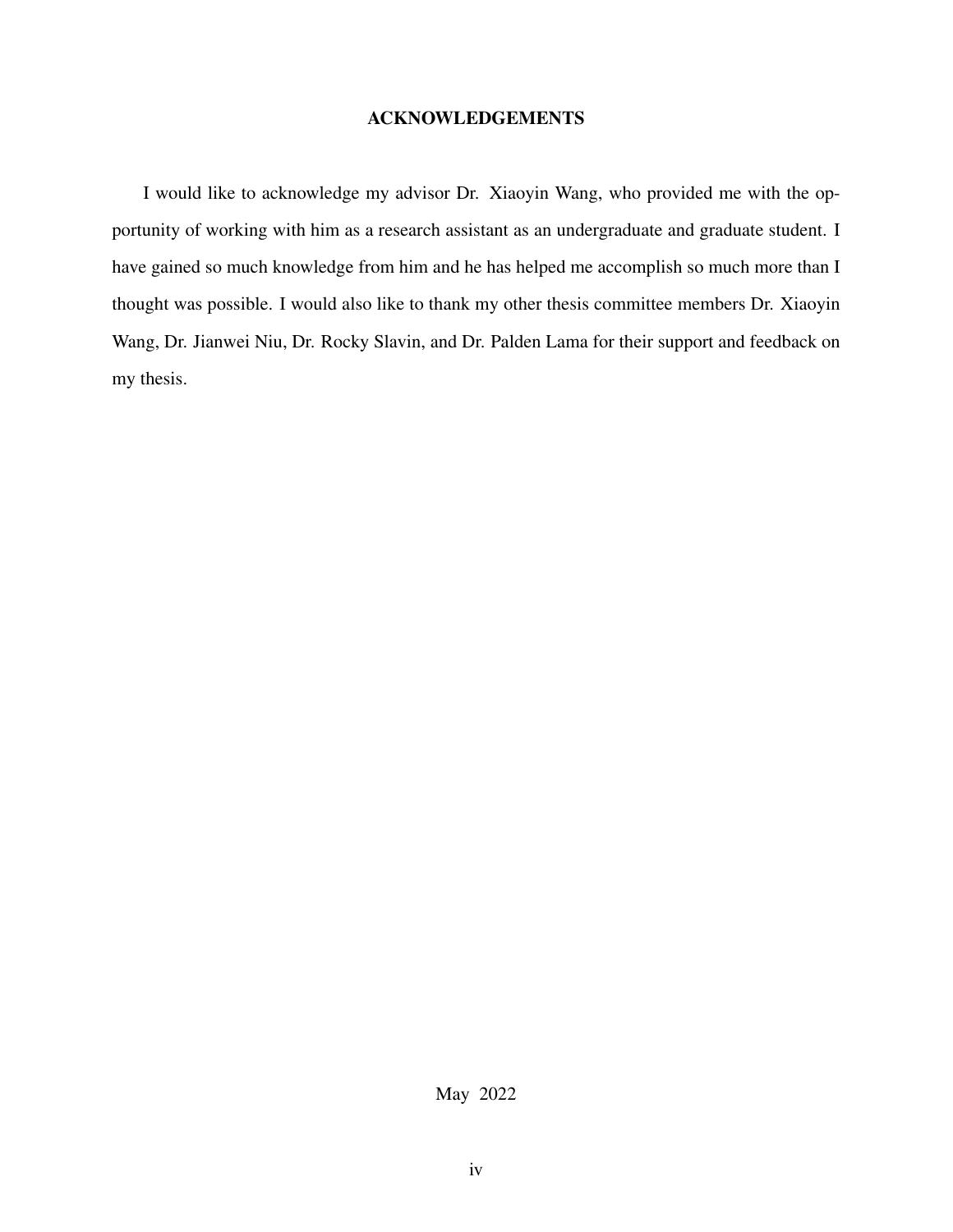## ACKNOWLEDGEMENTS

I would like to acknowledge my advisor Dr. Xiaoyin Wang, who provided me with the opportunity of working with him as a research assistant as an undergraduate and graduate student. I have gained so much knowledge from him and he has helped me accomplish so much more than I thought was possible. I would also like to thank my other thesis committee members Dr. Xiaoyin Wang, Dr. Jianwei Niu, Dr. Rocky Slavin, and Dr. Palden Lama for their support and feedback on my thesis.

May 2022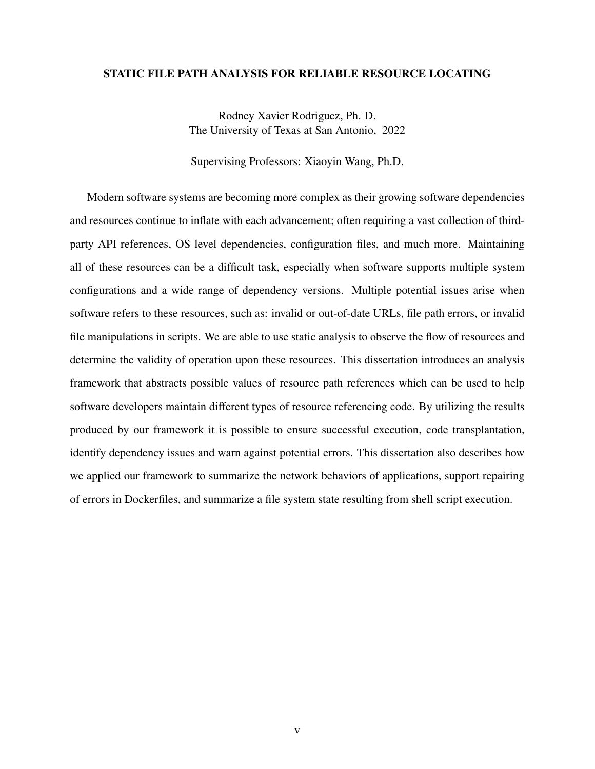**STATIC FILE PATH ANALYSIS FOR RELIABLE RESOURCE LOCATING**

Rodney Xavier Rodriguez, Ph. D.
The University of Texas at San Antonio, 2022

Supervising Professors: Xiaoyin Wang, Ph.D.

Modern software systems are becoming more complex as their growing software dependencies and resources continue to inflate with each advancement; often requiring a vast collection of third-party API references, OS level dependencies, configuration files, and much more. Maintaining all of these resources can be a difficult task, especially when software supports multiple system configurations and a wide range of dependency versions. Multiple potential issues arise when software refers to these resources, such as: invalid or out-of-date URLs, file path errors, or invalid file manipulations in scripts. We are able to use static analysis to observe the flow of resources and determine the validity of operation upon these resources. This dissertation introduces an analysis framework that abstracts possible values of resource path references which can be used to help software developers maintain different types of resource referencing code. By utilizing the results produced by our framework it is possible to ensure successful execution, code transplantation, identify dependency issues and warn against potential errors. This dissertation also describes how we applied our framework to summarize the network behaviors of applications, support repairing of errors in Dockerfiles, and summarize a file system state resulting from shell script execution.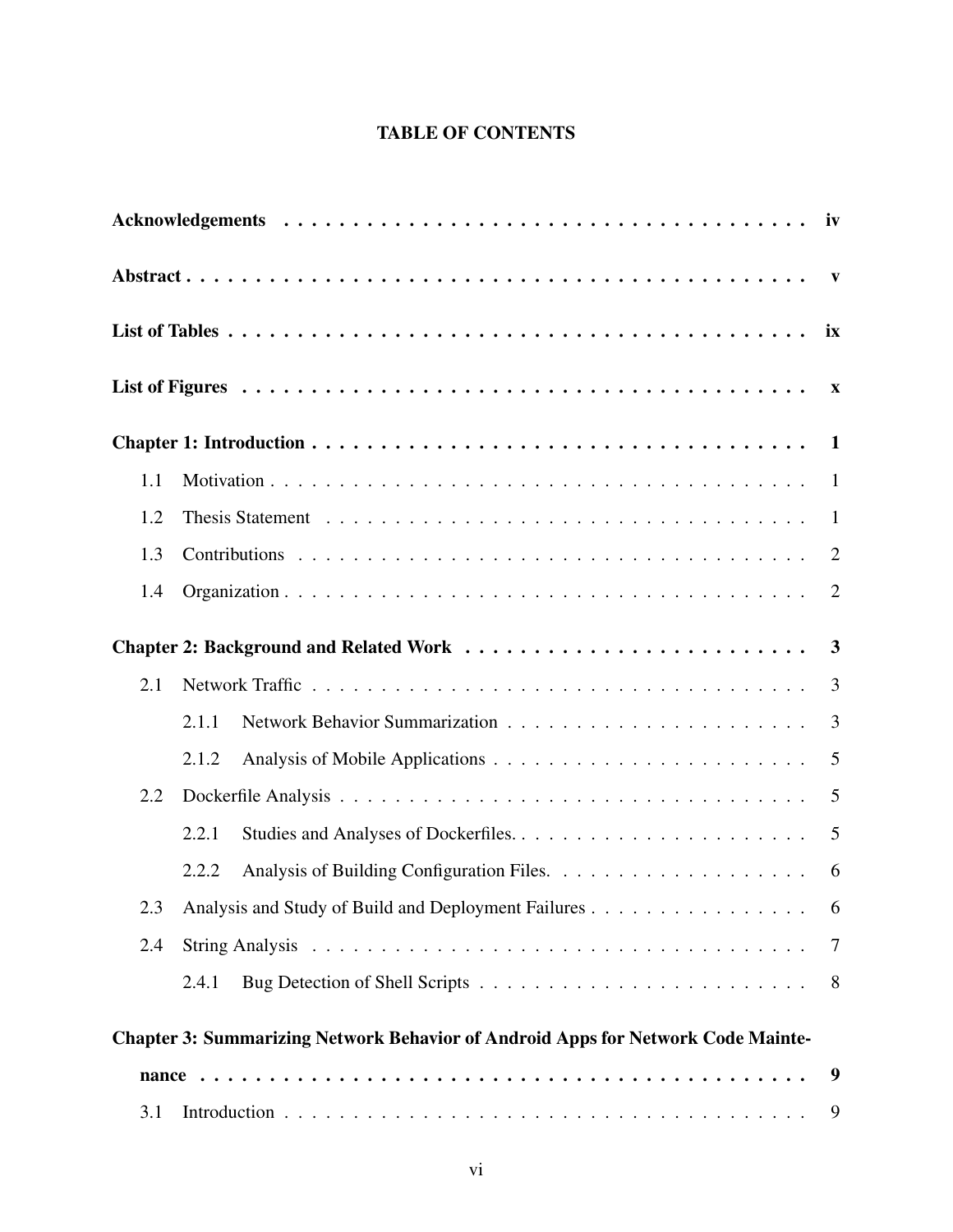# TABLE OF CONTENTS

**Acknowledgements** . . . . . . . . . . . . . . . . . . . . . . . . . . . . . . . . . . . . . . . . **iv**

**Abstract** . . . . . . . . . . . . . . . . . . . . . . . . . . . . . . . . . . . . . . . . . . . . . **v**

**List of Tables** . . . . . . . . . . . . . . . . . . . . . . . . . . . . . . . . . . . . . . . . . **ix**

**List of Figures** . . . . . . . . . . . . . . . . . . . . . . . . . . . . . . . . . . . . . . . . **x**

**Chapter 1: Introduction** . . . . . . . . . . . . . . . . . . . . . . . . . . . . . . . . . . . **1**

- 1.1 Motivation . . . . . . . . . . . . . . . . . . . . . . . . . . . . . . . . . . . . . . . 1
- 1.2 Thesis Statement . . . . . . . . . . . . . . . . . . . . . . . . . . . . . . . . . . . 1
- 1.3 Contributions . . . . . . . . . . . . . . . . . . . . . . . . . . . . . . . . . . . . . 2
- 1.4 Organization . . . . . . . . . . . . . . . . . . . . . . . . . . . . . . . . . . . . . 2

**Chapter 2: Background and Related Work** . . . . . . . . . . . . . . . . . . . . . . . . **3**

- 2.1 Network Traffic . . . . . . . . . . . . . . . . . . . . . . . . . . . . . . . . . . . . 3
  - 2.1.1 Network Behavior Summarization . . . . . . . . . . . . . . . . . . . . . . 3
  - 2.1.2 Analysis of Mobile Applications . . . . . . . . . . . . . . . . . . . . . . . 5
- 2.2 Dockerfile Analysis . . . . . . . . . . . . . . . . . . . . . . . . . . . . . . . . . . 5
  - 2.2.1 Studies and Analyses of Dockerfiles. . . . . . . . . . . . . . . . . . . . . . 5
  - 2.2.2 Analysis of Building Configuration Files. . . . . . . . . . . . . . . . . . . 6
- 2.3 Analysis and Study of Build and Deployment Failures . . . . . . . . . . . . . . . 6
- 2.4 String Analysis . . . . . . . . . . . . . . . . . . . . . . . . . . . . . . . . . . . . 7
  - 2.4.1 Bug Detection of Shell Scripts . . . . . . . . . . . . . . . . . . . . . . . . 8

**Chapter 3: Summarizing Network Behavior of Android Apps for Network Code Maintenance** . . . . . . . . . . . . . . . . . . . . . . . . . . . . . . . . . . . . . . . . . **9**

- 3.1 Introduction . . . . . . . . . . . . . . . . . . . . . . . . . . . . . . . . . . . . . . 9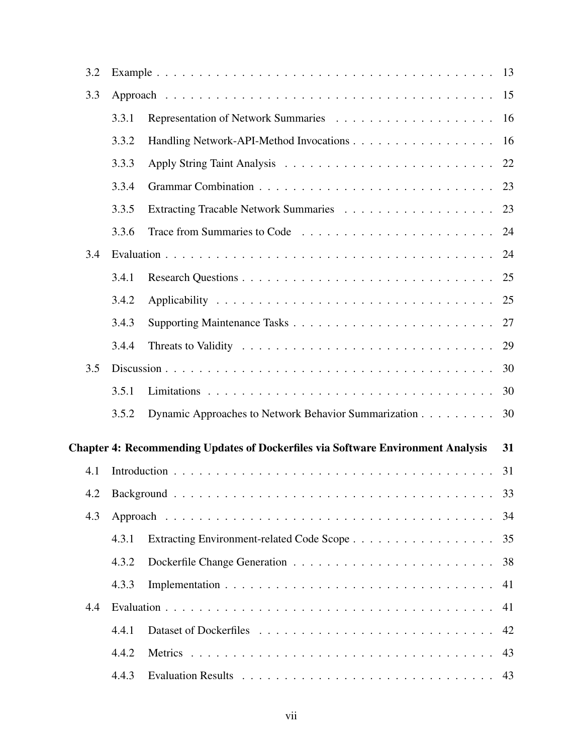3.2 Example . . . . . . . . . . . . . . . . . . . . . . . . . . . . . . . . . . . . . . 13

3.3 Approach . . . . . . . . . . . . . . . . . . . . . . . . . . . . . . . . . . . . . 15

- 3.3.1 Representation of Network Summaries . . . . . . . . . . . . . . . . . . . 16
- 3.3.2 Handling Network-API-Method Invocations . . . . . . . . . . . . . . . . . 16
- 3.3.3 Apply String Taint Analysis . . . . . . . . . . . . . . . . . . . . . . . . . 22
- 3.3.4 Grammar Combination . . . . . . . . . . . . . . . . . . . . . . . . . . . . 23
- 3.3.5 Extracting Tracable Network Summaries . . . . . . . . . . . . . . . . . . 23
- 3.3.6 Trace from Summaries to Code . . . . . . . . . . . . . . . . . . . . . . . 24

3.4 Evaluation . . . . . . . . . . . . . . . . . . . . . . . . . . . . . . . . . . . . . 24

- 3.4.1 Research Questions . . . . . . . . . . . . . . . . . . . . . . . . . . . . . 25
- 3.4.2 Applicability . . . . . . . . . . . . . . . . . . . . . . . . . . . . . . . . 25
- 3.4.3 Supporting Maintenance Tasks . . . . . . . . . . . . . . . . . . . . . . . 27
- 3.4.4 Threats to Validity . . . . . . . . . . . . . . . . . . . . . . . . . . . . . 29

3.5 Discussion . . . . . . . . . . . . . . . . . . . . . . . . . . . . . . . . . . . . . 30

- 3.5.1 Limitations . . . . . . . . . . . . . . . . . . . . . . . . . . . . . . . . . 30
- 3.5.2 Dynamic Approaches to Network Behavior Summarization . . . . . . . . . 30

**Chapter 4: Recommending Updates of Dockerfiles via Software Environment Analysis 31**

4.1 Introduction . . . . . . . . . . . . . . . . . . . . . . . . . . . . . . . . . . . . 31

4.2 Background . . . . . . . . . . . . . . . . . . . . . . . . . . . . . . . . . . . . 33

4.3 Approach . . . . . . . . . . . . . . . . . . . . . . . . . . . . . . . . . . . . . 34

- 4.3.1 Extracting Environment-related Code Scope . . . . . . . . . . . . . . . . . 35
- 4.3.2 Dockerfile Change Generation . . . . . . . . . . . . . . . . . . . . . . . . 38
- 4.3.3 Implementation . . . . . . . . . . . . . . . . . . . . . . . . . . . . . . . 41

4.4 Evaluation . . . . . . . . . . . . . . . . . . . . . . . . . . . . . . . . . . . . . 41

- 4.4.1 Dataset of Dockerfiles . . . . . . . . . . . . . . . . . . . . . . . . . . . . 42
- 4.4.2 Metrics . . . . . . . . . . . . . . . . . . . . . . . . . . . . . . . . . . . 43
- 4.4.3 Evaluation Results . . . . . . . . . . . . . . . . . . . . . . . . . . . . . . 43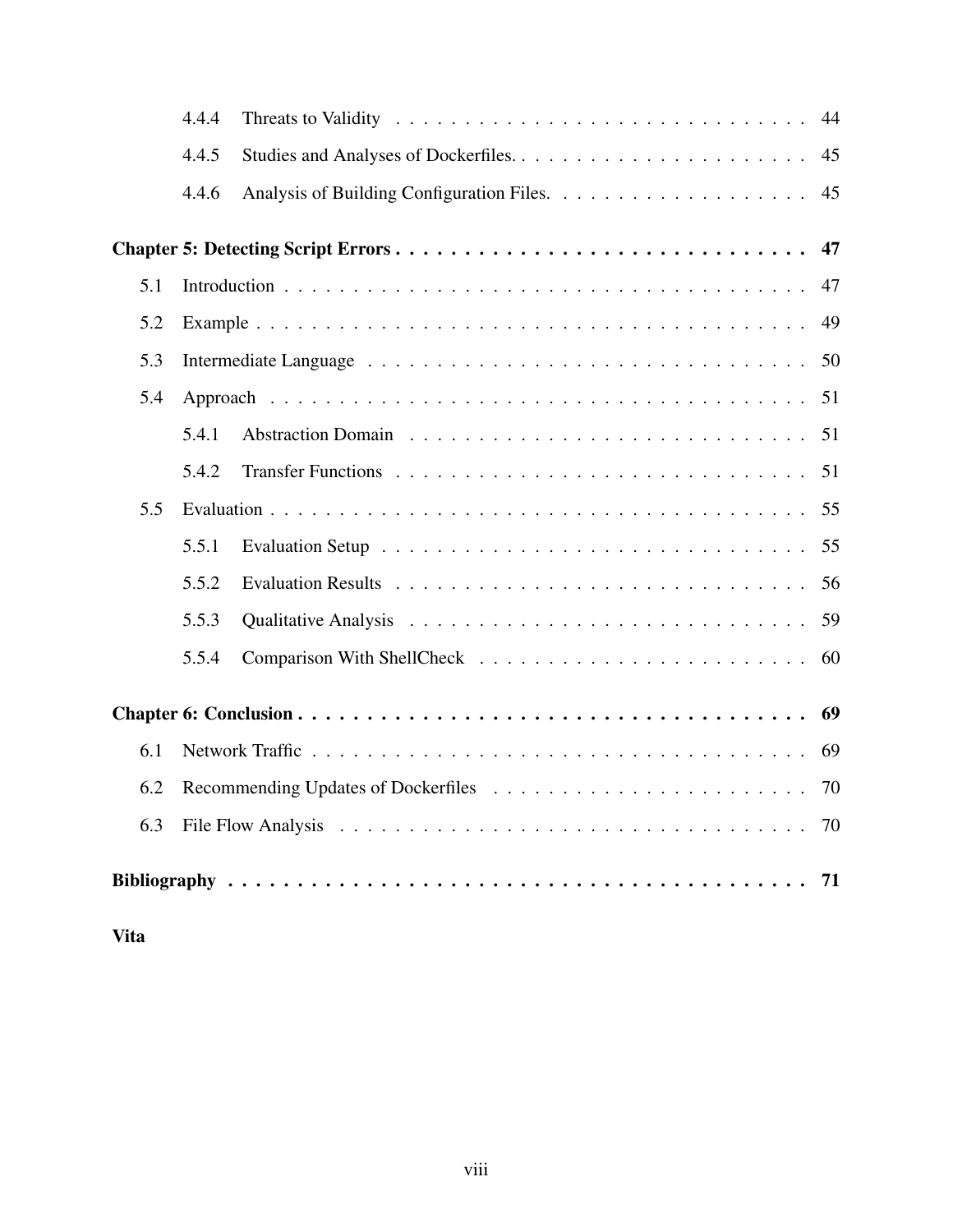4.4.4 Threats to Validity . . . . . . . . . . . . . . . . . . . . . . . . . . . . . . 44

4.4.5 Studies and Analyses of Dockerfiles. . . . . . . . . . . . . . . . . . . . . . . 45

4.4.6 Analysis of Building Configuration Files. . . . . . . . . . . . . . . . . . . 45

**Chapter 5: Detecting Script Errors . . . . . . . . . . . . . . . . . . . . . . . . . . . . . . 47**

5.1 Introduction . . . . . . . . . . . . . . . . . . . . . . . . . . . . . . . . . . . . . . . 47

5.2 Example . . . . . . . . . . . . . . . . . . . . . . . . . . . . . . . . . . . . . . . . . 49

5.3 Intermediate Language . . . . . . . . . . . . . . . . . . . . . . . . . . . . . . . . . 50

5.4 Approach . . . . . . . . . . . . . . . . . . . . . . . . . . . . . . . . . . . . . . . . 51

5.4.1 Abstraction Domain . . . . . . . . . . . . . . . . . . . . . . . . . . . . . . 51

5.4.2 Transfer Functions . . . . . . . . . . . . . . . . . . . . . . . . . . . . . . . 51

5.5 Evaluation . . . . . . . . . . . . . . . . . . . . . . . . . . . . . . . . . . . . . . . . 55

5.5.1 Evaluation Setup . . . . . . . . . . . . . . . . . . . . . . . . . . . . . . . . 55

5.5.2 Evaluation Results . . . . . . . . . . . . . . . . . . . . . . . . . . . . . . . 56

5.5.3 Qualitative Analysis . . . . . . . . . . . . . . . . . . . . . . . . . . . . . . 59

5.5.4 Comparison With ShellCheck . . . . . . . . . . . . . . . . . . . . . . . . . 60

**Chapter 6: Conclusion . . . . . . . . . . . . . . . . . . . . . . . . . . . . . . . . . . . . 69**

6.1 Network Traffic . . . . . . . . . . . . . . . . . . . . . . . . . . . . . . . . . . . . . 69

6.2 Recommending Updates of Dockerfiles . . . . . . . . . . . . . . . . . . . . . . . . 70

6.3 File Flow Analysis . . . . . . . . . . . . . . . . . . . . . . . . . . . . . . . . . . . 70

**Bibliography . . . . . . . . . . . . . . . . . . . . . . . . . . . . . . . . . . . . . . . . . . 71**

**Vita**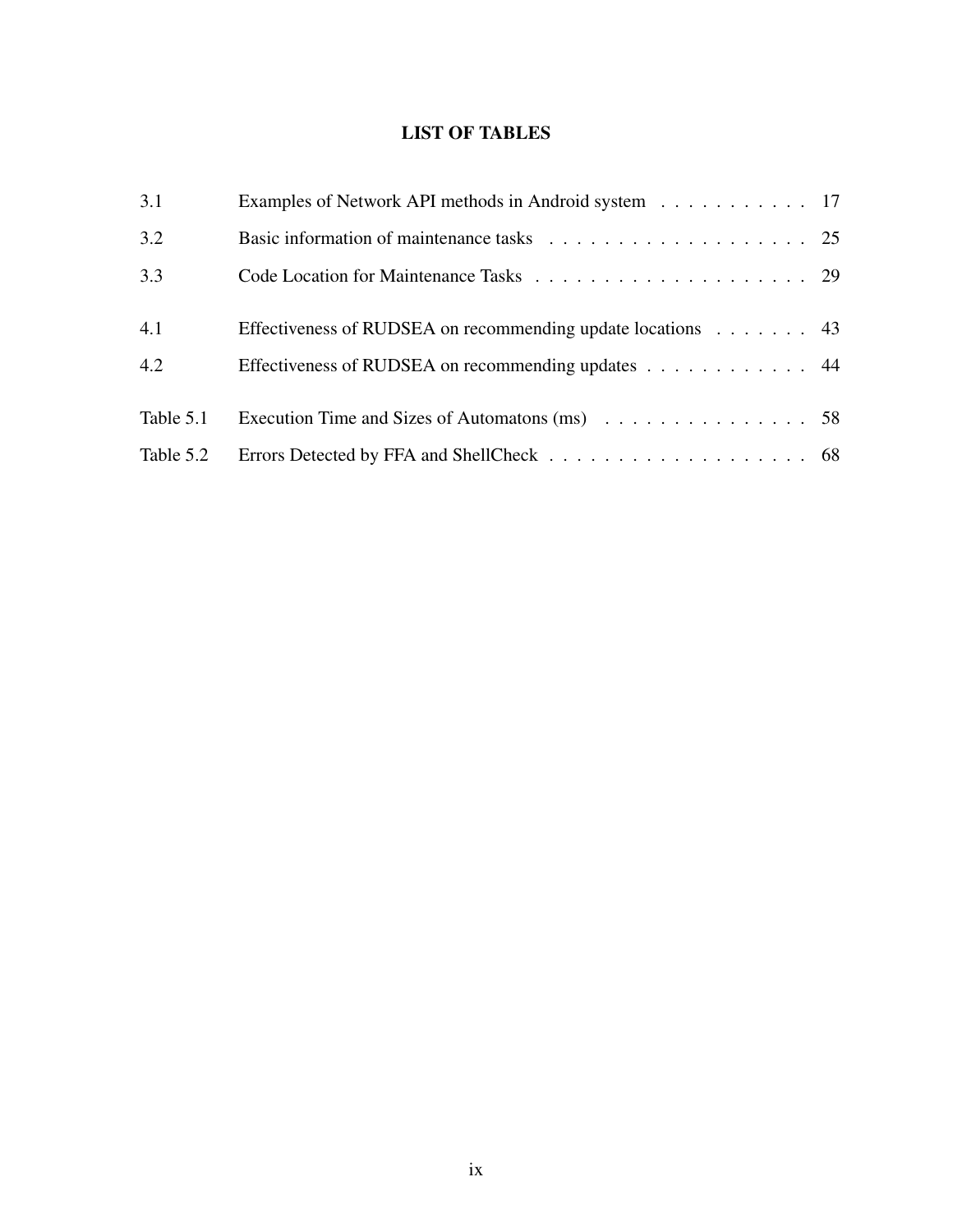# LIST OF TABLES

| | | |
|---|---|---|
| 3.1 | Examples of Network API methods in Android system | 17 |
| 3.2 | Basic information of maintenance tasks | 25 |
| 3.3 | Code Location for Maintenance Tasks | 29 |
| 4.1 | Effectiveness of RUDSEA on recommending update locations | 43 |
| 4.2 | Effectiveness of RUDSEA on recommending updates | 44 |
| Table 5.1 | Execution Time and Sizes of Automatons (ms) | 58 |
| Table 5.2 | Errors Detected by FFA and ShellCheck | 68 |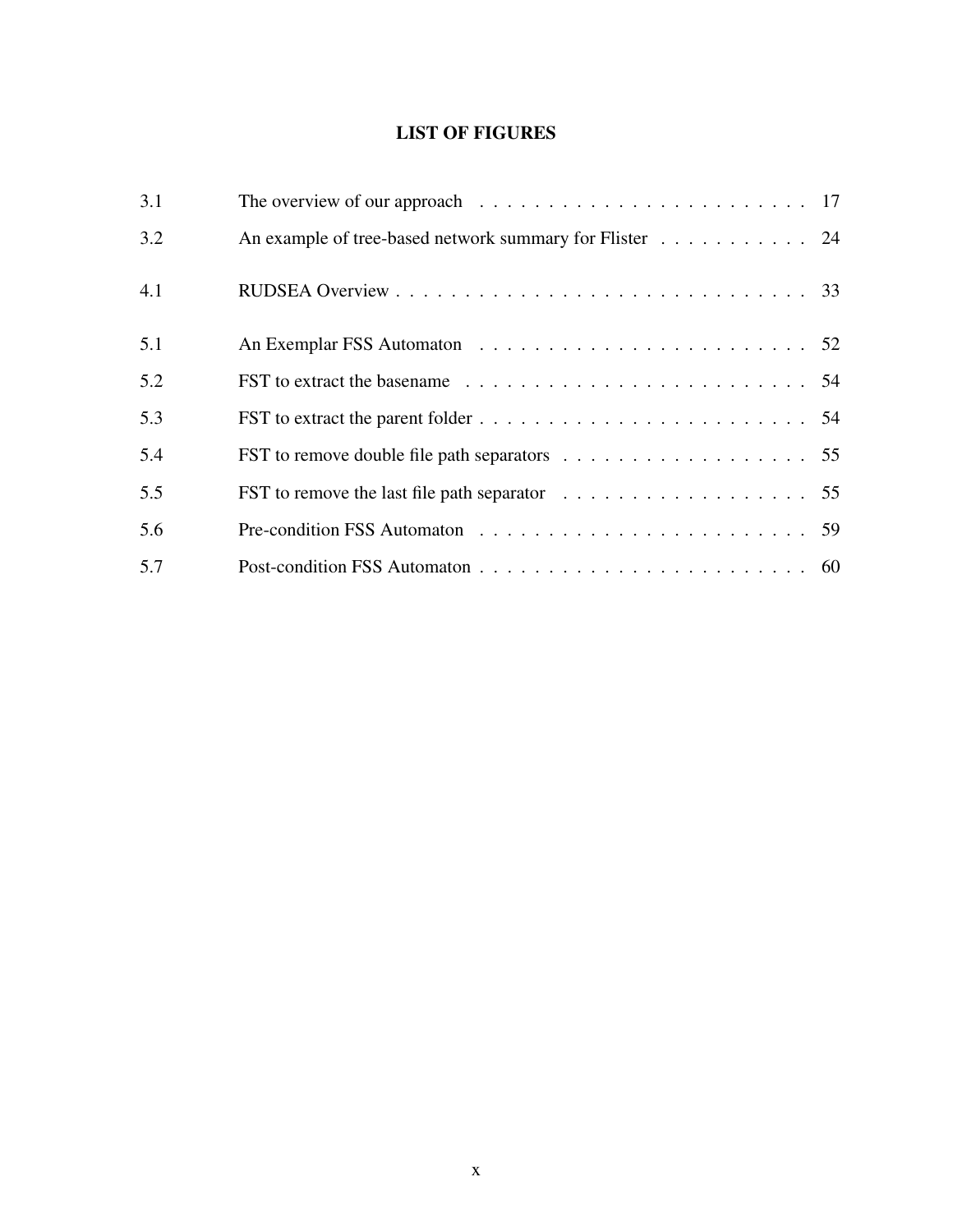# LIST OF FIGURES

| | | |
|---|---|---|
| 3.1 | The overview of our approach | 17 |
| 3.2 | An example of tree-based network summary for Flister | 24 |
| 4.1 | RUDSEA Overview | 33 |
| 5.1 | An Exemplar FSS Automaton | 52 |
| 5.2 | FST to extract the basename | 54 |
| 5.3 | FST to extract the parent folder | 54 |
| 5.4 | FST to remove double file path separators | 55 |
| 5.5 | FST to remove the last file path separator | 55 |
| 5.6 | Pre-condition FSS Automaton | 59 |
| 5.7 | Post-condition FSS Automaton | 60 |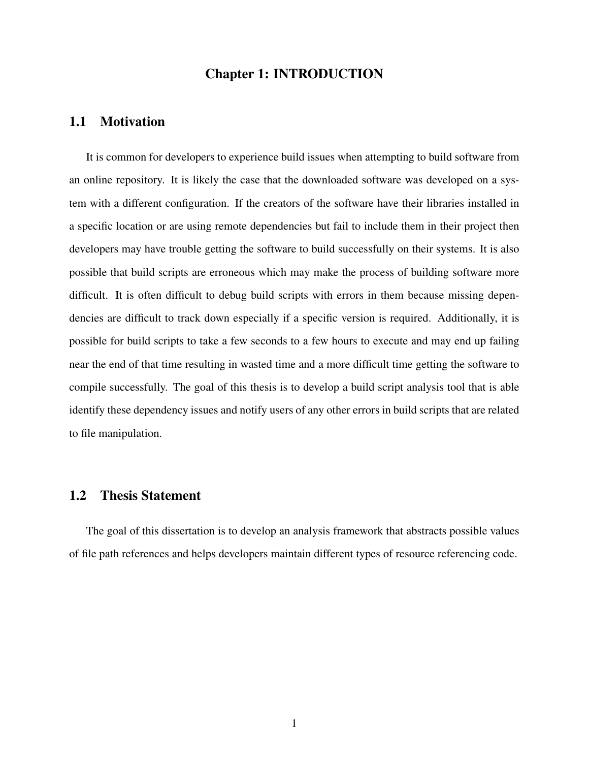# Chapter 1: INTRODUCTION

## 1.1 Motivation

It is common for developers to experience build issues when attempting to build software from an online repository. It is likely the case that the downloaded software was developed on a system with a different configuration. If the creators of the software have their libraries installed in a specific location or are using remote dependencies but fail to include them in their project then developers may have trouble getting the software to build successfully on their systems. It is also possible that build scripts are erroneous which may make the process of building software more difficult. It is often difficult to debug build scripts with errors in them because missing dependencies are difficult to track down especially if a specific version is required. Additionally, it is possible for build scripts to take a few seconds to a few hours to execute and may end up failing near the end of that time resulting in wasted time and a more difficult time getting the software to compile successfully. The goal of this thesis is to develop a build script analysis tool that is able identify these dependency issues and notify users of any other errors in build scripts that are related to file manipulation.

## 1.2 Thesis Statement

The goal of this dissertation is to develop an analysis framework that abstracts possible values of file path references and helps developers maintain different types of resource referencing code.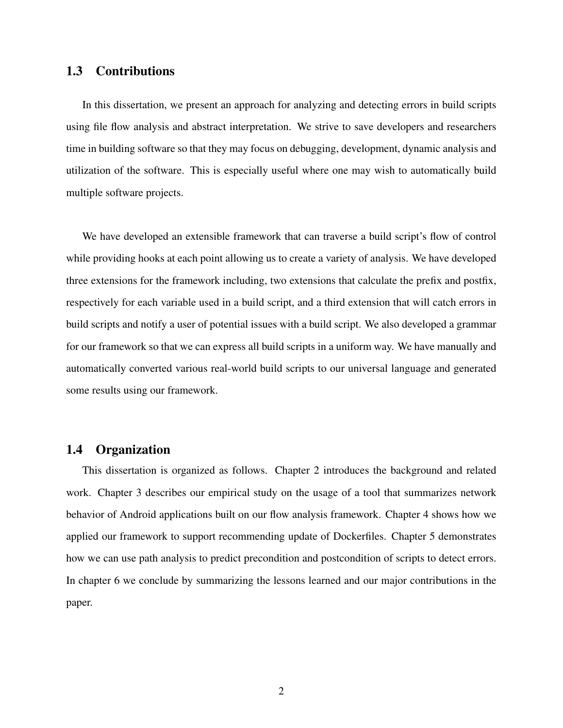## 1.3 Contributions

In this dissertation, we present an approach for analyzing and detecting errors in build scripts using file flow analysis and abstract interpretation. We strive to save developers and researchers time in building software so that they may focus on debugging, development, dynamic analysis and utilization of the software. This is especially useful where one may wish to automatically build multiple software projects.

We have developed an extensible framework that can traverse a build script's flow of control while providing hooks at each point allowing us to create a variety of analysis. We have developed three extensions for the framework including, two extensions that calculate the prefix and postfix, respectively for each variable used in a build script, and a third extension that will catch errors in build scripts and notify a user of potential issues with a build script. We also developed a grammar for our framework so that we can express all build scripts in a uniform way. We have manually and automatically converted various real-world build scripts to our universal language and generated some results using our framework.

## 1.4 Organization

This dissertation is organized as follows. Chapter 2 introduces the background and related work. Chapter 3 describes our empirical study on the usage of a tool that summarizes network behavior of Android applications built on our flow analysis framework. Chapter 4 shows how we applied our framework to support recommending update of Dockerfiles. Chapter 5 demonstrates how we can use path analysis to predict precondition and postcondition of scripts to detect errors. In chapter 6 we conclude by summarizing the lessons learned and our major contributions in the paper.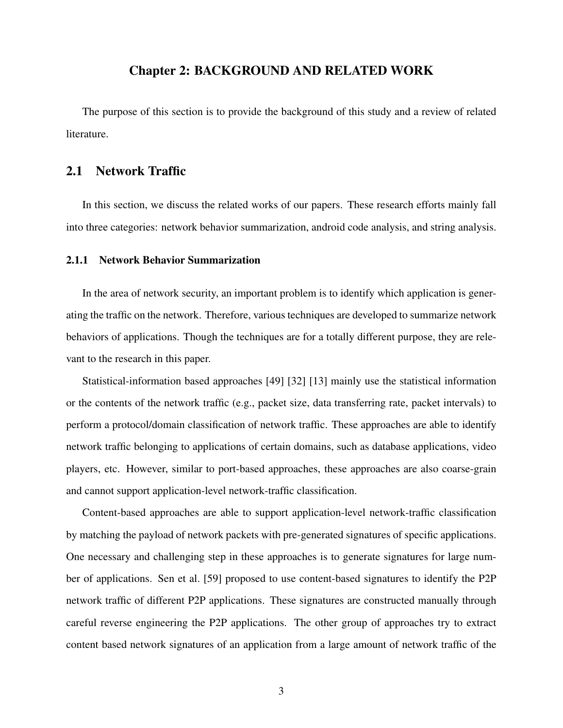# Chapter 2: BACKGROUND AND RELATED WORK

The purpose of this section is to provide the background of this study and a review of related literature.

## 2.1 Network Traffic

In this section, we discuss the related works of our papers. These research efforts mainly fall into three categories: network behavior summarization, android code analysis, and string analysis.

### 2.1.1 Network Behavior Summarization

In the area of network security, an important problem is to identify which application is generating the traffic on the network. Therefore, various techniques are developed to summarize network behaviors of applications. Though the techniques are for a totally different purpose, they are relevant to the research in this paper.

Statistical-information based approaches [49] [32] [13] mainly use the statistical information or the contents of the network traffic (e.g., packet size, data transferring rate, packet intervals) to perform a protocol/domain classification of network traffic. These approaches are able to identify network traffic belonging to applications of certain domains, such as database applications, video players, etc. However, similar to port-based approaches, these approaches are also coarse-grain and cannot support application-level network-traffic classification.

Content-based approaches are able to support application-level network-traffic classification by matching the payload of network packets with pre-generated signatures of specific applications. One necessary and challenging step in these approaches is to generate signatures for large number of applications. Sen et al. [59] proposed to use content-based signatures to identify the P2P network traffic of different P2P applications. These signatures are constructed manually through careful reverse engineering the P2P applications. The other group of approaches try to extract content based network signatures of an application from a large amount of network traffic of the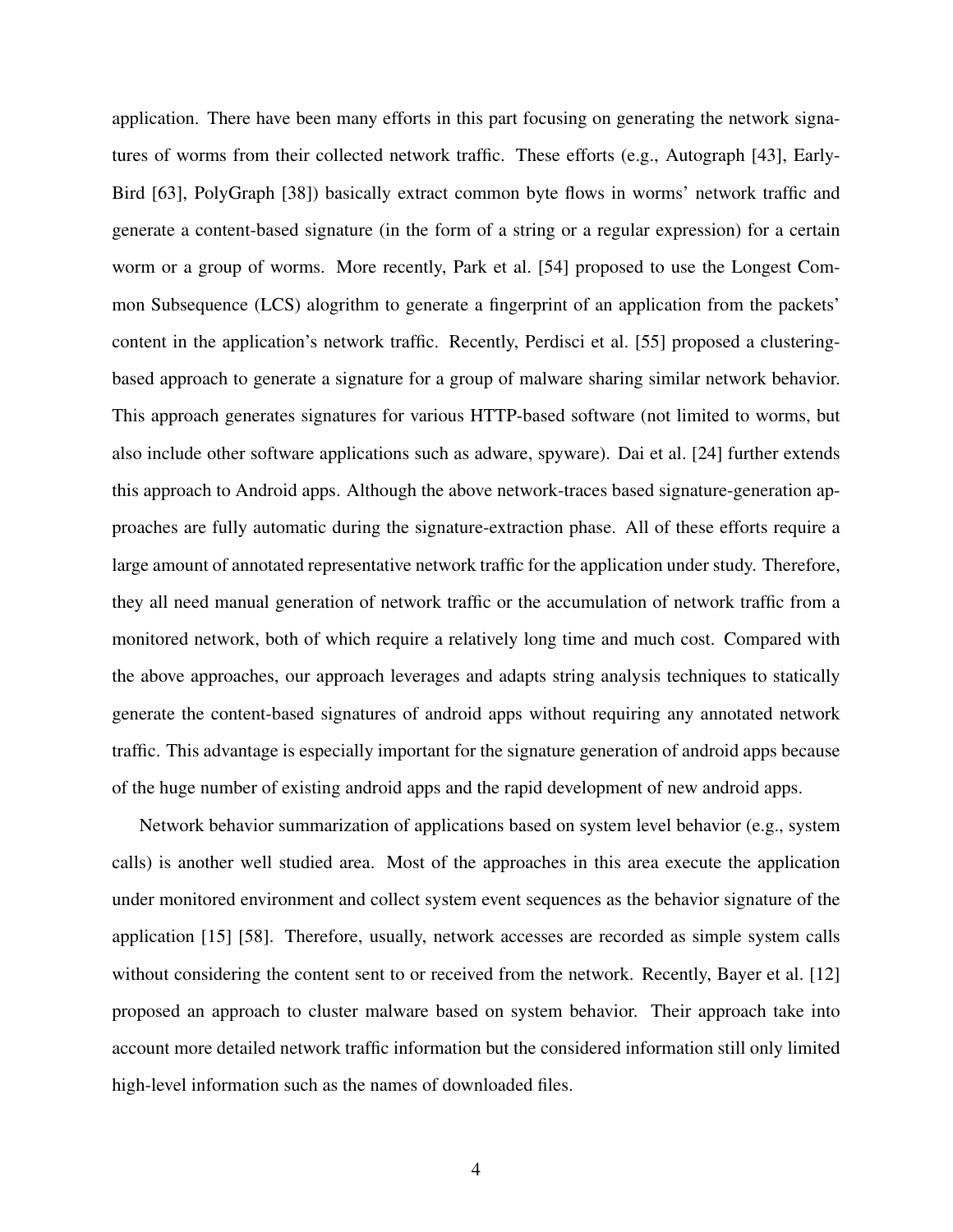application. There have been many efforts in this part focusing on generating the network signatures of worms from their collected network traffic. These efforts (e.g., Autograph [43], EarlyBird [63], PolyGraph [38]) basically extract common byte flows in worms' network traffic and generate a content-based signature (in the form of a string or a regular expression) for a certain worm or a group of worms. More recently, Park et al. [54] proposed to use the Longest Common Subsequence (LCS) alogrithm to generate a fingerprint of an application from the packets' content in the application's network traffic. Recently, Perdisci et al. [55] proposed a clustering-based approach to generate a signature for a group of malware sharing similar network behavior. This approach generates signatures for various HTTP-based software (not limited to worms, but also include other software applications such as adware, spyware). Dai et al. [24] further extends this approach to Android apps. Although the above network-traces based signature-generation approaches are fully automatic during the signature-extraction phase. All of these efforts require a large amount of annotated representative network traffic for the application under study. Therefore, they all need manual generation of network traffic or the accumulation of network traffic from a monitored network, both of which require a relatively long time and much cost. Compared with the above approaches, our approach leverages and adapts string analysis techniques to statically generate the content-based signatures of android apps without requiring any annotated network traffic. This advantage is especially important for the signature generation of android apps because of the huge number of existing android apps and the rapid development of new android apps.

Network behavior summarization of applications based on system level behavior (e.g., system calls) is another well studied area. Most of the approaches in this area execute the application under monitored environment and collect system event sequences as the behavior signature of the application [15] [58]. Therefore, usually, network accesses are recorded as simple system calls without considering the content sent to or received from the network. Recently, Bayer et al. [12] proposed an approach to cluster malware based on system behavior. Their approach take into account more detailed network traffic information but the considered information still only limited high-level information such as the names of downloaded files.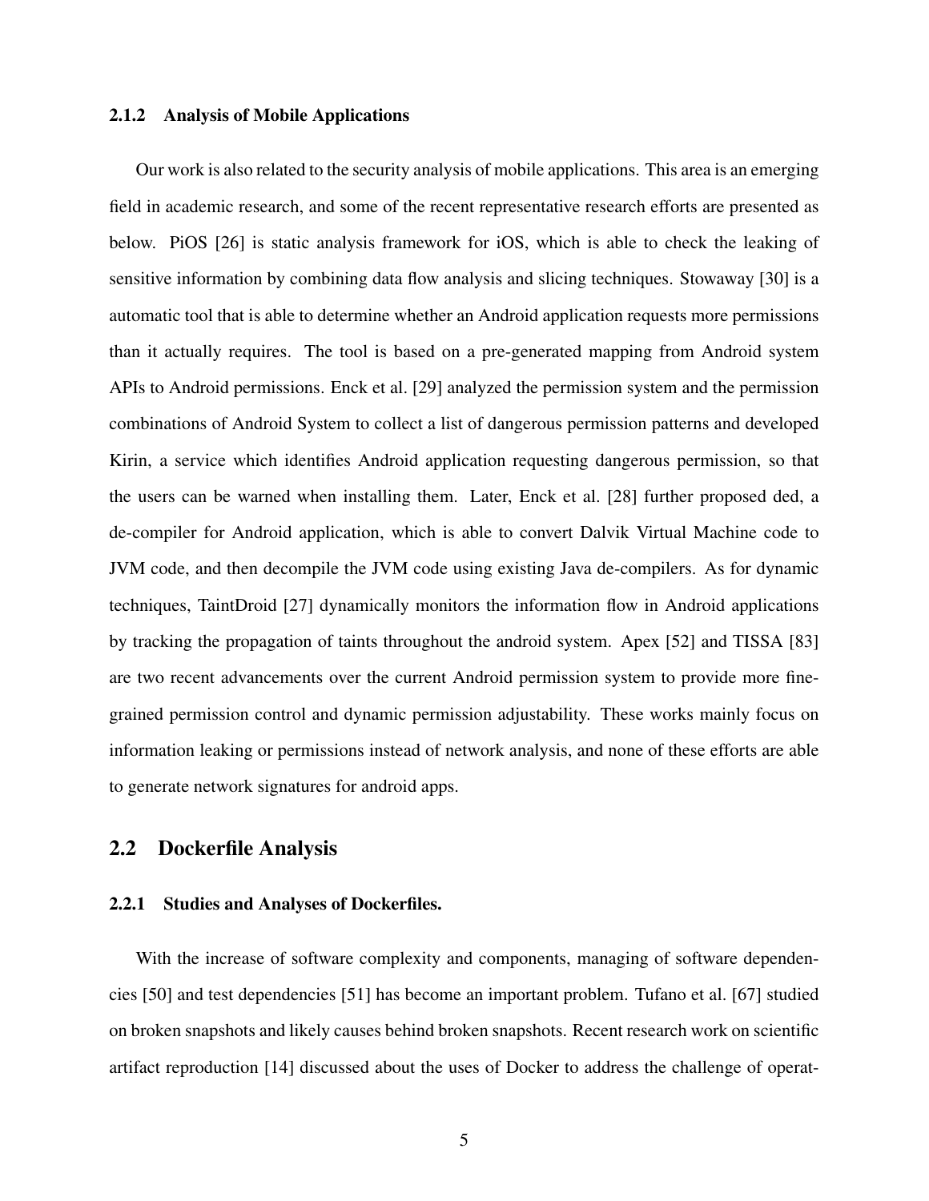### 2.1.2 Analysis of Mobile Applications

Our work is also related to the security analysis of mobile applications. This area is an emerging field in academic research, and some of the recent representative research efforts are presented as below. PiOS [26] is static analysis framework for iOS, which is able to check the leaking of sensitive information by combining data flow analysis and slicing techniques. Stowaway [30] is a automatic tool that is able to determine whether an Android application requests more permissions than it actually requires. The tool is based on a pre-generated mapping from Android system APIs to Android permissions. Enck et al. [29] analyzed the permission system and the permission combinations of Android System to collect a list of dangerous permission patterns and developed Kirin, a service which identifies Android application requesting dangerous permission, so that the users can be warned when installing them. Later, Enck et al. [28] further proposed ded, a de-compiler for Android application, which is able to convert Dalvik Virtual Machine code to JVM code, and then decompile the JVM code using existing Java de-compilers. As for dynamic techniques, TaintDroid [27] dynamically monitors the information flow in Android applications by tracking the propagation of taints throughout the android system. Apex [52] and TISSA [83] are two recent advancements over the current Android permission system to provide more fine-grained permission control and dynamic permission adjustability. These works mainly focus on information leaking or permissions instead of network analysis, and none of these efforts are able to generate network signatures for android apps.

## 2.2 Dockerfile Analysis

### 2.2.1 Studies and Analyses of Dockerfiles.

With the increase of software complexity and components, managing of software dependencies [50] and test dependencies [51] has become an important problem. Tufano et al. [67] studied on broken snapshots and likely causes behind broken snapshots. Recent research work on scientific artifact reproduction [14] discussed about the uses of Docker to address the challenge of operat-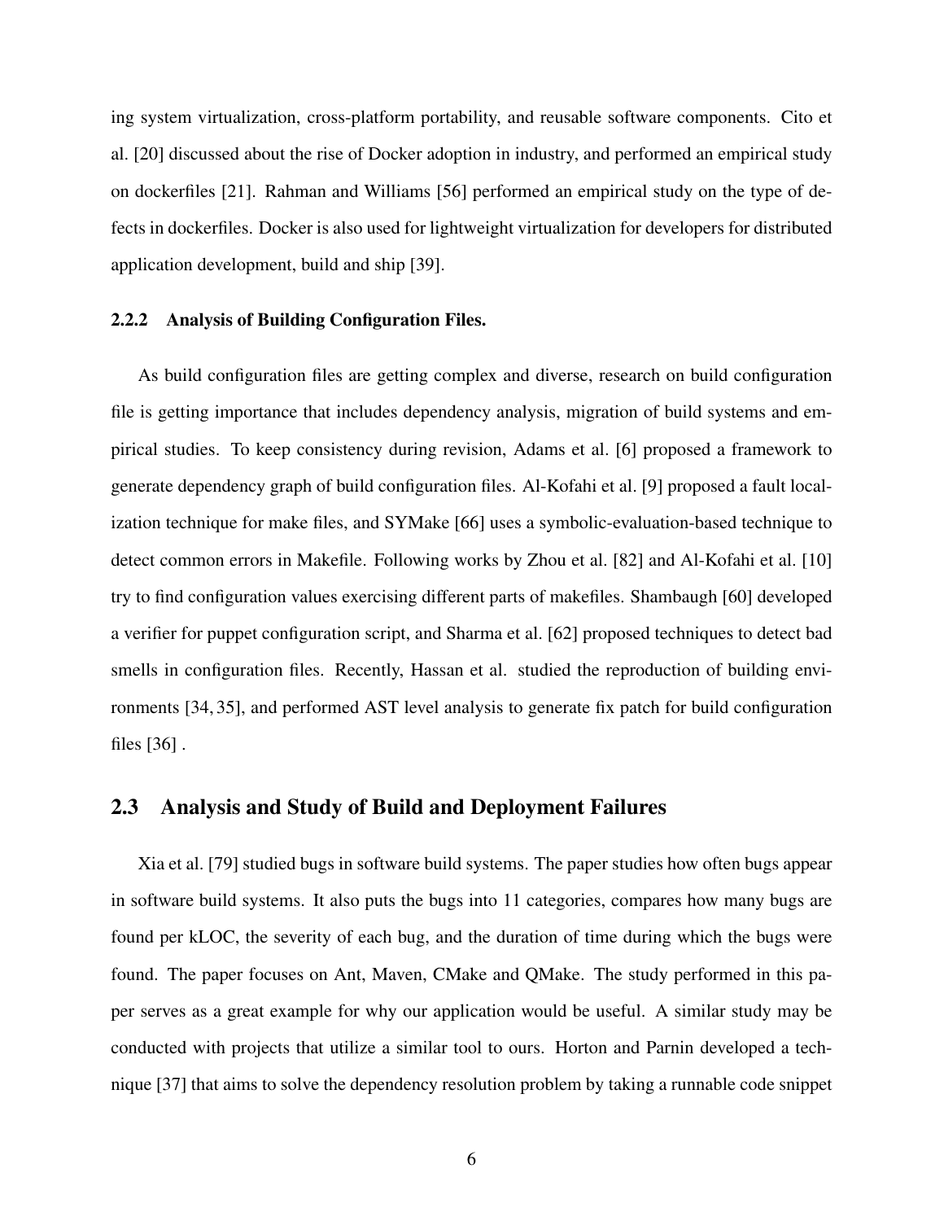ing system virtualization, cross-platform portability, and reusable software components. Cito et al. [20] discussed about the rise of Docker adoption in industry, and performed an empirical study on dockerfiles [21]. Rahman and Williams [56] performed an empirical study on the type of defects in dockerfiles. Docker is also used for lightweight virtualization for developers for distributed application development, build and ship [39].

### 2.2.2 Analysis of Building Configuration Files.

As build configuration files are getting complex and diverse, research on build configuration file is getting importance that includes dependency analysis, migration of build systems and empirical studies. To keep consistency during revision, Adams et al. [6] proposed a framework to generate dependency graph of build configuration files. Al-Kofahi et al. [9] proposed a fault localization technique for make files, and SYMake [66] uses a symbolic-evaluation-based technique to detect common errors in Makefile. Following works by Zhou et al. [82] and Al-Kofahi et al. [10] try to find configuration values exercising different parts of makefiles. Shambaugh [60] developed a verifier for puppet configuration script, and Sharma et al. [62] proposed techniques to detect bad smells in configuration files. Recently, Hassan et al. studied the reproduction of building environments [34, 35], and performed AST level analysis to generate fix patch for build configuration files [36] .

## 2.3 Analysis and Study of Build and Deployment Failures

Xia et al. [79] studied bugs in software build systems. The paper studies how often bugs appear in software build systems. It also puts the bugs into 11 categories, compares how many bugs are found per kLOC, the severity of each bug, and the duration of time during which the bugs were found. The paper focuses on Ant, Maven, CMake and QMake. The study performed in this paper serves as a great example for why our application would be useful. A similar study may be conducted with projects that utilize a similar tool to ours. Horton and Parnin developed a technique [37] that aims to solve the dependency resolution problem by taking a runnable code snippet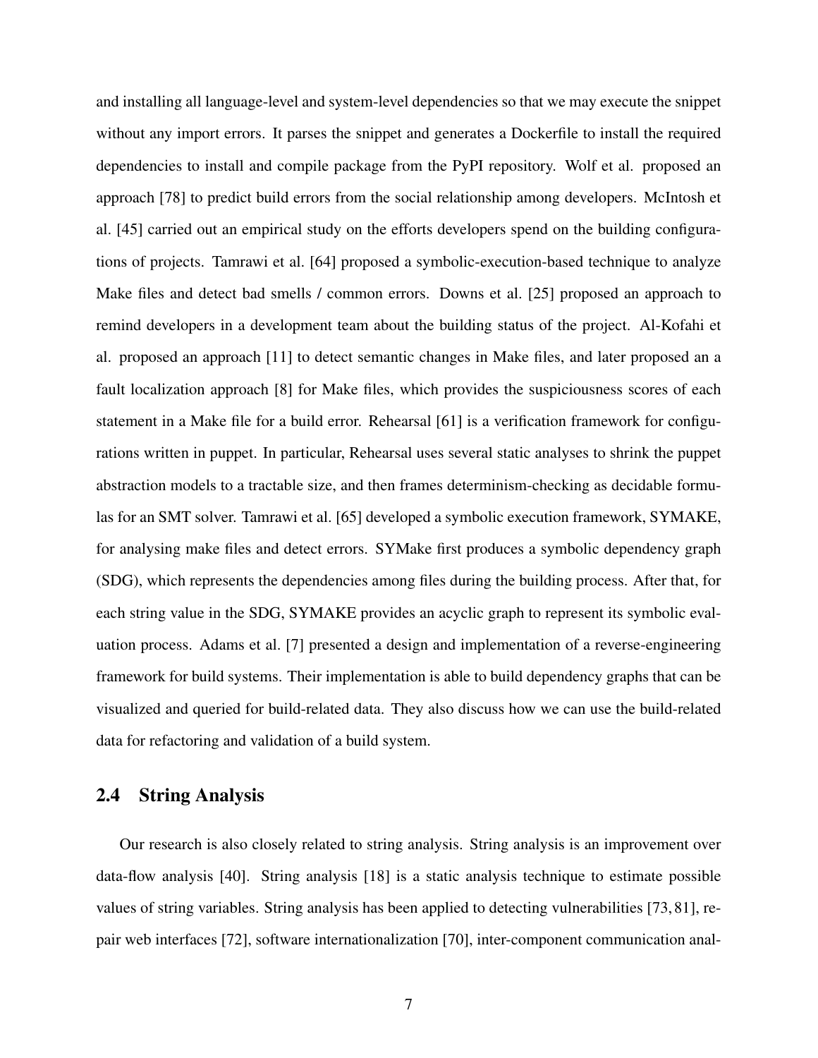and installing all language-level and system-level dependencies so that we may execute the snippet without any import errors. It parses the snippet and generates a Dockerfile to install the required dependencies to install and compile package from the PyPI repository. Wolf et al. proposed an approach [78] to predict build errors from the social relationship among developers. McIntosh et al. [45] carried out an empirical study on the efforts developers spend on the building configurations of projects. Tamrawi et al. [64] proposed a symbolic-execution-based technique to analyze Make files and detect bad smells / common errors. Downs et al. [25] proposed an approach to remind developers in a development team about the building status of the project. Al-Kofahi et al. proposed an approach [11] to detect semantic changes in Make files, and later proposed an a fault localization approach [8] for Make files, which provides the suspiciousness scores of each statement in a Make file for a build error. Rehearsal [61] is a verification framework for configurations written in puppet. In particular, Rehearsal uses several static analyses to shrink the puppet abstraction models to a tractable size, and then frames determinism-checking as decidable formulas for an SMT solver. Tamrawi et al. [65] developed a symbolic execution framework, SYMAKE, for analysing make files and detect errors. SYMake first produces a symbolic dependency graph (SDG), which represents the dependencies among files during the building process. After that, for each string value in the SDG, SYMAKE provides an acyclic graph to represent its symbolic evaluation process. Adams et al. [7] presented a design and implementation of a reverse-engineering framework for build systems. Their implementation is able to build dependency graphs that can be visualized and queried for build-related data. They also discuss how we can use the build-related data for refactoring and validation of a build system.

## 2.4 String Analysis

Our research is also closely related to string analysis. String analysis is an improvement over data-flow analysis [40]. String analysis [18] is a static analysis technique to estimate possible values of string variables. String analysis has been applied to detecting vulnerabilities [73, 81], repair web interfaces [72], software internationalization [70], inter-component communication anal-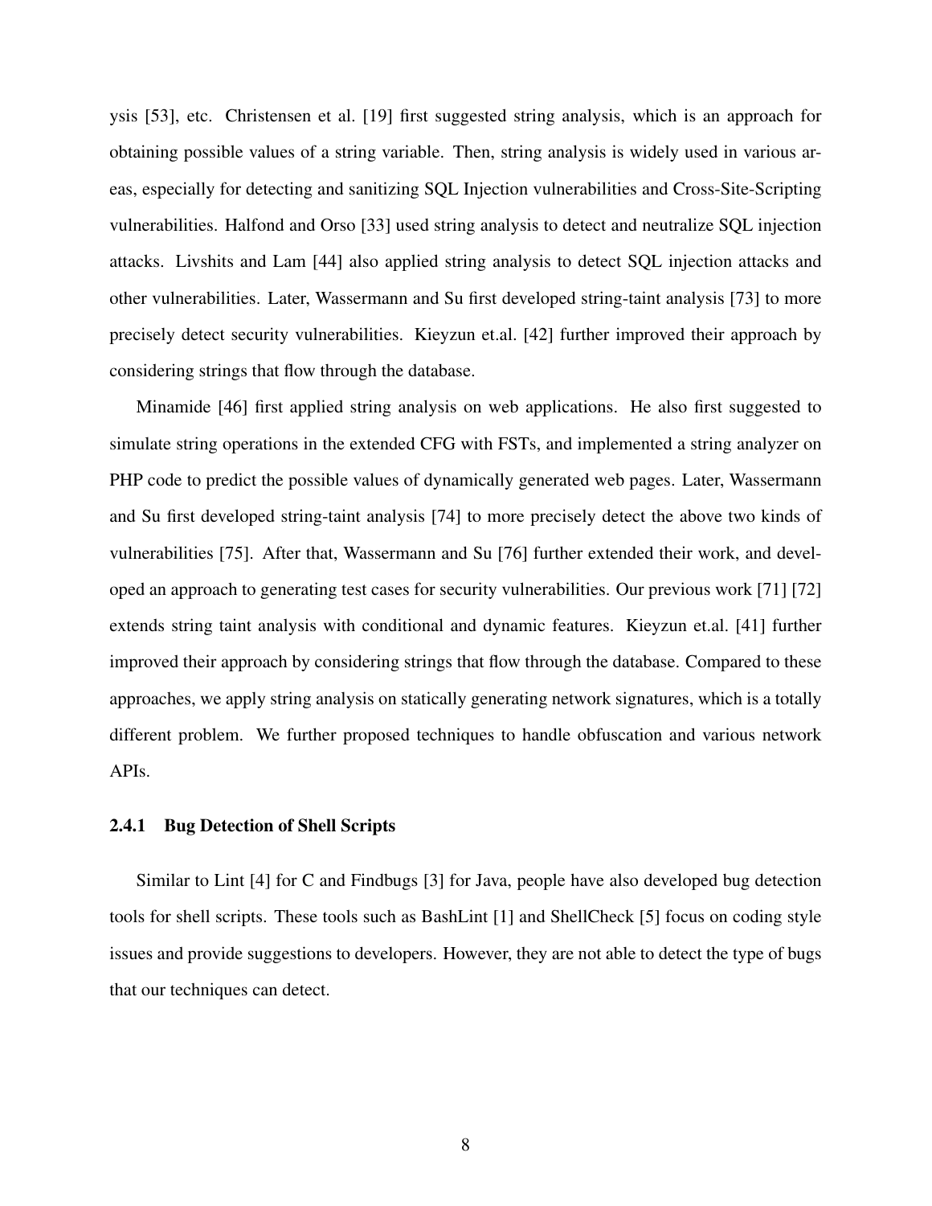ysis [53], etc. Christensen et al. [19] first suggested string analysis, which is an approach for obtaining possible values of a string variable. Then, string analysis is widely used in various areas, especially for detecting and sanitizing SQL Injection vulnerabilities and Cross-Site-Scripting vulnerabilities. Halfond and Orso [33] used string analysis to detect and neutralize SQL injection attacks. Livshits and Lam [44] also applied string analysis to detect SQL injection attacks and other vulnerabilities. Later, Wassermann and Su first developed string-taint analysis [73] to more precisely detect security vulnerabilities. Kieyzun et.al. [42] further improved their approach by considering strings that flow through the database.

Minamide [46] first applied string analysis on web applications. He also first suggested to simulate string operations in the extended CFG with FSTs, and implemented a string analyzer on PHP code to predict the possible values of dynamically generated web pages. Later, Wassermann and Su first developed string-taint analysis [74] to more precisely detect the above two kinds of vulnerabilities [75]. After that, Wassermann and Su [76] further extended their work, and developed an approach to generating test cases for security vulnerabilities. Our previous work [71] [72] extends string taint analysis with conditional and dynamic features. Kieyzun et.al. [41] further improved their approach by considering strings that flow through the database. Compared to these approaches, we apply string analysis on statically generating network signatures, which is a totally different problem. We further proposed techniques to handle obfuscation and various network APIs.

### 2.4.1 Bug Detection of Shell Scripts

Similar to Lint [4] for C and Findbugs [3] for Java, people have also developed bug detection tools for shell scripts. These tools such as BashLint [1] and ShellCheck [5] focus on coding style issues and provide suggestions to developers. However, they are not able to detect the type of bugs that our techniques can detect.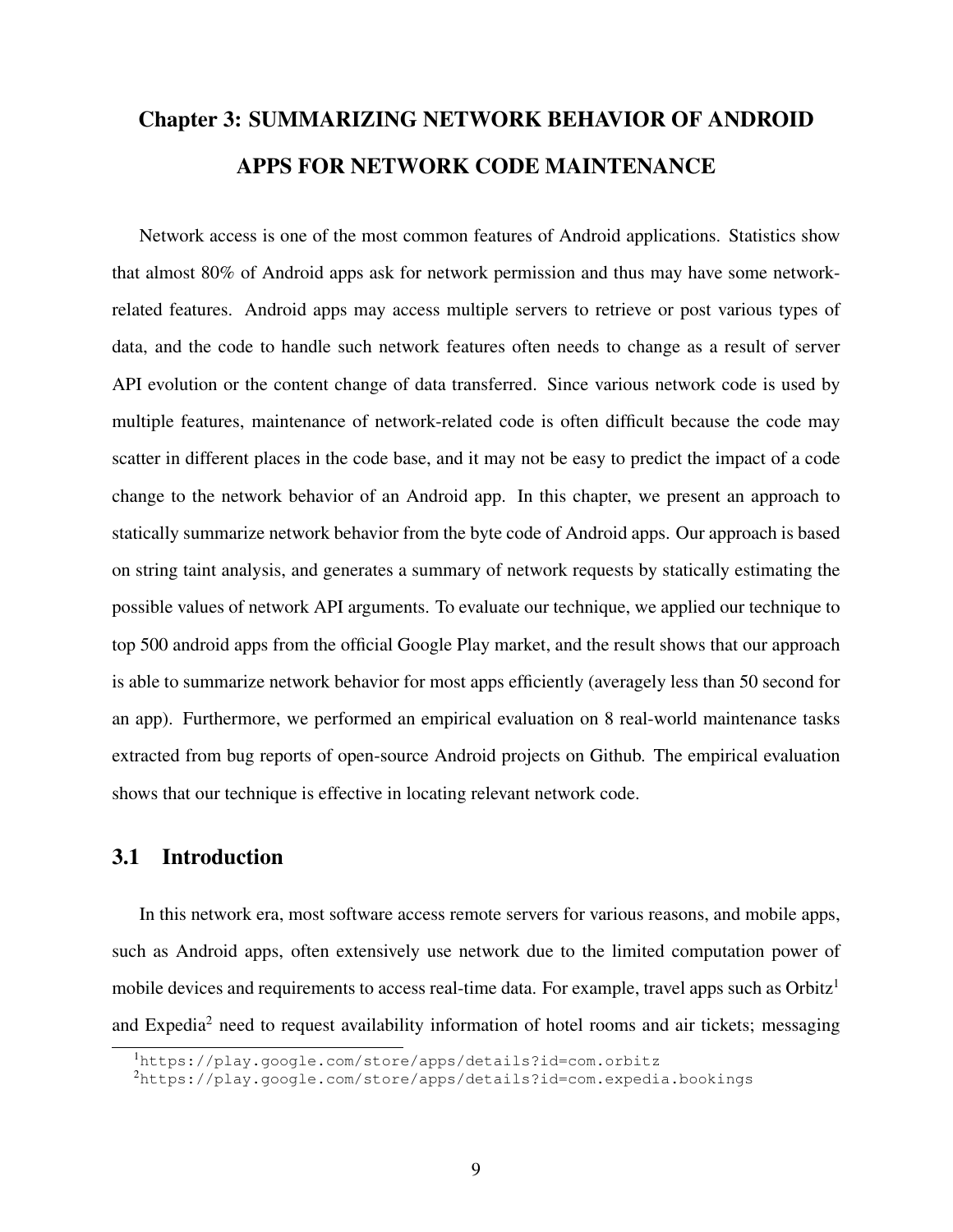# Chapter 3: SUMMARIZING NETWORK BEHAVIOR OF ANDROID APPS FOR NETWORK CODE MAINTENANCE

Network access is one of the most common features of Android applications. Statistics show that almost 80% of Android apps ask for network permission and thus may have some network-related features. Android apps may access multiple servers to retrieve or post various types of data, and the code to handle such network features often needs to change as a result of server API evolution or the content change of data transferred. Since various network code is used by multiple features, maintenance of network-related code is often difficult because the code may scatter in different places in the code base, and it may not be easy to predict the impact of a code change to the network behavior of an Android app. In this chapter, we present an approach to statically summarize network behavior from the byte code of Android apps. Our approach is based on string taint analysis, and generates a summary of network requests by statically estimating the possible values of network API arguments. To evaluate our technique, we applied our technique to top 500 android apps from the official Google Play market, and the result shows that our approach is able to summarize network behavior for most apps efficiently (averagely less than 50 second for an app). Furthermore, we performed an empirical evaluation on 8 real-world maintenance tasks extracted from bug reports of open-source Android projects on Github. The empirical evaluation shows that our technique is effective in locating relevant network code.

## 3.1 Introduction

In this network era, most software access remote servers for various reasons, and mobile apps, such as Android apps, often extensively use network due to the limited computation power of mobile devices and requirements to access real-time data. For example, travel apps such as Orbitz[1] and Expedia[2] need to request availability information of hotel rooms and air tickets; messaging

[1] https://play.google.com/store/apps/details?id=com.orbitz

[2] https://play.google.com/store/apps/details?id=com.expedia.bookings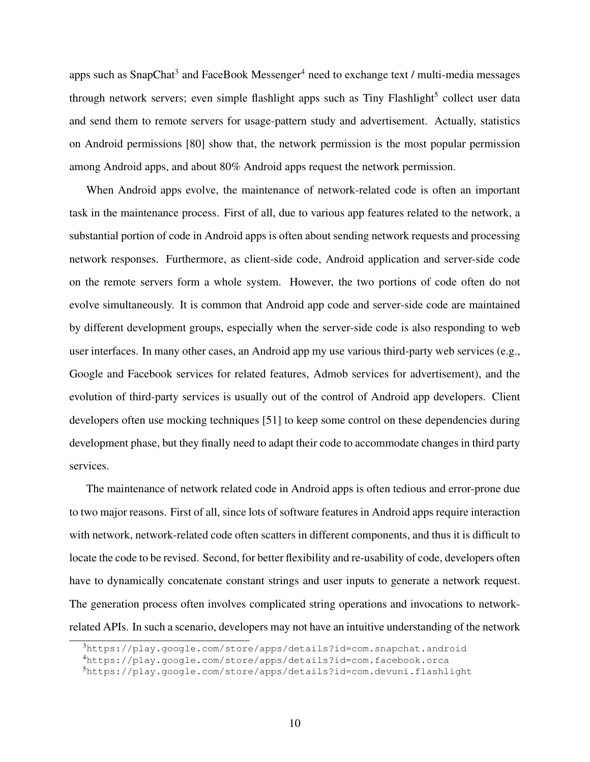apps such as SnapChat[3] and FaceBook Messenger[4] need to exchange text / multi-media messages through network servers; even simple flashlight apps such as Tiny Flashlight[5] collect user data and send them to remote servers for usage-pattern study and advertisement. Actually, statistics on Android permissions [80] show that, the network permission is the most popular permission among Android apps, and about 80% Android apps request the network permission.

When Android apps evolve, the maintenance of network-related code is often an important task in the maintenance process. First of all, due to various app features related to the network, a substantial portion of code in Android apps is often about sending network requests and processing network responses. Furthermore, as client-side code, Android application and server-side code on the remote servers form a whole system. However, the two portions of code often do not evolve simultaneously. It is common that Android app code and server-side code are maintained by different development groups, especially when the server-side code is also responding to web user interfaces. In many other cases, an Android app my use various third-party web services (e.g., Google and Facebook services for related features, Admob services for advertisement), and the evolution of third-party services is usually out of the control of Android app developers. Client developers often use mocking techniques [51] to keep some control on these dependencies during development phase, but they finally need to adapt their code to accommodate changes in third party services.

The maintenance of network related code in Android apps is often tedious and error-prone due to two major reasons. First of all, since lots of software features in Android apps require interaction with network, network-related code often scatters in different components, and thus it is difficult to locate the code to be revised. Second, for better flexibility and re-usability of code, developers often have to dynamically concatenate constant strings and user inputs to generate a network request. The generation process often involves complicated string operations and invocations to network-related APIs. In such a scenario, developers may not have an intuitive understanding of the network

[3] https://play.google.com/store/apps/details?id=com.snapchat.android

[4] https://play.google.com/store/apps/details?id=com.facebook.orca

[5] https://play.google.com/store/apps/details?id=com.devuni.flashlight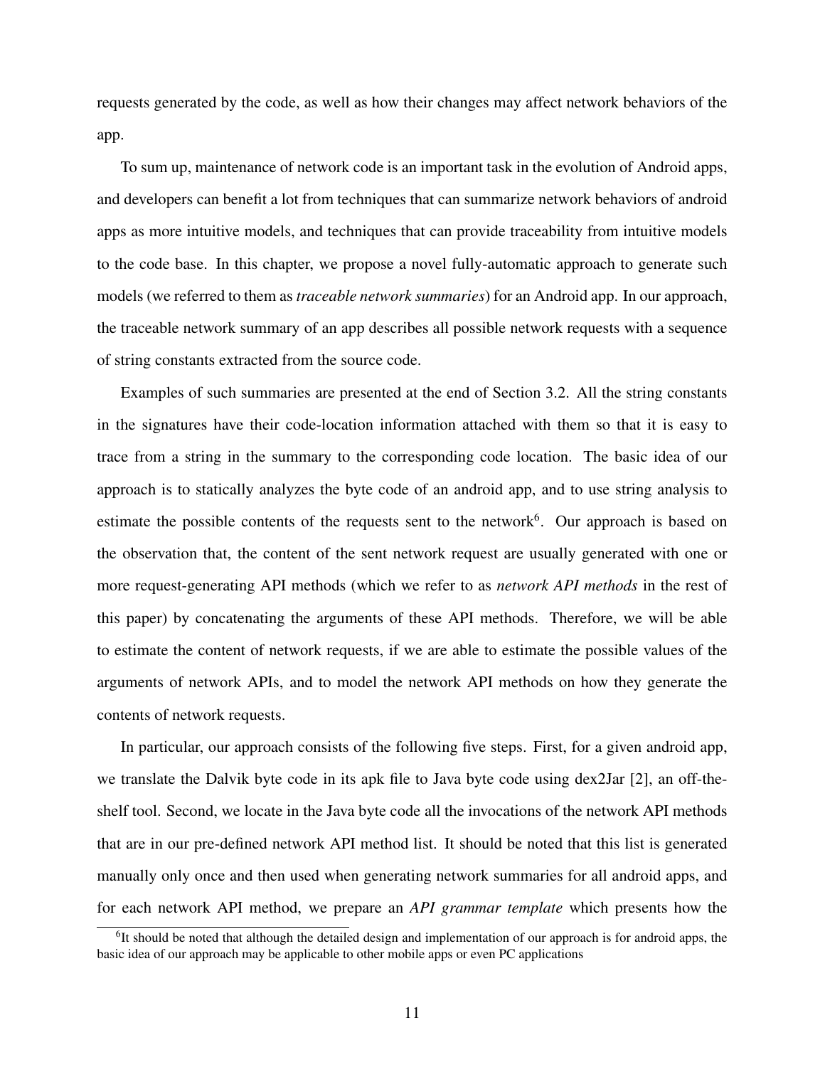requests generated by the code, as well as how their changes may affect network behaviors of the app.

To sum up, maintenance of network code is an important task in the evolution of Android apps, and developers can benefit a lot from techniques that can summarize network behaviors of android apps as more intuitive models, and techniques that can provide traceability from intuitive models to the code base. In this chapter, we propose a novel fully-automatic approach to generate such models (we referred to them as *traceable network summaries*) for an Android app. In our approach, the traceable network summary of an app describes all possible network requests with a sequence of string constants extracted from the source code.

Examples of such summaries are presented at the end of Section 3.2. All the string constants in the signatures have their code-location information attached with them so that it is easy to trace from a string in the summary to the corresponding code location. The basic idea of our approach is to statically analyzes the byte code of an android app, and to use string analysis to estimate the possible contents of the requests sent to the network[6]. Our approach is based on the observation that, the content of the sent network request are usually generated with one or more request-generating API methods (which we refer to as *network API methods* in the rest of this paper) by concatenating the arguments of these API methods. Therefore, we will be able to estimate the content of network requests, if we are able to estimate the possible values of the arguments of network APIs, and to model the network API methods on how they generate the contents of network requests.

In particular, our approach consists of the following five steps. First, for a given android app, we translate the Dalvik byte code in its apk file to Java byte code using dex2Jar [2], an off-the-shelf tool. Second, we locate in the Java byte code all the invocations of the network API methods that are in our pre-defined network API method list. It should be noted that this list is generated manually only once and then used when generating network summaries for all android apps, and for each network API method, we prepare an *API grammar template* which presents how the

[6]It should be noted that although the detailed design and implementation of our approach is for android apps, the basic idea of our approach may be applicable to other mobile apps or even PC applications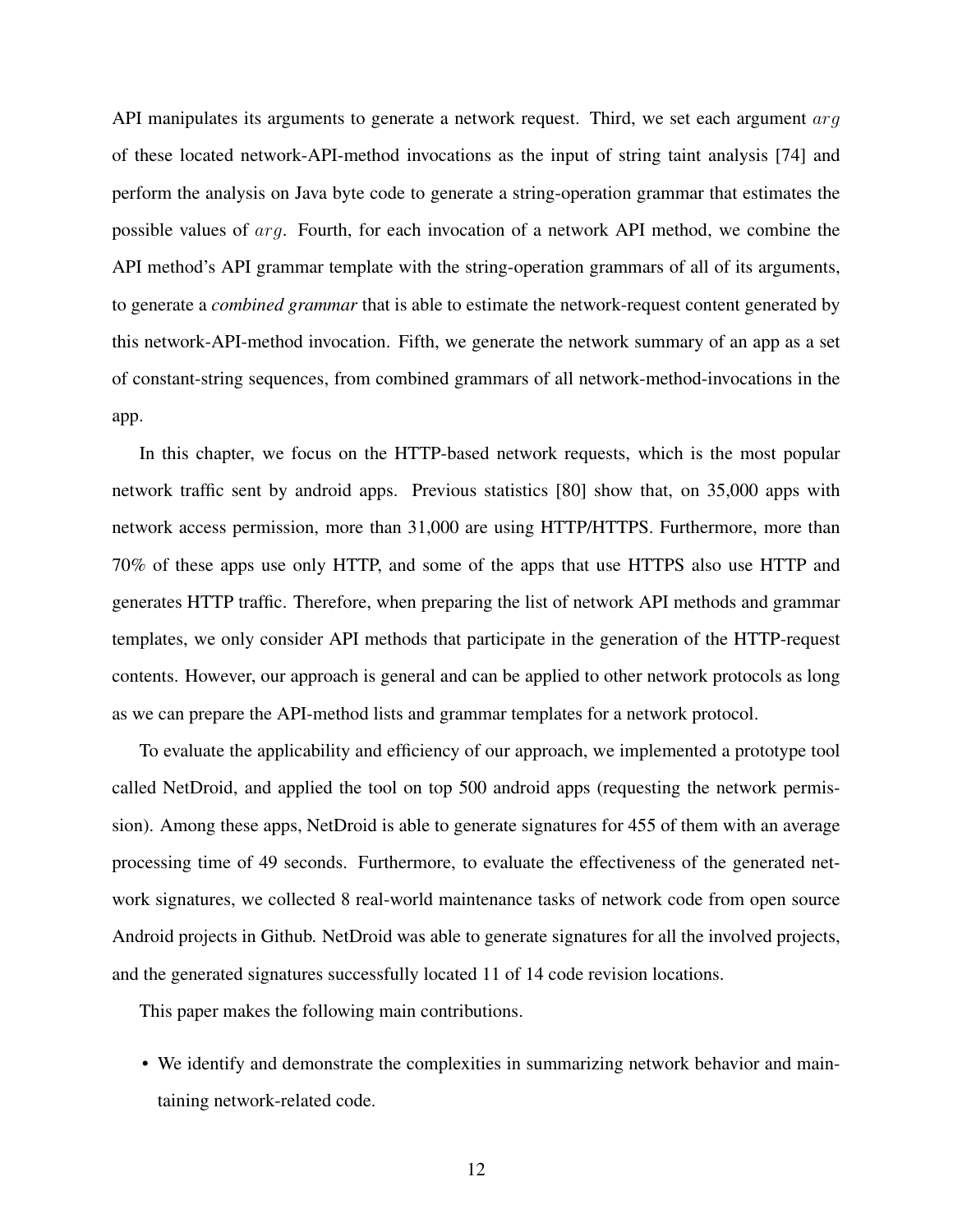API manipulates its arguments to generate a network request. Third, we set each argument $arg$ of these located network-API-method invocations as the input of string taint analysis [74] and perform the analysis on Java byte code to generate a string-operation grammar that estimates the possible values of $arg$. Fourth, for each invocation of a network API method, we combine the API method's API grammar template with the string-operation grammars of all of its arguments, to generate a *combined grammar* that is able to estimate the network-request content generated by this network-API-method invocation. Fifth, we generate the network summary of an app as a set of constant-string sequences, from combined grammars of all network-method-invocations in the app.

In this chapter, we focus on the HTTP-based network requests, which is the most popular network traffic sent by android apps. Previous statistics [80] show that, on 35,000 apps with network access permission, more than 31,000 are using HTTP/HTTPS. Furthermore, more than 70% of these apps use only HTTP, and some of the apps that use HTTPS also use HTTP and generates HTTP traffic. Therefore, when preparing the list of network API methods and grammar templates, we only consider API methods that participate in the generation of the HTTP-request contents. However, our approach is general and can be applied to other network protocols as long as we can prepare the API-method lists and grammar templates for a network protocol.

To evaluate the applicability and efficiency of our approach, we implemented a prototype tool called NetDroid, and applied the tool on top 500 android apps (requesting the network permission). Among these apps, NetDroid is able to generate signatures for 455 of them with an average processing time of 49 seconds. Furthermore, to evaluate the effectiveness of the generated network signatures, we collected 8 real-world maintenance tasks of network code from open source Android projects in Github. NetDroid was able to generate signatures for all the involved projects, and the generated signatures successfully located 11 of 14 code revision locations.

This paper makes the following main contributions.

- We identify and demonstrate the complexities in summarizing network behavior and maintaining network-related code.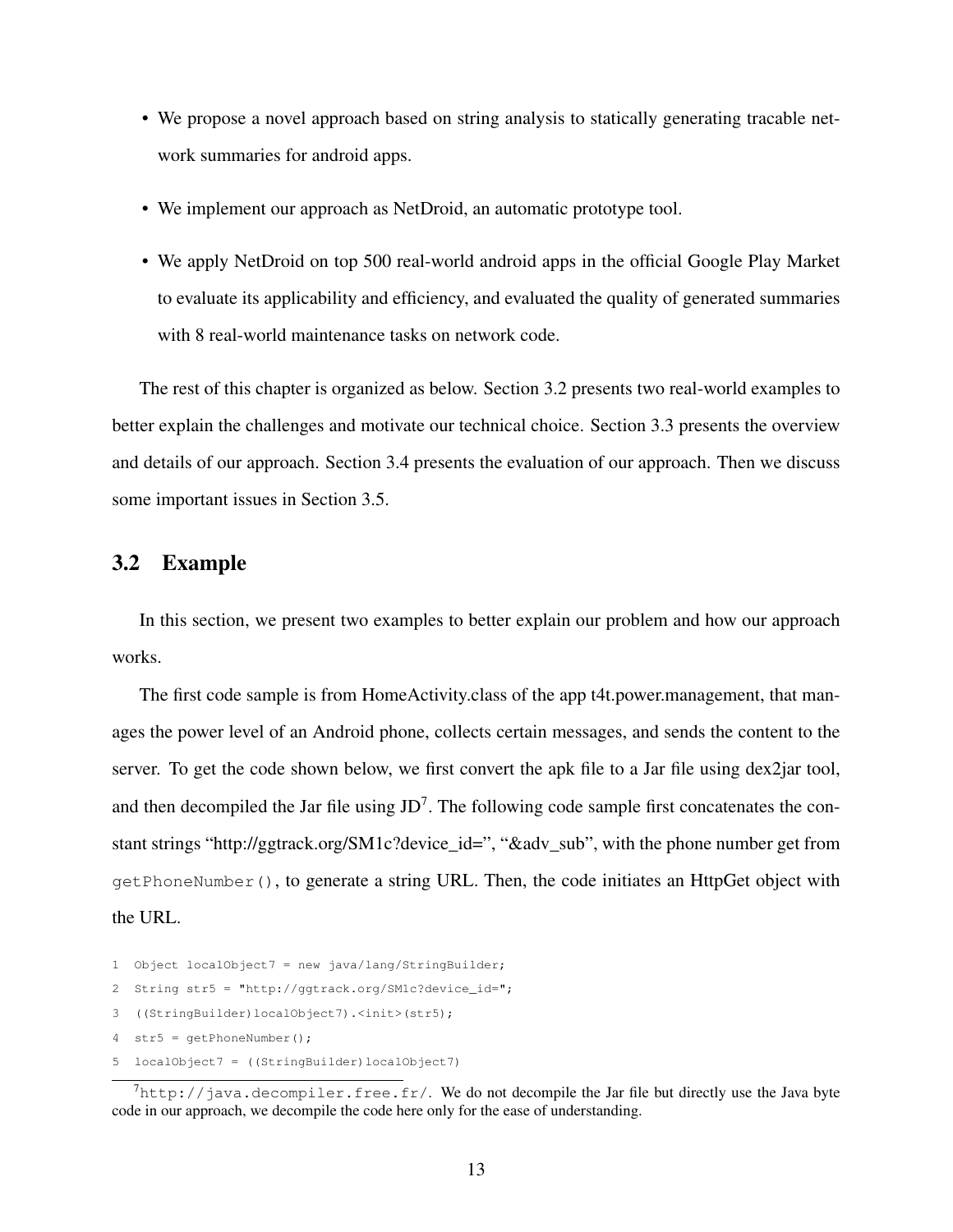- We propose a novel approach based on string analysis to statically generating tracable network summaries for android apps.
- We implement our approach as NetDroid, an automatic prototype tool.
- We apply NetDroid on top 500 real-world android apps in the official Google Play Market to evaluate its applicability and efficiency, and evaluated the quality of generated summaries with 8 real-world maintenance tasks on network code.

The rest of this chapter is organized as below. Section 3.2 presents two real-world examples to better explain the challenges and motivate our technical choice. Section 3.3 presents the overview and details of our approach. Section 3.4 presents the evaluation of our approach. Then we discuss some important issues in Section 3.5.

## 3.2 Example

In this section, we present two examples to better explain our problem and how our approach works.

The first code sample is from HomeActivity.class of the app t4t.power.management, that manages the power level of an Android phone, collects certain messages, and sends the content to the server. To get the code shown below, we first convert the apk file to a Jar file using dex2jar tool, and then decompiled the Jar file using JD[7]. The following code sample first concatenates the constant strings "http://ggtrack.org/SM1c?device_id=", "&adv_sub", with the phone number get from `getPhoneNumber()`, to generate a string URL. Then, the code initiates an HttpGet object with the URL.

```
1  Object localObject7 = new java/lang/StringBuilder;
2  String str5 = "http://ggtrack.org/SM1c?device_id=";
3  ((StringBuilder)localObject7).<init>(str5);
4  str5 = getPhoneNumber();
5  localObject7 = ((StringBuilder)localObject7)
```

[7] `http://java.decompiler.free.fr/`. We do not decompile the Jar file but directly use the Java byte code in our approach, we decompile the code here only for the ease of understanding.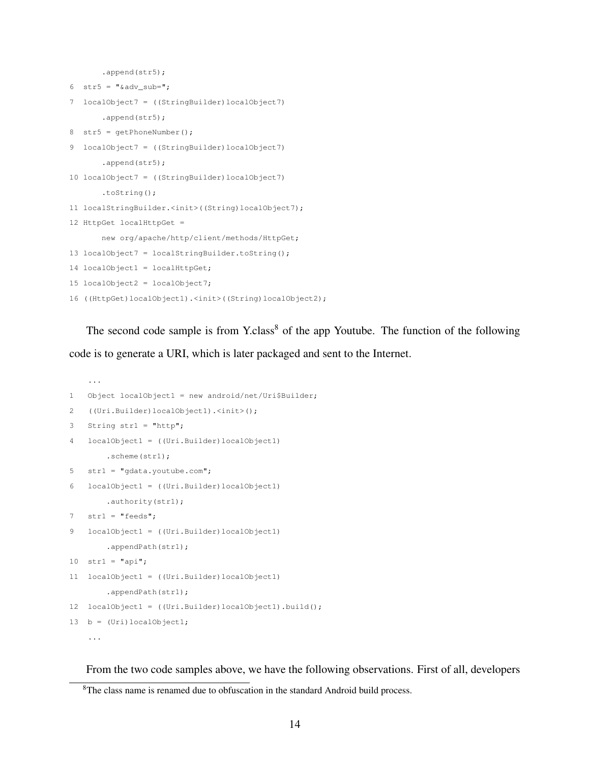```
       .append(str5);
6  str5 = "&adv_sub=";
7  localObject7 = ((StringBuilder)localObject7)
       .append(str5);
8  str5 = getPhoneNumber();
9  localObject7 = ((StringBuilder)localObject7)
       .append(str5);
10 localObject7 = ((StringBuilder)localObject7)
       .toString();
11 localStringBuilder.<init>((String)localObject7);
12 HttpGet localHttpGet =
       new org/apache/http/client/methods/HttpGet;
13 localObject7 = localStringBuilder.toString();
14 localObject1 = localHttpGet;
15 localObject2 = localObject7;
16 ((HttpGet)localObject1).<init>((String)localObject2);
```

The second code sample is from Y.class[8] of the app Youtube. The function of the following code is to generate a URI, which is later packaged and sent to the Internet.

```
   ...
1   Object localObject1 = new android/net/Uri$Builder;
2   ((Uri.Builder)localObject1).<init>();
3   String str1 = "http";
4   localObject1 = ((Uri.Builder)localObject1)
        .scheme(str1);
5   str1 = "gdata.youtube.com";
6   localObject1 = ((Uri.Builder)localObject1)
        .authority(str1);
7   str1 = "feeds";
9   localObject1 = ((Uri.Builder)localObject1)
        .appendPath(str1);
10  str1 = "api";
11  localObject1 = ((Uri.Builder)localObject1)
        .appendPath(str1);
12  localObject1 = ((Uri.Builder)localObject1).build();
13  b = (Uri)localObject1;
   ...
```

From the two code samples above, we have the following observations. First of all, developers

[8] The class name is renamed due to obfuscation in the standard Android build process.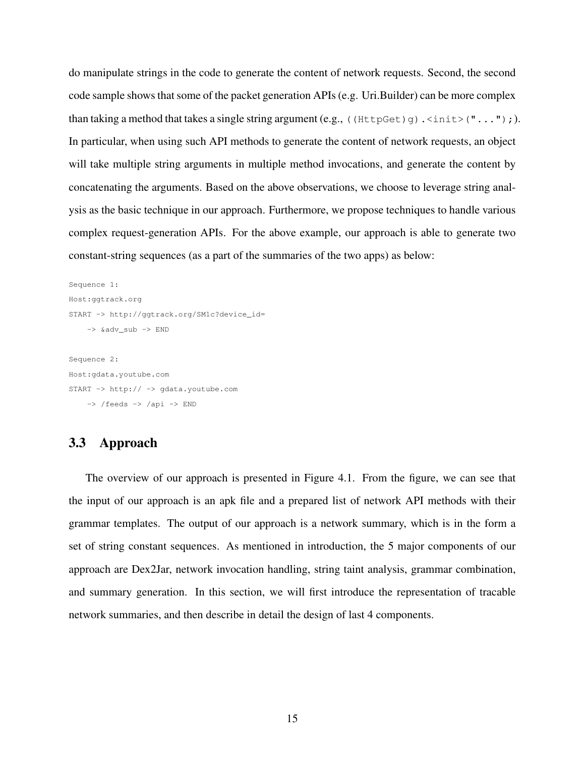do manipulate strings in the code to generate the content of network requests. Second, the second code sample shows that some of the packet generation APIs (e.g. Uri.Builder) can be more complex than taking a method that takes a single string argument (e.g., `((HttpGet)g).<init>("...");`). In particular, when using such API methods to generate the content of network requests, an object will take multiple string arguments in multiple method invocations, and generate the content by concatenating the arguments. Based on the above observations, we choose to leverage string analysis as the basic technique in our approach. Furthermore, we propose techniques to handle various complex request-generation APIs. For the above example, our approach is able to generate two constant-string sequences (as a part of the summaries of the two apps) as below:

```
Sequence 1:
Host:ggtrack.org
START -> http://ggtrack.org/SM1c?device_id=
    -> &adv_sub -> END

Sequence 2:
Host:gdata.youtube.com
START -> http:// -> gdata.youtube.com
    -> /feeds -> /api -> END
```

## 3.3 Approach

The overview of our approach is presented in Figure 4.1. From the figure, we can see that the input of our approach is an apk file and a prepared list of network API methods with their grammar templates. The output of our approach is a network summary, which is in the form a set of string constant sequences. As mentioned in introduction, the 5 major components of our approach are Dex2Jar, network invocation handling, string taint analysis, grammar combination, and summary generation. In this section, we will first introduce the representation of tracable network summaries, and then describe in detail the design of last 4 components.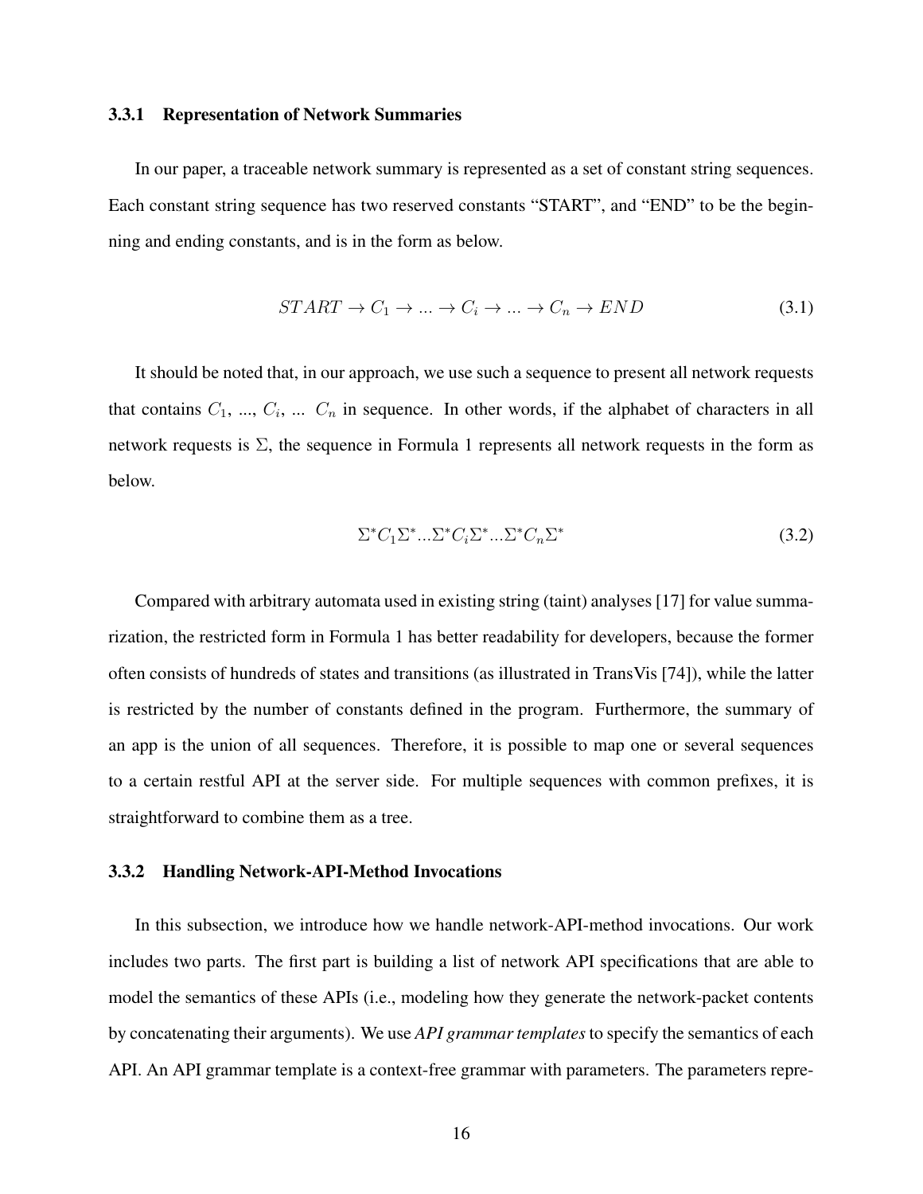### 3.3.1 Representation of Network Summaries

In our paper, a traceable network summary is represented as a set of constant string sequences. Each constant string sequence has two reserved constants "START", and "END" to be the beginning and ending constants, and is in the form as below.

$$START \rightarrow C_1 \rightarrow ... \rightarrow C_i \rightarrow ... \rightarrow C_n \rightarrow END \tag{3.1}$$

It should be noted that, in our approach, we use such a sequence to present all network requests that contains $C_1$, ..., $C_i$, ... $C_n$ in sequence. In other words, if the alphabet of characters in all network requests is $\Sigma$, the sequence in Formula 1 represents all network requests in the form as below.

$$\Sigma^* C_1 \Sigma^* ... \Sigma^* C_i \Sigma^* ... \Sigma^* C_n \Sigma^* \tag{3.2}$$

Compared with arbitrary automata used in existing string (taint) analyses [17] for value summarization, the restricted form in Formula 1 has better readability for developers, because the former often consists of hundreds of states and transitions (as illustrated in TransVis [74]), while the latter is restricted by the number of constants defined in the program. Furthermore, the summary of an app is the union of all sequences. Therefore, it is possible to map one or several sequences to a certain restful API at the server side. For multiple sequences with common prefixes, it is straightforward to combine them as a tree.

### 3.3.2 Handling Network-API-Method Invocations

In this subsection, we introduce how we handle network-API-method invocations. Our work includes two parts. The first part is building a list of network API specifications that are able to model the semantics of these APIs (i.e., modeling how they generate the network-packet contents by concatenating their arguments). We use *API grammar templates* to specify the semantics of each API. An API grammar template is a context-free grammar with parameters. The parameters repre-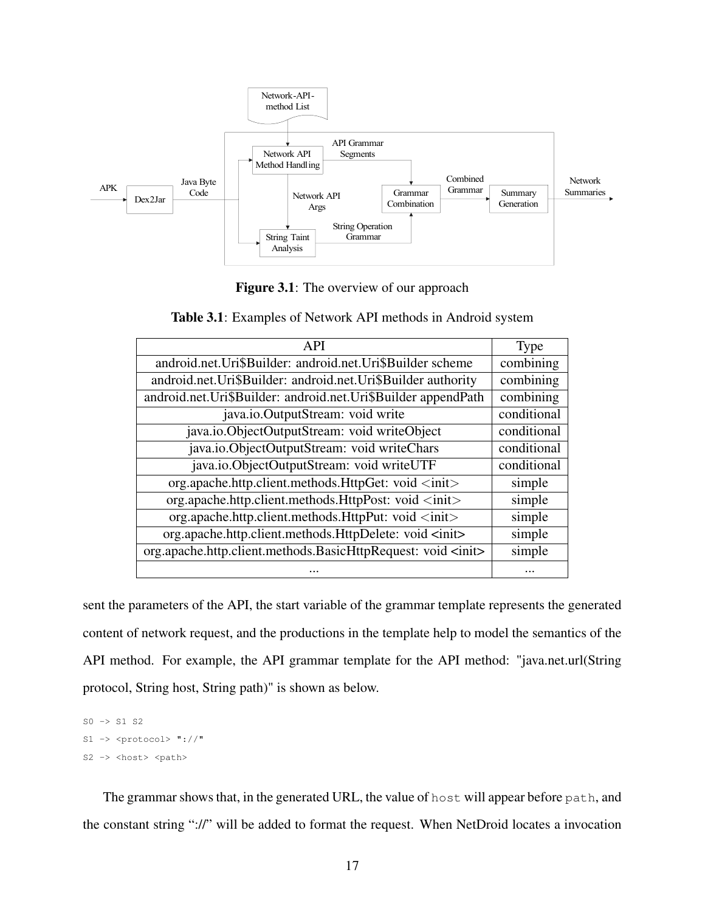Figure 3.1: The overview of our approach

Table 3.1: Examples of Network API methods in Android system

| API | Type |
|---|---|
| android.net.Uri$Builder: android.net.Uri$Builder scheme | combining |
| android.net.Uri$Builder: android.net.Uri$Builder authority | combining |
| android.net.Uri$Builder: android.net.Uri$Builder appendPath | combining |
| java.io.OutputStream: void write | conditional |
| java.io.ObjectOutputStream: void writeObject | conditional |
| java.io.ObjectOutputStream: void writeChars | conditional |
| java.io.ObjectOutputStream: void writeUTF | conditional |
| org.apache.http.client.methods.HttpGet: void <init> | simple |
| org.apache.http.client.methods.HttpPost: void <init> | simple |
| org.apache.http.client.methods.HttpPut: void <init> | simple |
| org.apache.http.client.methods.HttpDelete: void <init> | simple |
| org.apache.http.client.methods.BasicHttpRequest: void <init> | simple |
| ... | ... |

sent the parameters of the API, the start variable of the grammar template represents the generated content of network request, and the productions in the template help to model the semantics of the API method. For example, the API grammar template for the API method: "java.net.url(String protocol, String host, String path)" is shown as below.

```
S0 -> S1 S2
S1 -> <protocol> "://"
S2 -> <host> <path>
```

The grammar shows that, in the generated URL, the value of `host` will appear before `path`, and the constant string "://" will be added to format the request. When NetDroid locates a invocation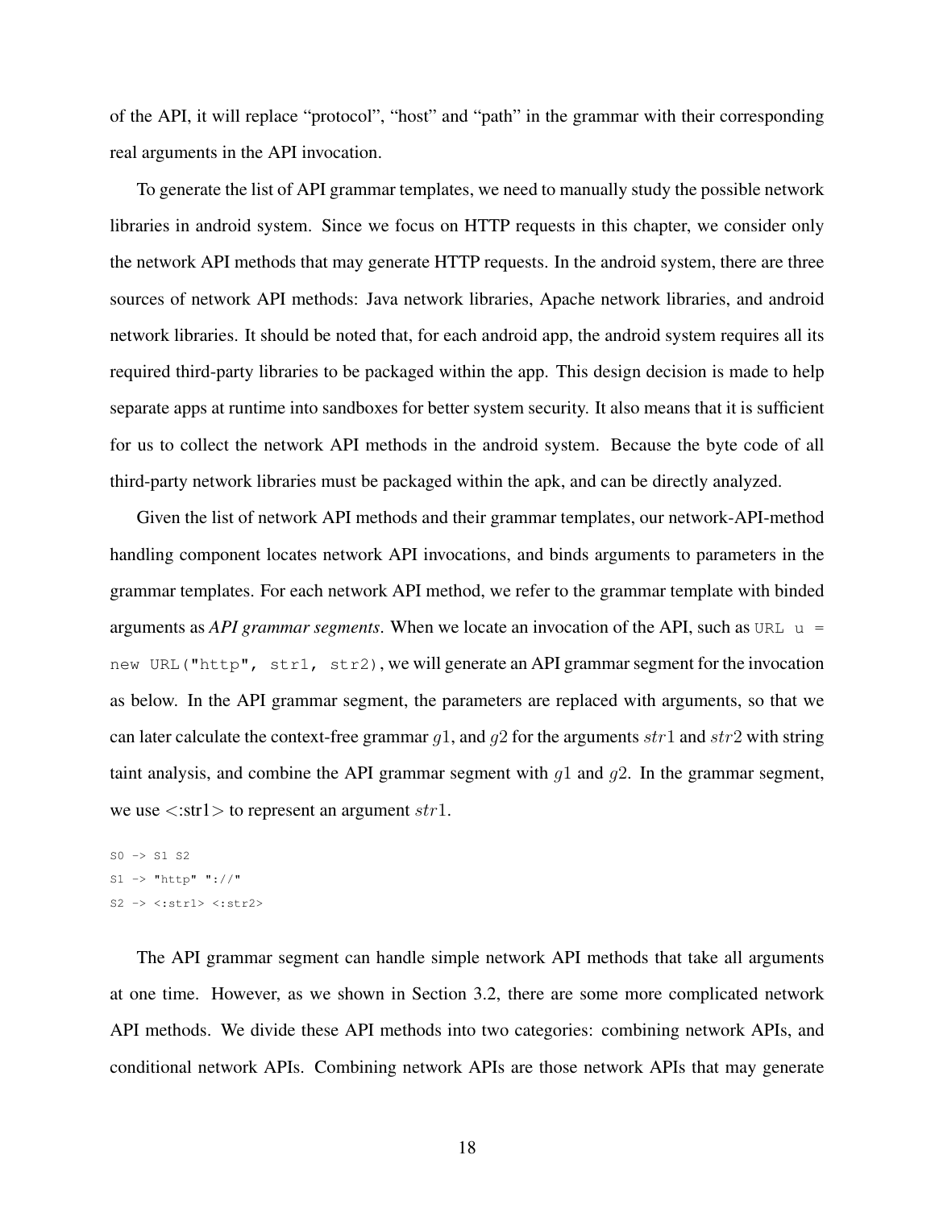of the API, it will replace "protocol", "host" and "path" in the grammar with their corresponding real arguments in the API invocation.

To generate the list of API grammar templates, we need to manually study the possible network libraries in android system. Since we focus on HTTP requests in this chapter, we consider only the network API methods that may generate HTTP requests. In the android system, there are three sources of network API methods: Java network libraries, Apache network libraries, and android network libraries. It should be noted that, for each android app, the android system requires all its required third-party libraries to be packaged within the app. This design decision is made to help separate apps at runtime into sandboxes for better system security. It also means that it is sufficient for us to collect the network API methods in the android system. Because the byte code of all third-party network libraries must be packaged within the apk, and can be directly analyzed.

Given the list of network API methods and their grammar templates, our network-API-method handling component locates network API invocations, and binds arguments to parameters in the grammar templates. For each network API method, we refer to the grammar template with binded arguments as ***API grammar segments***. When we locate an invocation of the API, such as `URL u = new URL("http", str1, str2)`, we will generate an API grammar segment for the invocation as below. In the API grammar segment, the parameters are replaced with arguments, so that we can later calculate the context-free grammar $g1$, and $g2$ for the arguments $str1$ and $str2$ with string taint analysis, and combine the API grammar segment with $g1$ and $g2$. In the grammar segment, we use <:str1> to represent an argument $str1$.

```
S0 -> S1 S2
S1 -> "http" "://"
S2 -> <:str1> <:str2>
```

The API grammar segment can handle simple network API methods that take all arguments at one time. However, as we shown in Section 3.2, there are some more complicated network API methods. We divide these API methods into two categories: combining network APIs, and conditional network APIs. Combining network APIs are those network APIs that may generate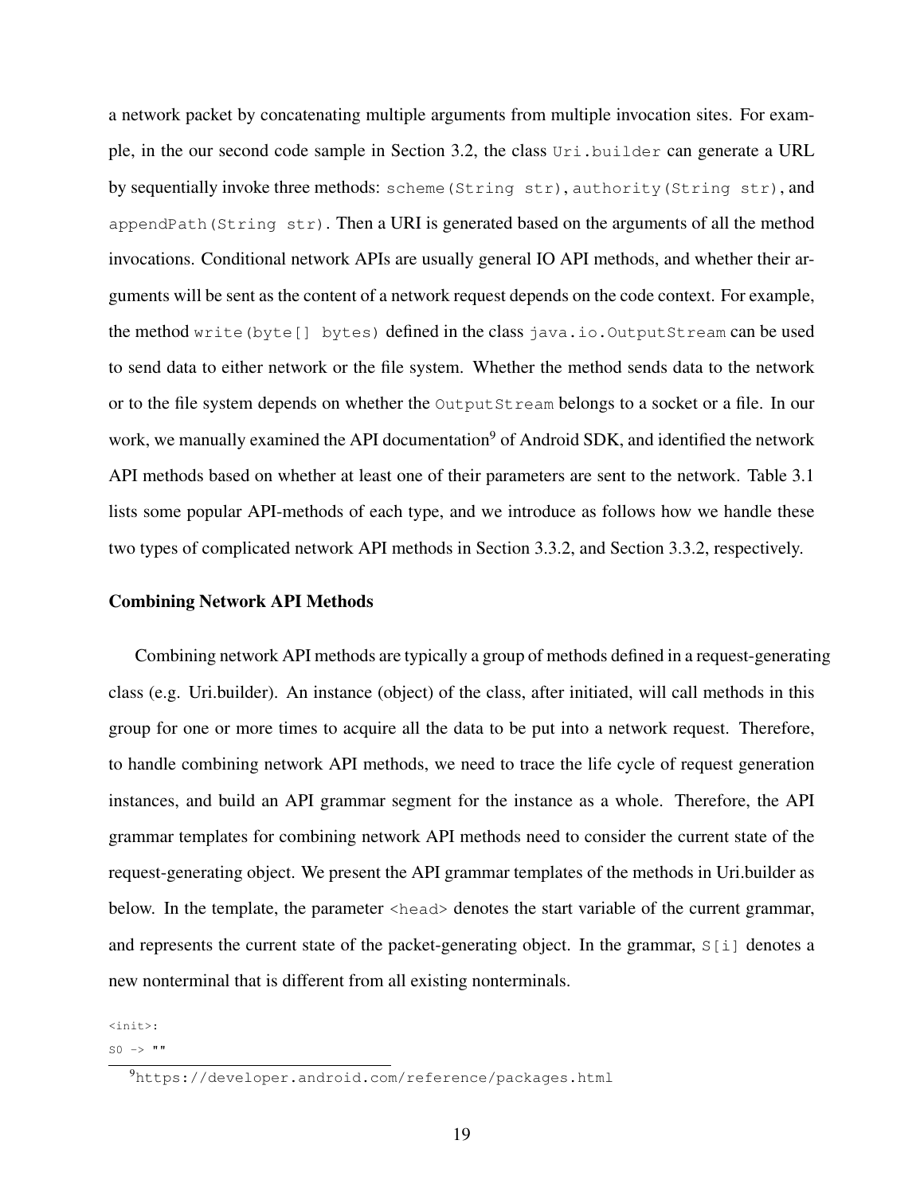a network packet by concatenating multiple arguments from multiple invocation sites. For example, in the our second code sample in Section 3.2, the class `Uri.builder` can generate a URL by sequentially invoke three methods: `scheme(String str)`, `authority(String str)`, and `appendPath(String str)`. Then a URI is generated based on the arguments of all the method invocations. Conditional network APIs are usually general IO API methods, and whether their arguments will be sent as the content of a network request depends on the code context. For example, the method `write(byte[] bytes)` defined in the class `java.io.OutputStream` can be used to send data to either network or the file system. Whether the method sends data to the network or to the file system depends on whether the `OutputStream` belongs to a socket or a file. In our work, we manually examined the API documentation[9] of Android SDK, and identified the network API methods based on whether at least one of their parameters are sent to the network. Table 3.1 lists some popular API-methods of each type, and we introduce as follows how we handle these two types of complicated network API methods in Section 3.3.2, and Section 3.3.2, respectively.

### Combining Network API Methods

Combining network API methods are typically a group of methods defined in a request-generating class (e.g. Uri.builder). An instance (object) of the class, after initiated, will call methods in this group for one or more times to acquire all the data to be put into a network request. Therefore, to handle combining network API methods, we need to trace the life cycle of request generation instances, and build an API grammar segment for the instance as a whole. Therefore, the API grammar templates for combining network API methods need to consider the current state of the request-generating object. We present the API grammar templates of the methods in Uri.builder as below. In the template, the parameter `<head>` denotes the start variable of the current grammar, and represents the current state of the packet-generating object. In the grammar, `S[i]` denotes a new nonterminal that is different from all existing nonterminals.

```
<init>:
S0 -> ""
```

[9] https://developer.android.com/reference/packages.html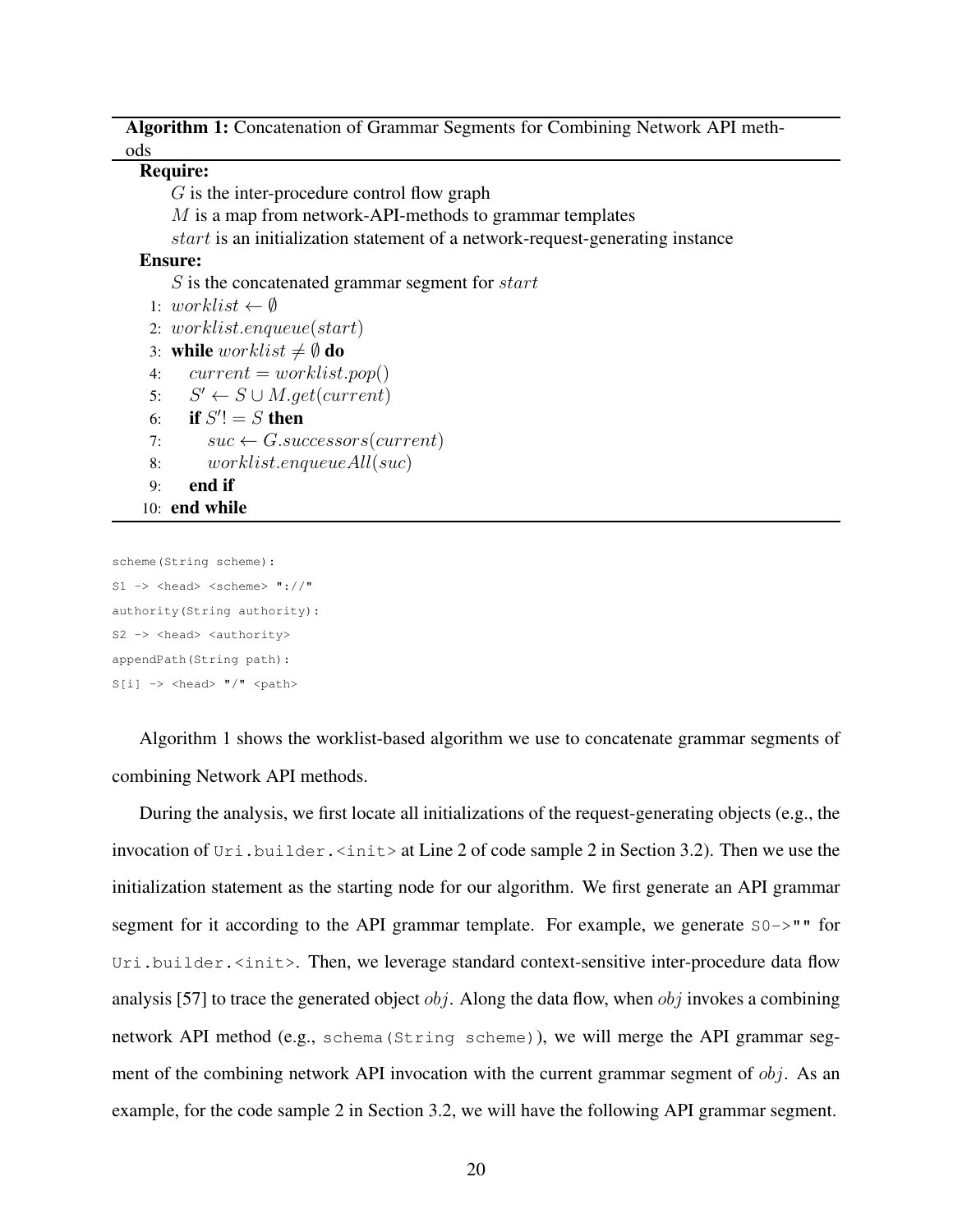**Algorithm 1:** Concatenation of Grammar Segments for Combining Network API methods

**Require:**

$G$ is the inter-procedure control flow graph

$M$ is a map from network-API-methods to grammar templates

$start$ is an initialization statement of a network-request-generating instance

**Ensure:**

$S$ is the concatenated grammar segment for $start$

1: $worklist \leftarrow \emptyset$
2: $worklist.enqueue(start)$
3: **while** $worklist \neq \emptyset$ **do**
4: $\quad current = worklist.pop()$
5: $\quad S' \leftarrow S \cup M.get(current)$
6: $\quad$ **if** $S' != S$ **then**
7: $\quad\quad suc \leftarrow G.successors(current)$
8: $\quad\quad worklist.enqueueAll(suc)$
9: $\quad$ **end if**
10: **end while**

```
scheme(String scheme):
S1 -> <head> <scheme> "://"
authority(String authority):
S2 -> <head> <authority>
appendPath(String path):
S[i] -> <head> "/" <path>
```

Algorithm 1 shows the worklist-based algorithm we use to concatenate grammar segments of combining Network API methods.

During the analysis, we first locate all initializations of the request-generating objects (e.g., the invocation of `Uri.builder.<init>` at Line 2 of code sample 2 in Section 3.2). Then we use the initialization statement as the starting node for our algorithm. We first generate an API grammar segment for it according to the API grammar template. For example, we generate `S0->""` for `Uri.builder.<init>`. Then, we leverage standard context-sensitive inter-procedure data flow analysis [57] to trace the generated object $obj$. Along the data flow, when $obj$ invokes a combining network API method (e.g., `schema(String scheme)`), we will merge the API grammar segment of the combining network API invocation with the current grammar segment of $obj$. As an example, for the code sample 2 in Section 3.2, we will have the following API grammar segment.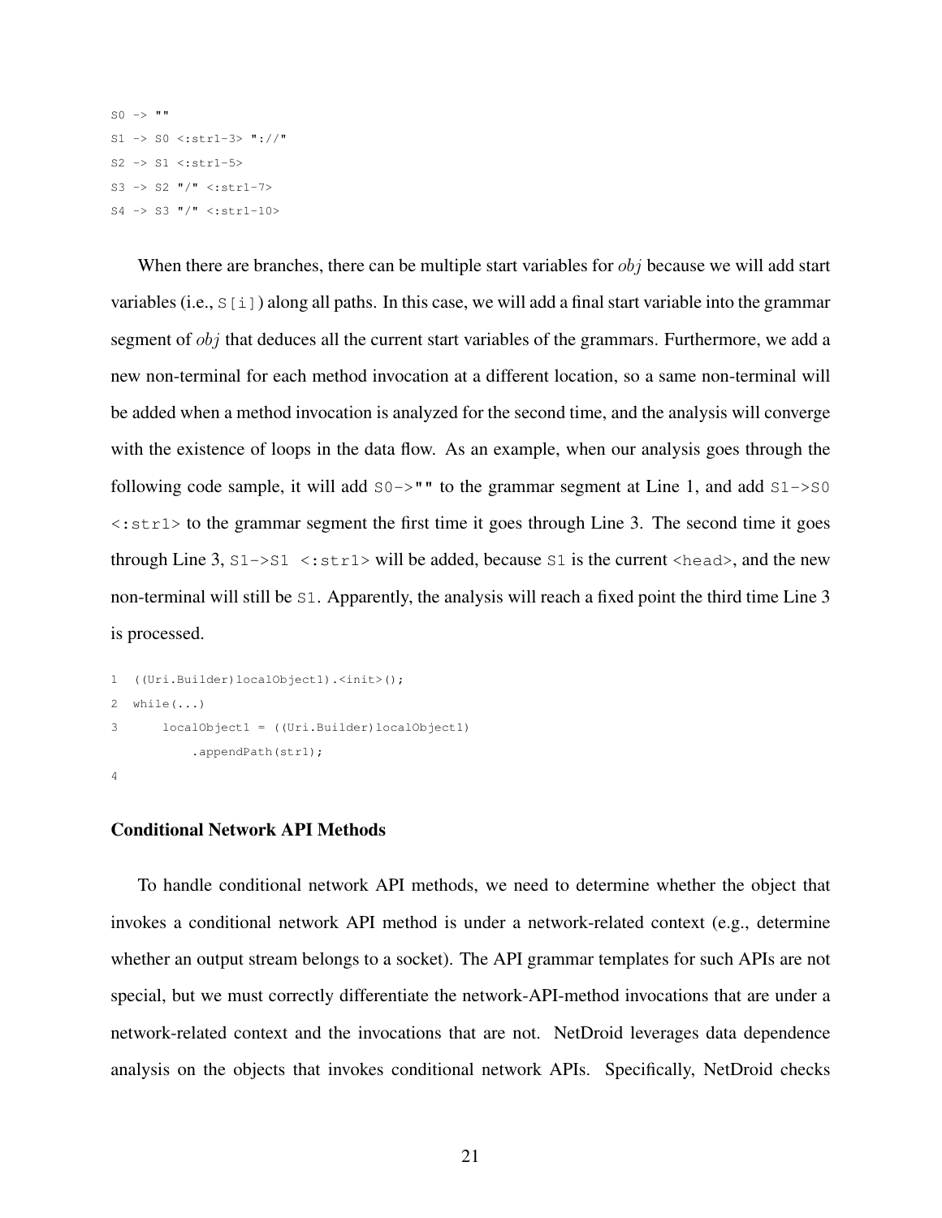```
S0 -> ""
S1 -> S0 <:str1-3> "://"
S2 -> S1 <:str1-5>
S3 -> S2 "/" <:str1-7>
S4 -> S3 "/" <:str1-10>
```

When there are branches, there can be multiple start variables for $obj$ because we will add start variables (i.e., `S[i]`) along all paths. In this case, we will add a final start variable into the grammar segment of $obj$ that deduces all the current start variables of the grammars. Furthermore, we add a new non-terminal for each method invocation at a different location, so a same non-terminal will be added when a method invocation is analyzed for the second time, and the analysis will converge with the existence of loops in the data flow. As an example, when our analysis goes through the following code sample, it will add `S0->""` to the grammar segment at Line 1, and add `S1->S0 <:str1>` to the grammar segment the first time it goes through Line 3. The second time it goes through Line 3, `S1->S1 <:str1>` will be added, because `S1` is the current `<head>`, and the new non-terminal will still be `S1`. Apparently, the analysis will reach a fixed point the third time Line 3 is processed.

```
1  ((Uri.Builder)localObject1).<init>();
2  while(...)
3      localObject1 = ((Uri.Builder)localObject1)
           .appendPath(str1);
4
```

### Conditional Network API Methods

To handle conditional network API methods, we need to determine whether the object that invokes a conditional network API method is under a network-related context (e.g., determine whether an output stream belongs to a socket). The API grammar templates for such APIs are not special, but we must correctly differentiate the network-API-method invocations that are under a network-related context and the invocations that are not. NetDroid leverages data dependence analysis on the objects that invokes conditional network APIs. Specifically, NetDroid checks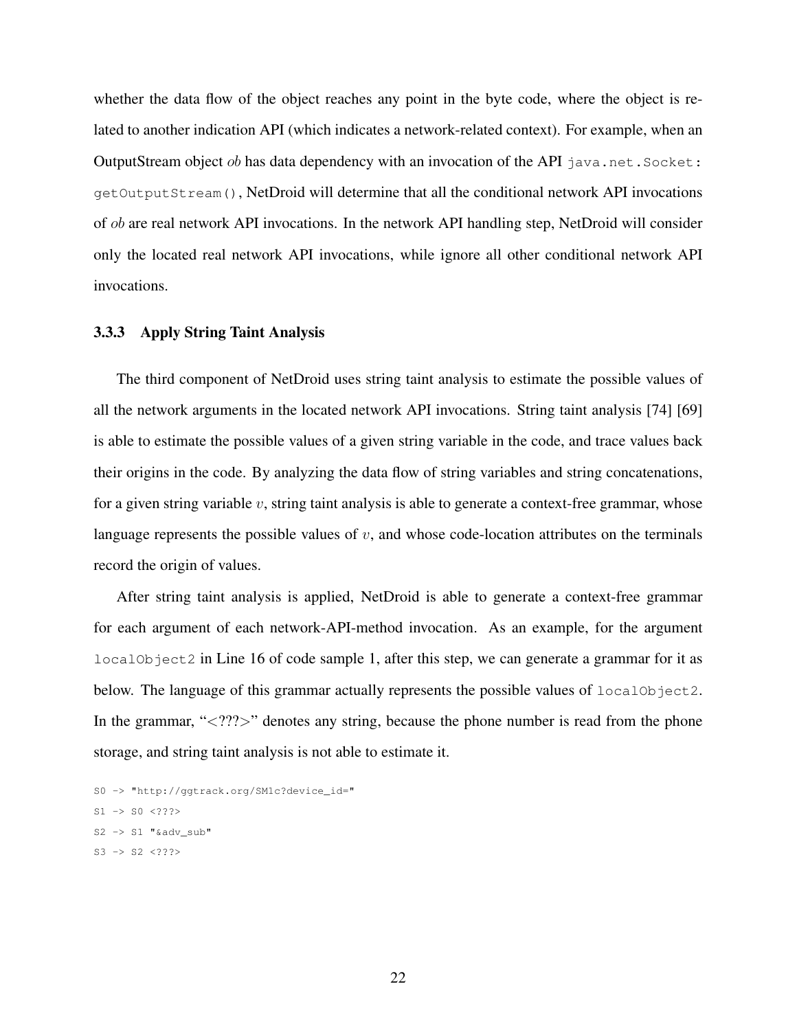whether the data flow of the object reaches any point in the byte code, where the object is related to another indication API (which indicates a network-related context). For example, when an OutputStream object *ob* has data dependency with an invocation of the API `java.net.Socket: getOutputStream()`, NetDroid will determine that all the conditional network API invocations of *ob* are real network API invocations. In the network API handling step, NetDroid will consider only the located real network API invocations, while ignore all other conditional network API invocations.

### 3.3.3 Apply String Taint Analysis

The third component of NetDroid uses string taint analysis to estimate the possible values of all the network arguments in the located network API invocations. String taint analysis [74] [69] is able to estimate the possible values of a given string variable in the code, and trace values back their origins in the code. By analyzing the data flow of string variables and string concatenations, for a given string variable $v$, string taint analysis is able to generate a context-free grammar, whose language represents the possible values of $v$, and whose code-location attributes on the terminals record the origin of values.

After string taint analysis is applied, NetDroid is able to generate a context-free grammar for each argument of each network-API-method invocation. As an example, for the argument `localObject2` in Line 16 of code sample 1, after this step, we can generate a grammar for it as below. The language of this grammar actually represents the possible values of `localObject2`. In the grammar, "<???>" denotes any string, because the phone number is read from the phone storage, and string taint analysis is not able to estimate it.

```
S0 -> "http://ggtrack.org/SM1c?device_id="
S1 -> S0 <???>
S2 -> S1 "&adv_sub"
S3 -> S2 <???>
```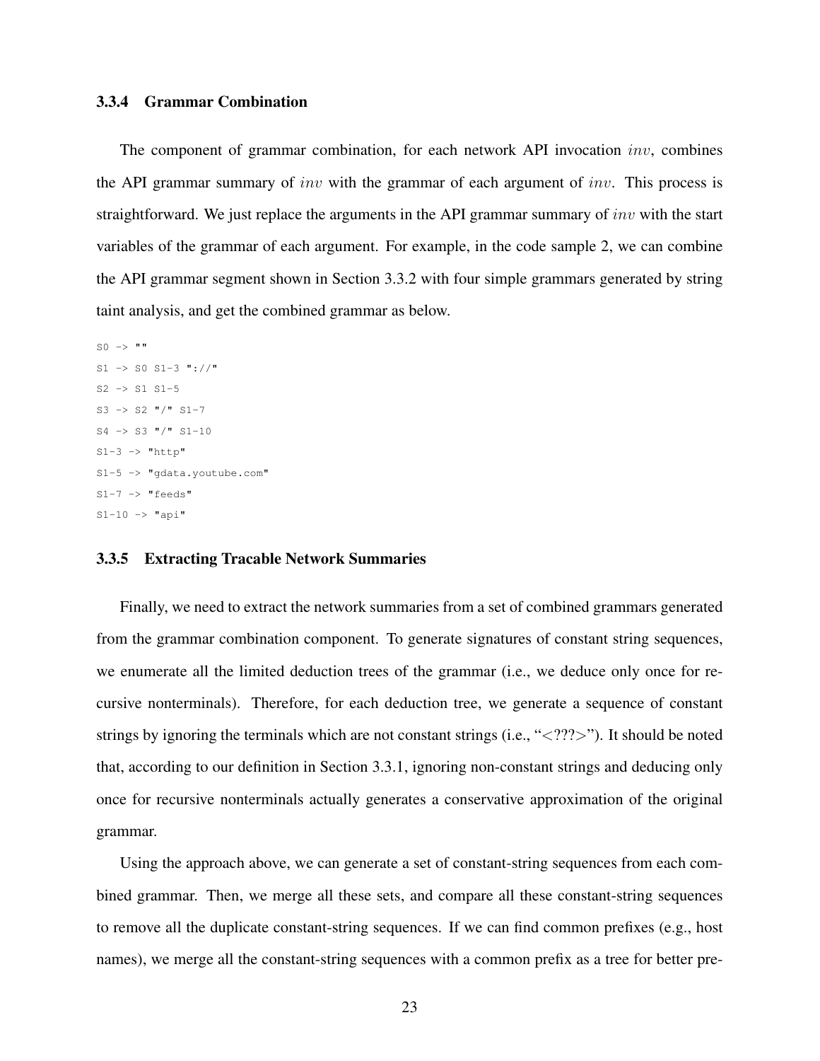### 3.3.4 Grammar Combination

The component of grammar combination, for each network API invocation $inv$, combines the API grammar summary of $inv$ with the grammar of each argument of $inv$. This process is straightforward. We just replace the arguments in the API grammar summary of $inv$ with the start variables of the grammar of each argument. For example, in the code sample 2, we can combine the API grammar segment shown in Section 3.3.2 with four simple grammars generated by string taint analysis, and get the combined grammar as below.

```
S0 -> ""
S1 -> S0 S1-3 "://"
S2 -> S1 S1-5
S3 -> S2 "/" S1-7
S4 -> S3 "/" S1-10
S1-3 -> "http"
S1-5 -> "gdata.youtube.com"
S1-7 -> "feeds"
S1-10 -> "api"
```

### 3.3.5 Extracting Tracable Network Summaries

Finally, we need to extract the network summaries from a set of combined grammars generated from the grammar combination component. To generate signatures of constant string sequences, we enumerate all the limited deduction trees of the grammar (i.e., we deduce only once for recursive nonterminals). Therefore, for each deduction tree, we generate a sequence of constant strings by ignoring the terminals which are not constant strings (i.e., "<???>"). It should be noted that, according to our definition in Section 3.3.1, ignoring non-constant strings and deducing only once for recursive nonterminals actually generates a conservative approximation of the original grammar.

Using the approach above, we can generate a set of constant-string sequences from each combined grammar. Then, we merge all these sets, and compare all these constant-string sequences to remove all the duplicate constant-string sequences. If we can find common prefixes (e.g., host names), we merge all the constant-string sequences with a common prefix as a tree for better pre-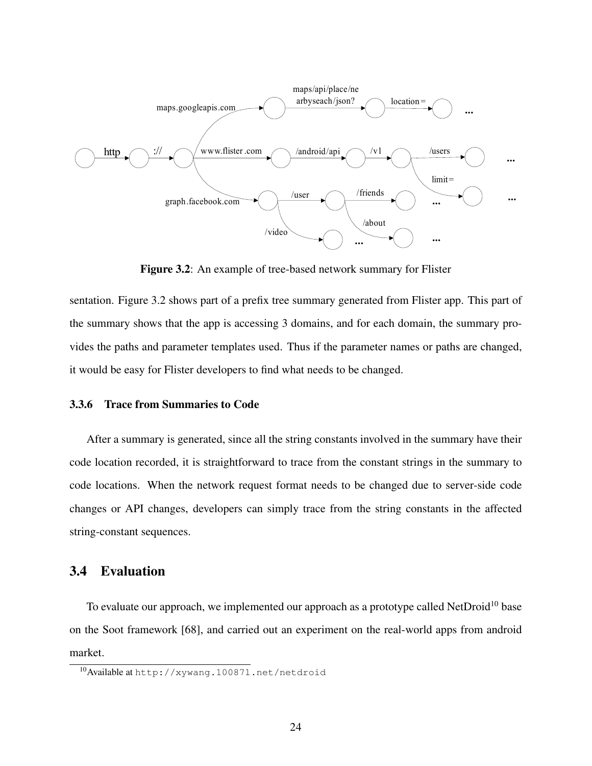Figure 3.2: An example of tree-based network summary for Flister

sentation. Figure 3.2 shows part of a prefix tree summary generated from Flister app. This part of the summary shows that the app is accessing 3 domains, and for each domain, the summary provides the paths and parameter templates used. Thus if the parameter names or paths are changed, it would be easy for Flister developers to find what needs to be changed.

### 3.3.6 Trace from Summaries to Code

After a summary is generated, since all the string constants involved in the summary have their code location recorded, it is straightforward to trace from the constant strings in the summary to code locations. When the network request format needs to be changed due to server-side code changes or API changes, developers can simply trace from the string constants in the affected string-constant sequences.

## 3.4 Evaluation

To evaluate our approach, we implemented our approach as a prototype called NetDroid[10] base on the Soot framework [68], and carried out an experiment on the real-world apps from android market.

[10] Available at http://xywang.100871.net/netdroid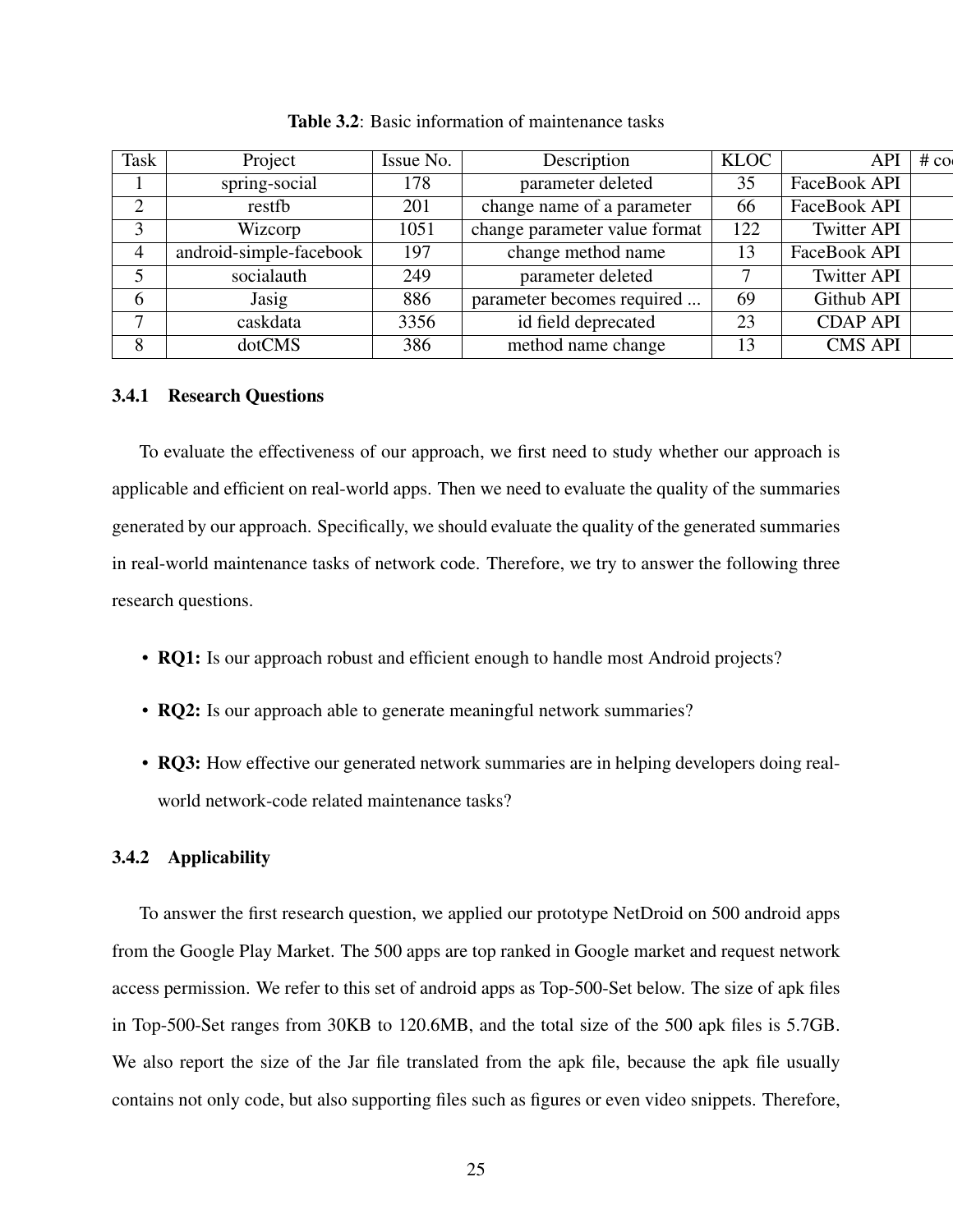**Table 3.2**: Basic information of maintenance tasks

| Task | Project | Issue No. | Description | KLOC | API | # co |
|---|---|---|---|---|---|---|
| 1 | spring-social | 178 | parameter deleted | 35 | FaceBook API | |
| 2 | restfb | 201 | change name of a parameter | 66 | FaceBook API | |
| 3 | Wizcorp | 1051 | change parameter value format | 122 | Twitter API | |
| 4 | android-simple-facebook | 197 | change method name | 13 | FaceBook API | |
| 5 | socialauth | 249 | parameter deleted | 7 | Twitter API | |
| 6 | Jasig | 886 | parameter becomes required ... | 69 | Github API | |
| 7 | caskdata | 3356 | id field deprecated | 23 | CDAP API | |
| 8 | dotCMS | 386 | method name change | 13 | CMS API | |

### 3.4.1 Research Questions

To evaluate the effectiveness of our approach, we first need to study whether our approach is applicable and efficient on real-world apps. Then we need to evaluate the quality of the summaries generated by our approach. Specifically, we should evaluate the quality of the generated summaries in real-world maintenance tasks of network code. Therefore, we try to answer the following three research questions.

- **RQ1:** Is our approach robust and efficient enough to handle most Android projects?
- **RQ2:** Is our approach able to generate meaningful network summaries?
- **RQ3:** How effective our generated network summaries are in helping developers doing real-world network-code related maintenance tasks?

### 3.4.2 Applicability

To answer the first research question, we applied our prototype NetDroid on 500 android apps from the Google Play Market. The 500 apps are top ranked in Google market and request network access permission. We refer to this set of android apps as Top-500-Set below. The size of apk files in Top-500-Set ranges from 30KB to 120.6MB, and the total size of the 500 apk files is 5.7GB. We also report the size of the Jar file translated from the apk file, because the apk file usually contains not only code, but also supporting files such as figures or even video snippets. Therefore,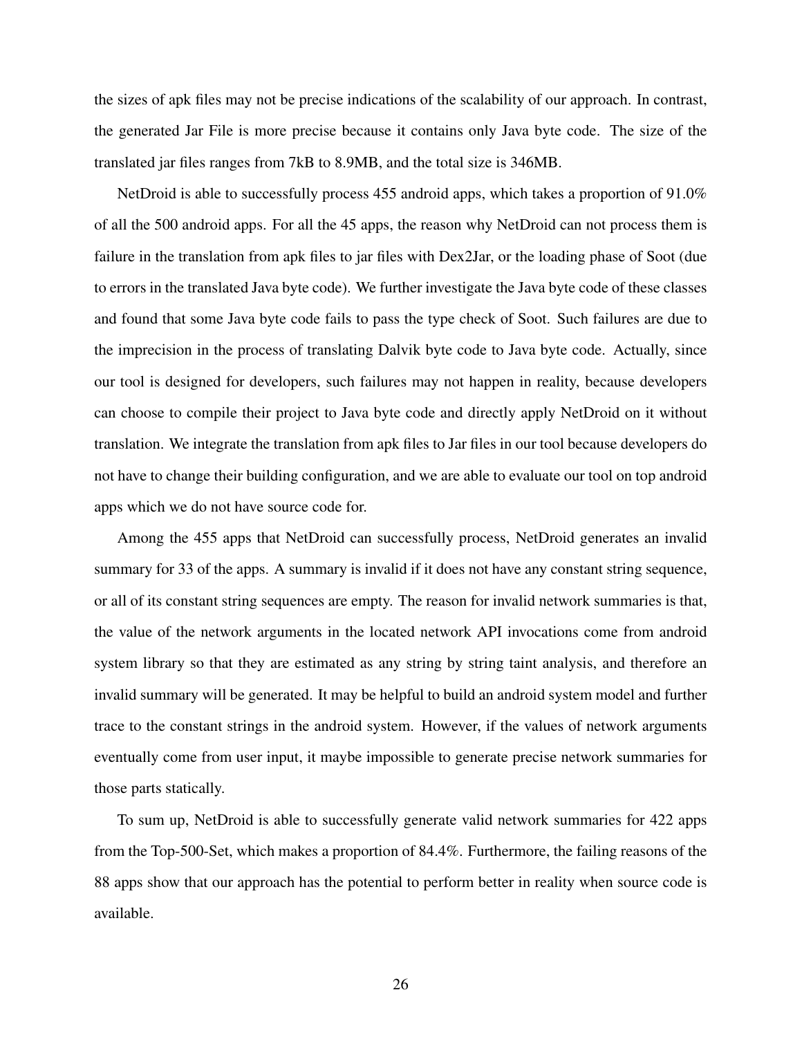the sizes of apk files may not be precise indications of the scalability of our approach. In contrast, the generated Jar File is more precise because it contains only Java byte code. The size of the translated jar files ranges from 7kB to 8.9MB, and the total size is 346MB.

NetDroid is able to successfully process 455 android apps, which takes a proportion of 91.0% of all the 500 android apps. For all the 45 apps, the reason why NetDroid can not process them is failure in the translation from apk files to jar files with Dex2Jar, or the loading phase of Soot (due to errors in the translated Java byte code). We further investigate the Java byte code of these classes and found that some Java byte code fails to pass the type check of Soot. Such failures are due to the imprecision in the process of translating Dalvik byte code to Java byte code. Actually, since our tool is designed for developers, such failures may not happen in reality, because developers can choose to compile their project to Java byte code and directly apply NetDroid on it without translation. We integrate the translation from apk files to Jar files in our tool because developers do not have to change their building configuration, and we are able to evaluate our tool on top android apps which we do not have source code for.

Among the 455 apps that NetDroid can successfully process, NetDroid generates an invalid summary for 33 of the apps. A summary is invalid if it does not have any constant string sequence, or all of its constant string sequences are empty. The reason for invalid network summaries is that, the value of the network arguments in the located network API invocations come from android system library so that they are estimated as any string by string taint analysis, and therefore an invalid summary will be generated. It may be helpful to build an android system model and further trace to the constant strings in the android system. However, if the values of network arguments eventually come from user input, it maybe impossible to generate precise network summaries for those parts statically.

To sum up, NetDroid is able to successfully generate valid network summaries for 422 apps from the Top-500-Set, which makes a proportion of 84.4%. Furthermore, the failing reasons of the 88 apps show that our approach has the potential to perform better in reality when source code is available.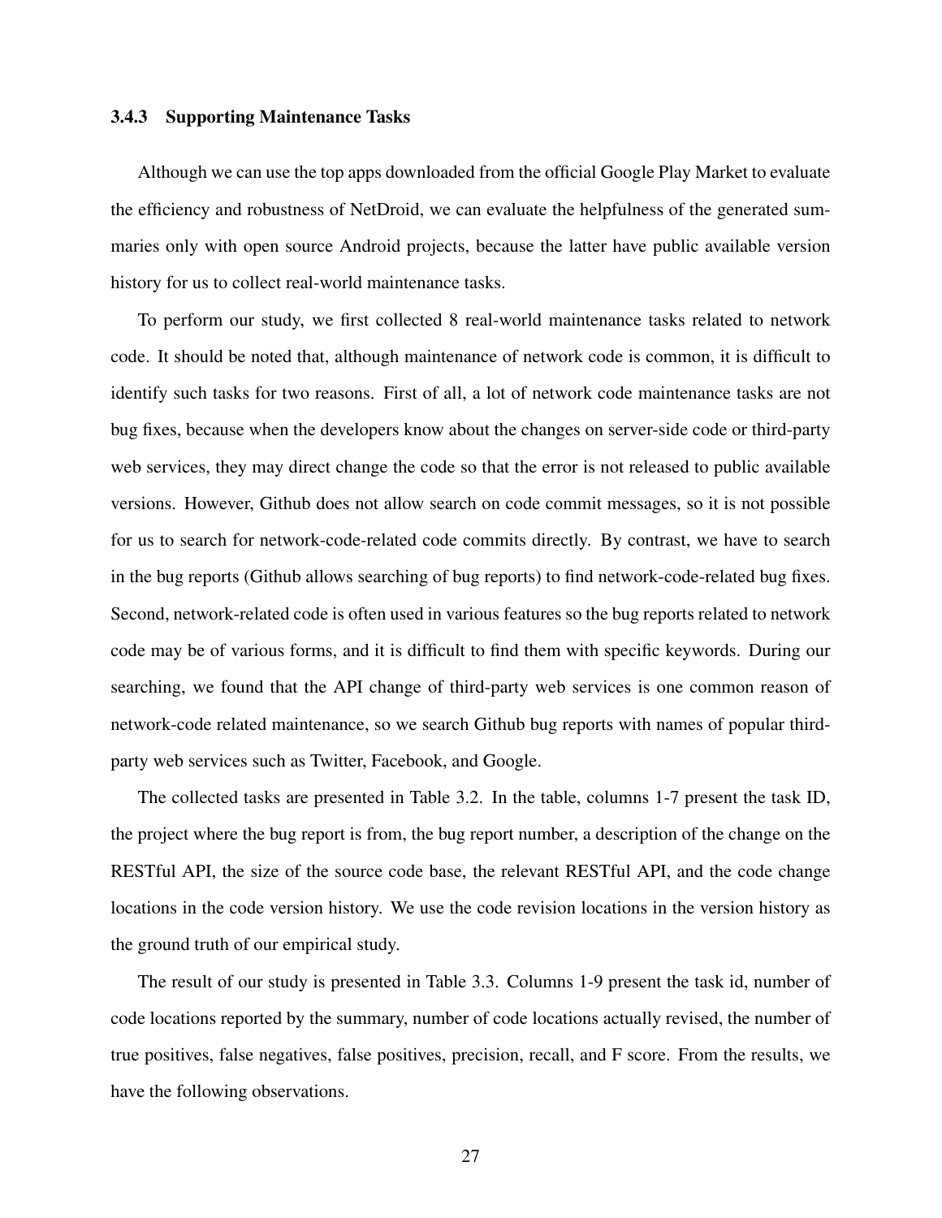### 3.4.3 Supporting Maintenance Tasks

Although we can use the top apps downloaded from the official Google Play Market to evaluate the efficiency and robustness of NetDroid, we can evaluate the helpfulness of the generated summaries only with open source Android projects, because the latter have public available version history for us to collect real-world maintenance tasks.

To perform our study, we first collected 8 real-world maintenance tasks related to network code. It should be noted that, although maintenance of network code is common, it is difficult to identify such tasks for two reasons. First of all, a lot of network code maintenance tasks are not bug fixes, because when the developers know about the changes on server-side code or third-party web services, they may direct change the code so that the error is not released to public available versions. However, Github does not allow search on code commit messages, so it is not possible for us to search for network-code-related code commits directly. By contrast, we have to search in the bug reports (Github allows searching of bug reports) to find network-code-related bug fixes. Second, network-related code is often used in various features so the bug reports related to network code may be of various forms, and it is difficult to find them with specific keywords. During our searching, we found that the API change of third-party web services is one common reason of network-code related maintenance, so we search Github bug reports with names of popular third-party web services such as Twitter, Facebook, and Google.

The collected tasks are presented in Table 3.2. In the table, columns 1-7 present the task ID, the project where the bug report is from, the bug report number, a description of the change on the RESTful API, the size of the source code base, the relevant RESTful API, and the code change locations in the code version history. We use the code revision locations in the version history as the ground truth of our empirical study.

The result of our study is presented in Table 3.3. Columns 1-9 present the task id, number of code locations reported by the summary, number of code locations actually revised, the number of true positives, false negatives, false positives, precision, recall, and F score. From the results, we have the following observations.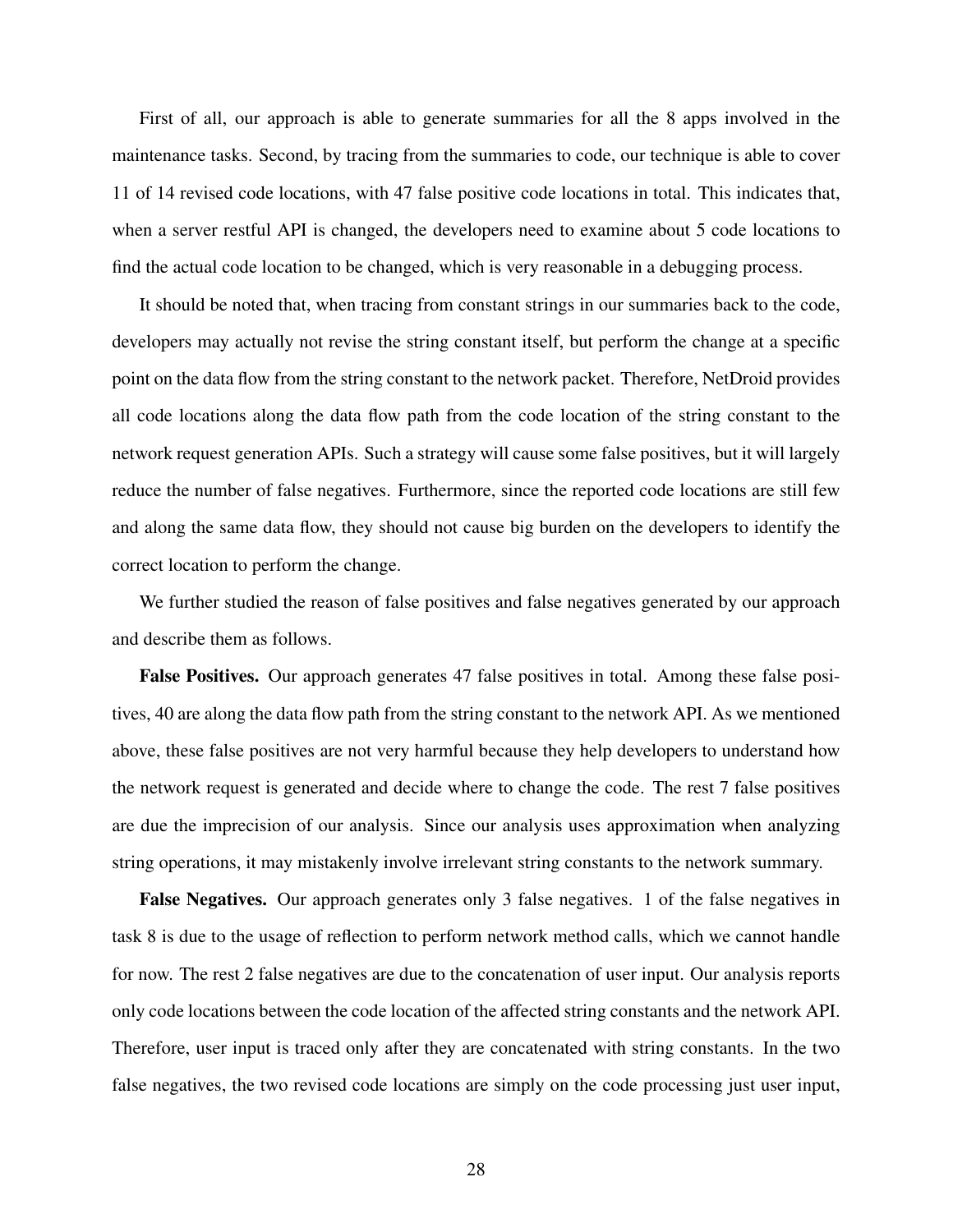First of all, our approach is able to generate summaries for all the 8 apps involved in the maintenance tasks. Second, by tracing from the summaries to code, our technique is able to cover 11 of 14 revised code locations, with 47 false positive code locations in total. This indicates that, when a server restful API is changed, the developers need to examine about 5 code locations to find the actual code location to be changed, which is very reasonable in a debugging process.

It should be noted that, when tracing from constant strings in our summaries back to the code, developers may actually not revise the string constant itself, but perform the change at a specific point on the data flow from the string constant to the network packet. Therefore, NetDroid provides all code locations along the data flow path from the code location of the string constant to the network request generation APIs. Such a strategy will cause some false positives, but it will largely reduce the number of false negatives. Furthermore, since the reported code locations are still few and along the same data flow, they should not cause big burden on the developers to identify the correct location to perform the change.

We further studied the reason of false positives and false negatives generated by our approach and describe them as follows.

**False Positives.** Our approach generates 47 false positives in total. Among these false positives, 40 are along the data flow path from the string constant to the network API. As we mentioned above, these false positives are not very harmful because they help developers to understand how the network request is generated and decide where to change the code. The rest 7 false positives are due the imprecision of our analysis. Since our analysis uses approximation when analyzing string operations, it may mistakenly involve irrelevant string constants to the network summary.

**False Negatives.** Our approach generates only 3 false negatives. 1 of the false negatives in task 8 is due to the usage of reflection to perform network method calls, which we cannot handle for now. The rest 2 false negatives are due to the concatenation of user input. Our analysis reports only code locations between the code location of the affected string constants and the network API. Therefore, user input is traced only after they are concatenated with string constants. In the two false negatives, the two revised code locations are simply on the code processing just user input,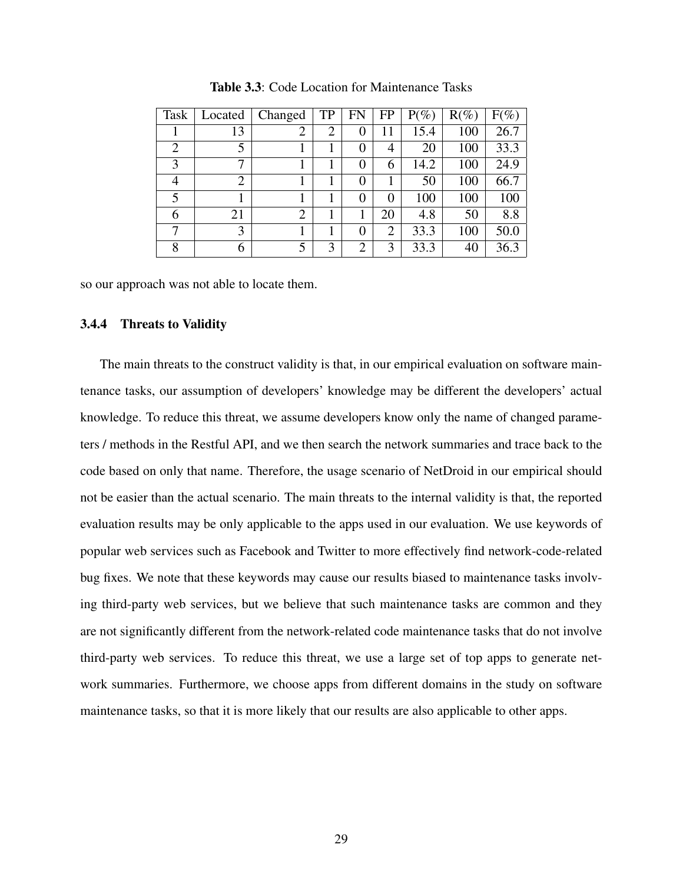**Table 3.3**: Code Location for Maintenance Tasks

| Task | Located | Changed | TP | FN | FP | P(%) | R(%) | F(%) |
|---|---|---|---|---|---|---|---|---|
| 1 | 13 | 2 | 2 | 0 | 11 | 15.4 | 100 | 26.7 |
| 2 | 5 | 1 | 1 | 0 | 4 | 20 | 100 | 33.3 |
| 3 | 7 | 1 | 1 | 0 | 6 | 14.2 | 100 | 24.9 |
| 4 | 2 | 1 | 1 | 0 | 1 | 50 | 100 | 66.7 |
| 5 | 1 | 1 | 1 | 0 | 0 | 100 | 100 | 100 |
| 6 | 21 | 2 | 1 | 1 | 20 | 4.8 | 50 | 8.8 |
| 7 | 3 | 1 | 1 | 0 | 2 | 33.3 | 100 | 50.0 |
| 8 | 6 | 5 | 3 | 2 | 3 | 33.3 | 40 | 36.3 |

so our approach was not able to locate them.

### 3.4.4 Threats to Validity

The main threats to the construct validity is that, in our empirical evaluation on software maintenance tasks, our assumption of developers' knowledge may be different the developers' actual knowledge. To reduce this threat, we assume developers know only the name of changed parameters / methods in the Restful API, and we then search the network summaries and trace back to the code based on only that name. Therefore, the usage scenario of NetDroid in our empirical should not be easier than the actual scenario. The main threats to the internal validity is that, the reported evaluation results may be only applicable to the apps used in our evaluation. We use keywords of popular web services such as Facebook and Twitter to more effectively find network-code-related bug fixes. We note that these keywords may cause our results biased to maintenance tasks involving third-party web services, but we believe that such maintenance tasks are common and they are not significantly different from the network-related code maintenance tasks that do not involve third-party web services. To reduce this threat, we use a large set of top apps to generate network summaries. Furthermore, we choose apps from different domains in the study on software maintenance tasks, so that it is more likely that our results are also applicable to other apps.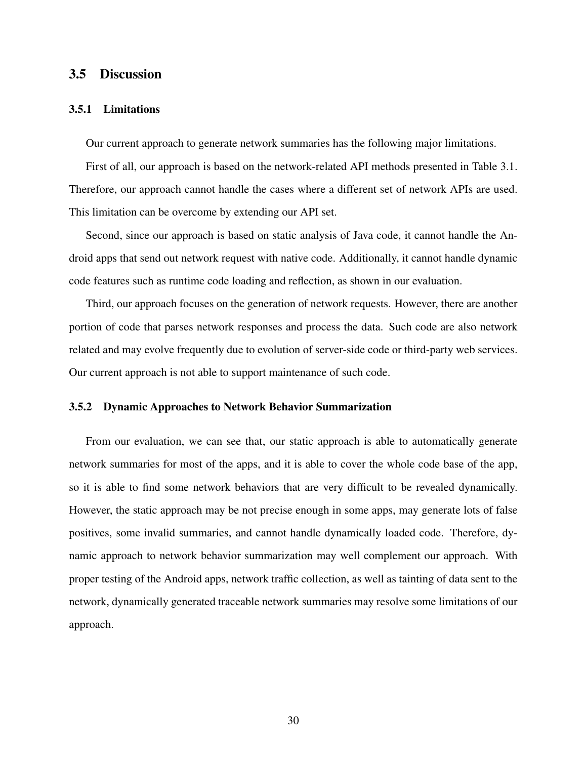## 3.5 Discussion

### 3.5.1 Limitations

Our current approach to generate network summaries has the following major limitations.

First of all, our approach is based on the network-related API methods presented in Table 3.1. Therefore, our approach cannot handle the cases where a different set of network APIs are used. This limitation can be overcome by extending our API set.

Second, since our approach is based on static analysis of Java code, it cannot handle the Android apps that send out network request with native code. Additionally, it cannot handle dynamic code features such as runtime code loading and reflection, as shown in our evaluation.

Third, our approach focuses on the generation of network requests. However, there are another portion of code that parses network responses and process the data. Such code are also network related and may evolve frequently due to evolution of server-side code or third-party web services. Our current approach is not able to support maintenance of such code.

### 3.5.2 Dynamic Approaches to Network Behavior Summarization

From our evaluation, we can see that, our static approach is able to automatically generate network summaries for most of the apps, and it is able to cover the whole code base of the app, so it is able to find some network behaviors that are very difficult to be revealed dynamically. However, the static approach may be not precise enough in some apps, may generate lots of false positives, some invalid summaries, and cannot handle dynamically loaded code. Therefore, dynamic approach to network behavior summarization may well complement our approach. With proper testing of the Android apps, network traffic collection, as well as tainting of data sent to the network, dynamically generated traceable network summaries may resolve some limitations of our approach.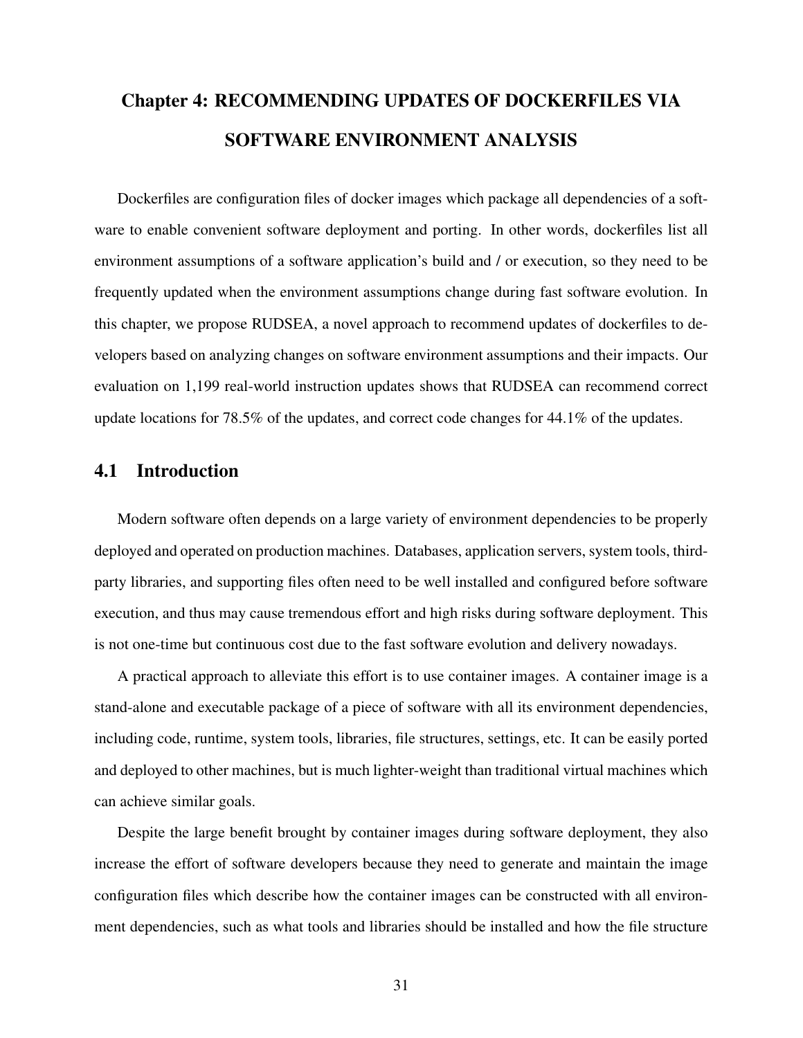# Chapter 4: RECOMMENDING UPDATES OF DOCKERFILES VIA SOFTWARE ENVIRONMENT ANALYSIS

Dockerfiles are configuration files of docker images which package all dependencies of a software to enable convenient software deployment and porting. In other words, dockerfiles list all environment assumptions of a software application's build and / or execution, so they need to be frequently updated when the environment assumptions change during fast software evolution. In this chapter, we propose RUDSEA, a novel approach to recommend updates of dockerfiles to developers based on analyzing changes on software environment assumptions and their impacts. Our evaluation on 1,199 real-world instruction updates shows that RUDSEA can recommend correct update locations for 78.5% of the updates, and correct code changes for 44.1% of the updates.

## 4.1 Introduction

Modern software often depends on a large variety of environment dependencies to be properly deployed and operated on production machines. Databases, application servers, system tools, third-party libraries, and supporting files often need to be well installed and configured before software execution, and thus may cause tremendous effort and high risks during software deployment. This is not one-time but continuous cost due to the fast software evolution and delivery nowadays.

A practical approach to alleviate this effort is to use container images. A container image is a stand-alone and executable package of a piece of software with all its environment dependencies, including code, runtime, system tools, libraries, file structures, settings, etc. It can be easily ported and deployed to other machines, but is much lighter-weight than traditional virtual machines which can achieve similar goals.

Despite the large benefit brought by container images during software deployment, they also increase the effort of software developers because they need to generate and maintain the image configuration files which describe how the container images can be constructed with all environment dependencies, such as what tools and libraries should be installed and how the file structure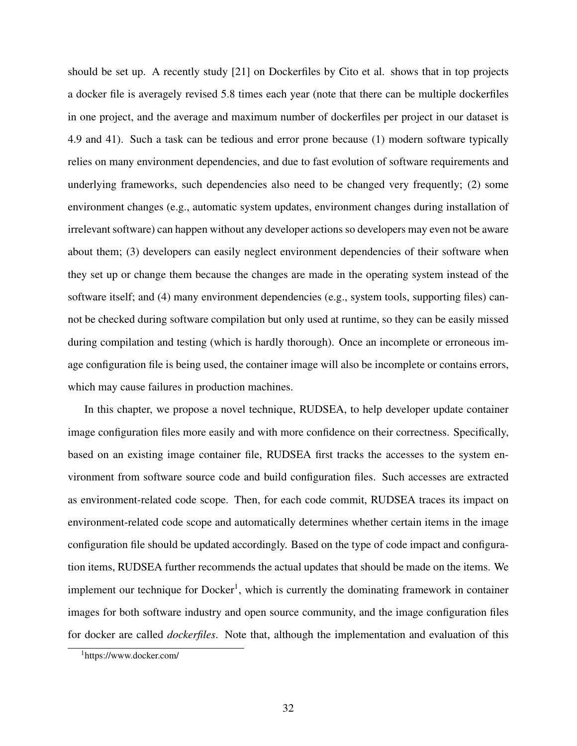should be set up. A recently study [21] on Dockerfiles by Cito et al. shows that in top projects a docker file is averagely revised 5.8 times each year (note that there can be multiple dockerfiles in one project, and the average and maximum number of dockerfiles per project in our dataset is 4.9 and 41). Such a task can be tedious and error prone because (1) modern software typically relies on many environment dependencies, and due to fast evolution of software requirements and underlying frameworks, such dependencies also need to be changed very frequently; (2) some environment changes (e.g., automatic system updates, environment changes during installation of irrelevant software) can happen without any developer actions so developers may even not be aware about them; (3) developers can easily neglect environment dependencies of their software when they set up or change them because the changes are made in the operating system instead of the software itself; and (4) many environment dependencies (e.g., system tools, supporting files) cannot be checked during software compilation but only used at runtime, so they can be easily missed during compilation and testing (which is hardly thorough). Once an incomplete or erroneous image configuration file is being used, the container image will also be incomplete or contains errors, which may cause failures in production machines.

In this chapter, we propose a novel technique, RUDSEA, to help developer update container image configuration files more easily and with more confidence on their correctness. Specifically, based on an existing image container file, RUDSEA first tracks the accesses to the system environment from software source code and build configuration files. Such accesses are extracted as environment-related code scope. Then, for each code commit, RUDSEA traces its impact on environment-related code scope and automatically determines whether certain items in the image configuration file should be updated accordingly. Based on the type of code impact and configuration items, RUDSEA further recommends the actual updates that should be made on the items. We implement our technique for Docker[1], which is currently the dominating framework in container images for both software industry and open source community, and the image configuration files for docker are called *dockerfiles*. Note that, although the implementation and evaluation of this

[1]https://www.docker.com/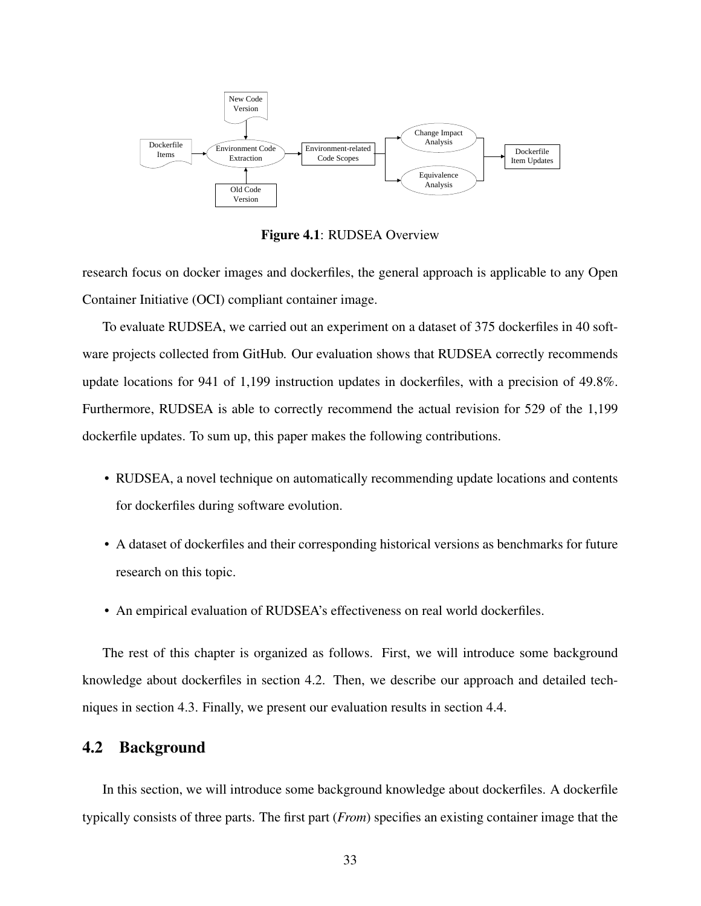**Figure 4.1**: RUDSEA Overview

research focus on docker images and dockerfiles, the general approach is applicable to any Open Container Initiative (OCI) compliant container image.

To evaluate RUDSEA, we carried out an experiment on a dataset of 375 dockerfiles in 40 software projects collected from GitHub. Our evaluation shows that RUDSEA correctly recommends update locations for 941 of 1,199 instruction updates in dockerfiles, with a precision of 49.8%. Furthermore, RUDSEA is able to correctly recommend the actual revision for 529 of the 1,199 dockerfile updates. To sum up, this paper makes the following contributions.

- RUDSEA, a novel technique on automatically recommending update locations and contents for dockerfiles during software evolution.
- A dataset of dockerfiles and their corresponding historical versions as benchmarks for future research on this topic.
- An empirical evaluation of RUDSEA's effectiveness on real world dockerfiles.

The rest of this chapter is organized as follows. First, we will introduce some background knowledge about dockerfiles in section 4.2. Then, we describe our approach and detailed techniques in section 4.3. Finally, we present our evaluation results in section 4.4.

## 4.2 Background

In this section, we will introduce some background knowledge about dockerfiles. A dockerfile typically consists of three parts. The first part (*From*) specifies an existing container image that the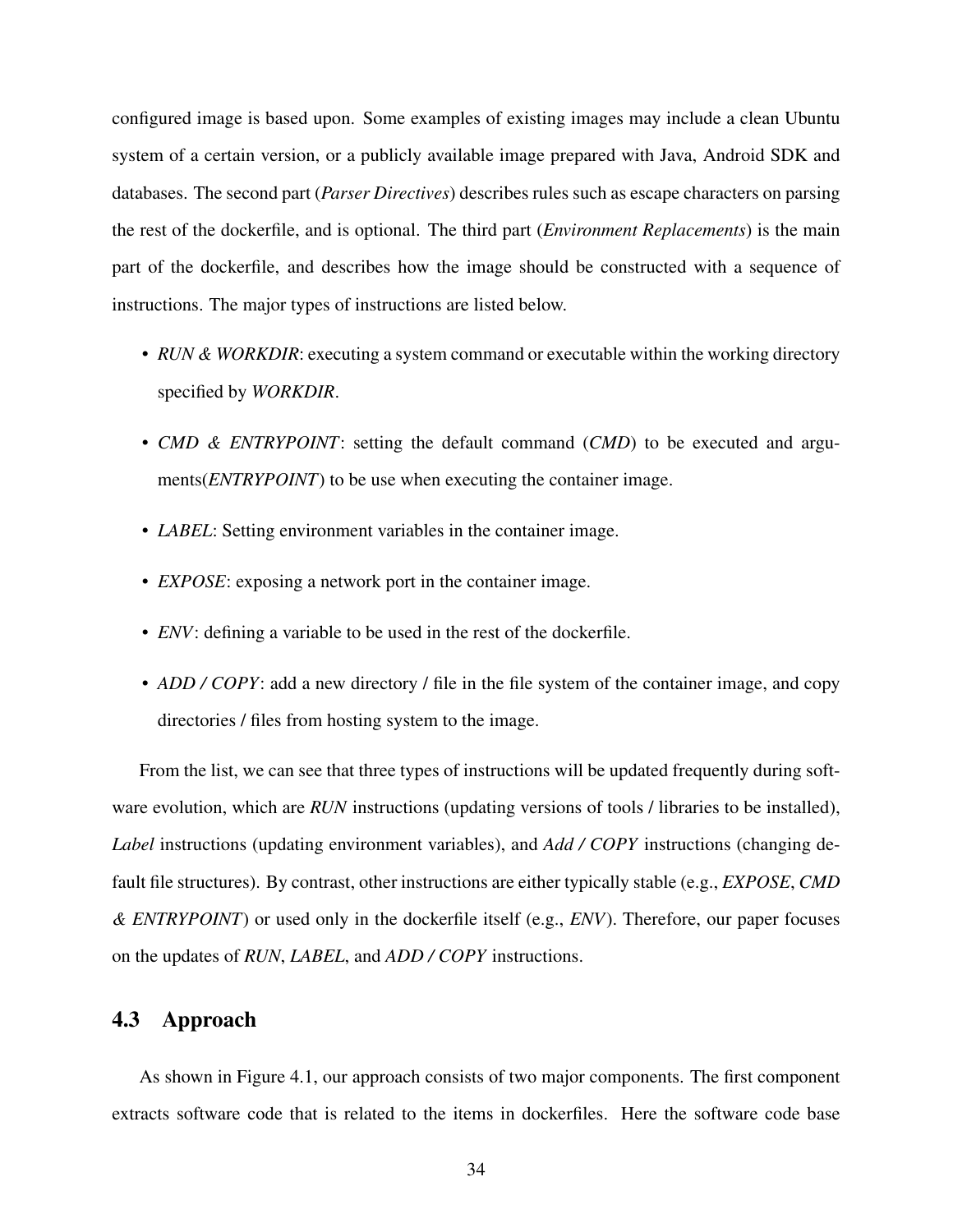configured image is based upon. Some examples of existing images may include a clean Ubuntu system of a certain version, or a publicly available image prepared with Java, Android SDK and databases. The second part (*Parser Directives*) describes rules such as escape characters on parsing the rest of the dockerfile, and is optional. The third part (*Environment Replacements*) is the main part of the dockerfile, and describes how the image should be constructed with a sequence of instructions. The major types of instructions are listed below.

- *RUN & WORKDIR*: executing a system command or executable within the working directory specified by *WORKDIR*.
- *CMD & ENTRYPOINT*: setting the default command (*CMD*) to be executed and arguments(*ENTRYPOINT*) to be use when executing the container image.
- *LABEL*: Setting environment variables in the container image.
- *EXPOSE*: exposing a network port in the container image.
- *ENV*: defining a variable to be used in the rest of the dockerfile.
- *ADD / COPY*: add a new directory / file in the file system of the container image, and copy directories / files from hosting system to the image.

From the list, we can see that three types of instructions will be updated frequently during software evolution, which are *RUN* instructions (updating versions of tools / libraries to be installed), *Label* instructions (updating environment variables), and *Add / COPY* instructions (changing default file structures). By contrast, other instructions are either typically stable (e.g., *EXPOSE*, *CMD & ENTRYPOINT*) or used only in the dockerfile itself (e.g., *ENV*). Therefore, our paper focuses on the updates of *RUN*, *LABEL*, and *ADD / COPY* instructions.

## 4.3 Approach

As shown in Figure 4.1, our approach consists of two major components. The first component extracts software code that is related to the items in dockerfiles. Here the software code base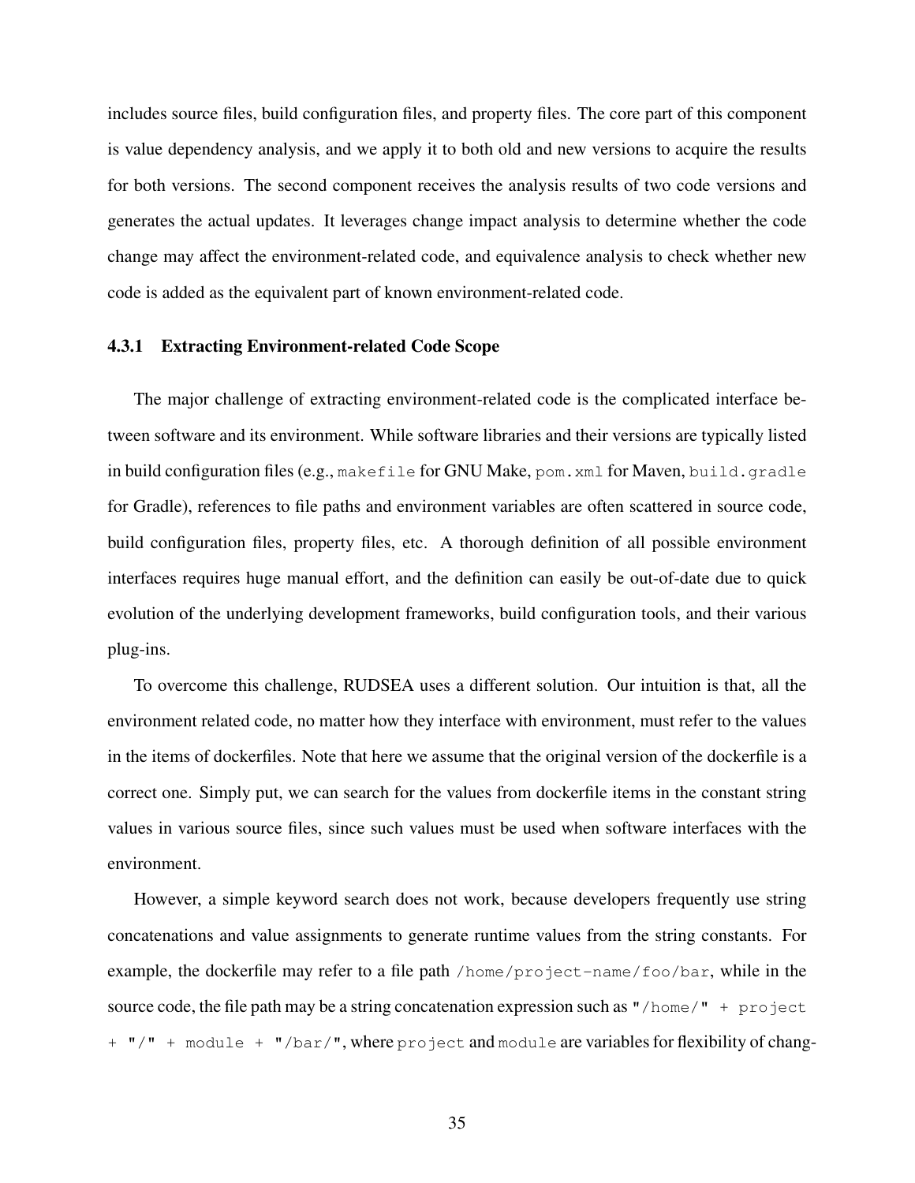includes source files, build configuration files, and property files. The core part of this component is value dependency analysis, and we apply it to both old and new versions to acquire the results for both versions. The second component receives the analysis results of two code versions and generates the actual updates. It leverages change impact analysis to determine whether the code change may affect the environment-related code, and equivalence analysis to check whether new code is added as the equivalent part of known environment-related code.

### 4.3.1 Extracting Environment-related Code Scope

The major challenge of extracting environment-related code is the complicated interface between software and its environment. While software libraries and their versions are typically listed in build configuration files (e.g., `makefile` for GNU Make, `pom.xml` for Maven, `build.gradle` for Gradle), references to file paths and environment variables are often scattered in source code, build configuration files, property files, etc. A thorough definition of all possible environment interfaces requires huge manual effort, and the definition can easily be out-of-date due to quick evolution of the underlying development frameworks, build configuration tools, and their various plug-ins.

To overcome this challenge, RUDSEA uses a different solution. Our intuition is that, all the environment related code, no matter how they interface with environment, must refer to the values in the items of dockerfiles. Note that here we assume that the original version of the dockerfile is a correct one. Simply put, we can search for the values from dockerfile items in the constant string values in various source files, since such values must be used when software interfaces with the environment.

However, a simple keyword search does not work, because developers frequently use string concatenations and value assignments to generate runtime values from the string constants. For example, the dockerfile may refer to a file path `/home/project-name/foo/bar`, while in the source code, the file path may be a string concatenation expression such as `"/home/" + project + "/" + module + "/bar/"`, where `project` and `module` are variables for flexibility of chang-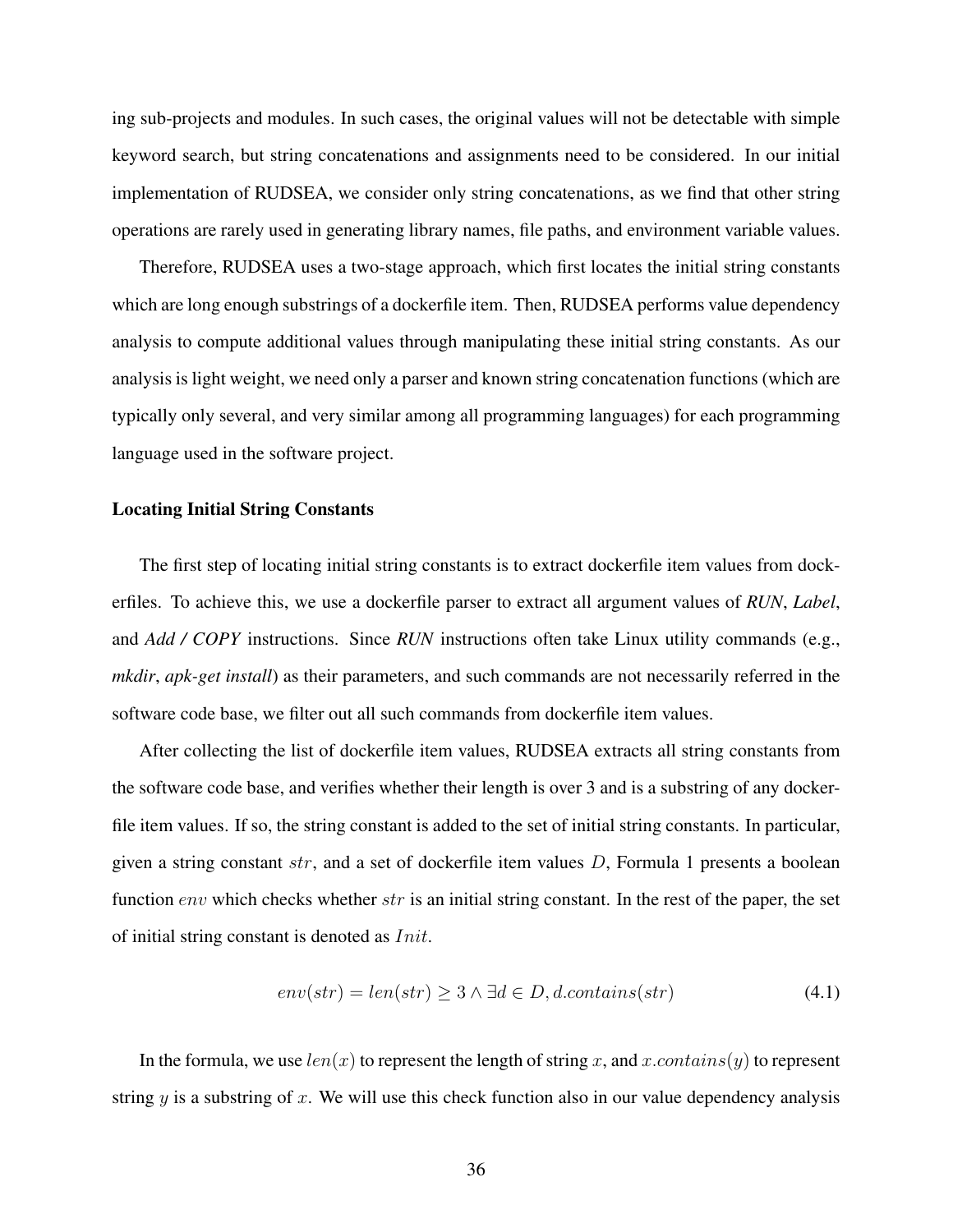ing sub-projects and modules. In such cases, the original values will not be detectable with simple keyword search, but string concatenations and assignments need to be considered. In our initial implementation of RUDSEA, we consider only string concatenations, as we find that other string operations are rarely used in generating library names, file paths, and environment variable values.

Therefore, RUDSEA uses a two-stage approach, which first locates the initial string constants which are long enough substrings of a dockerfile item. Then, RUDSEA performs value dependency analysis to compute additional values through manipulating these initial string constants. As our analysis is light weight, we need only a parser and known string concatenation functions (which are typically only several, and very similar among all programming languages) for each programming language used in the software project.

#### Locating Initial String Constants

The first step of locating initial string constants is to extract dockerfile item values from dockerfiles. To achieve this, we use a dockerfile parser to extract all argument values of ***RUN***, ***Label***, and ***Add / COPY*** instructions. Since ***RUN*** instructions often take Linux utility commands (e.g., *mkdir*, *apk-get install*) as their parameters, and such commands are not necessarily referred in the software code base, we filter out all such commands from dockerfile item values.

After collecting the list of dockerfile item values, RUDSEA extracts all string constants from the software code base, and verifies whether their length is over 3 and is a substring of any dockerfile item values. If so, the string constant is added to the set of initial string constants. In particular, given a string constant $str$, and a set of dockerfile item values $D$, Formula 1 presents a boolean function $env$ which checks whether $str$ is an initial string constant. In the rest of the paper, the set of initial string constant is denoted as $Init$.

$$env(str) = len(str) \geq 3 \wedge \exists d \in D, d.contains(str) \tag{4.1}$$

In the formula, we use $len(x)$ to represent the length of string $x$, and $x.contains(y)$ to represent string $y$ is a substring of $x$. We will use this check function also in our value dependency analysis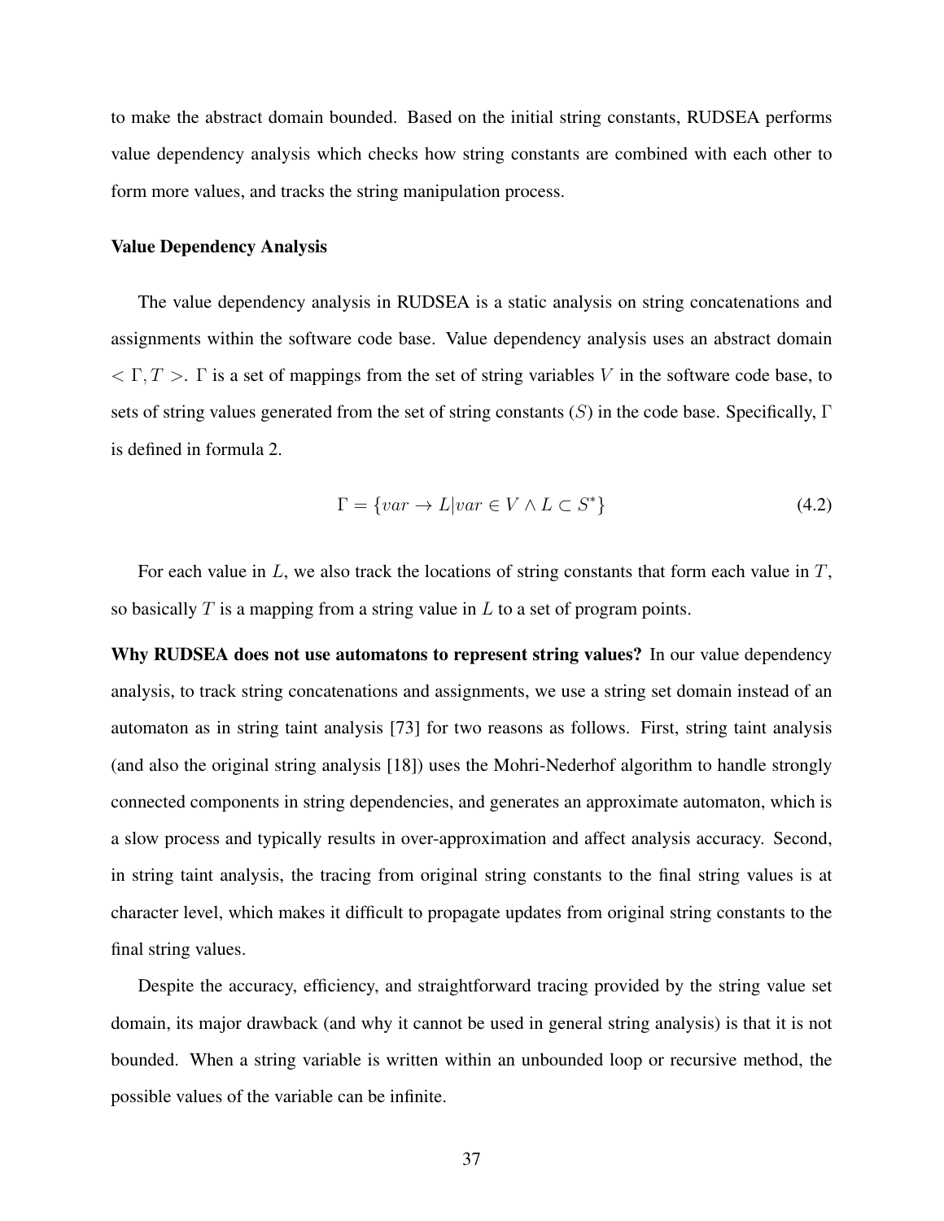to make the abstract domain bounded. Based on the initial string constants, RUDSEA performs value dependency analysis which checks how string constants are combined with each other to form more values, and tracks the string manipulation process.

#### Value Dependency Analysis

The value dependency analysis in RUDSEA is a static analysis on string concatenations and assignments within the software code base. Value dependency analysis uses an abstract domain $< \Gamma, T >$. $\Gamma$ is a set of mappings from the set of string variables $V$ in the software code base, to sets of string values generated from the set of string constants ($S$) in the code base. Specifically, $\Gamma$ is defined in formula 2.

$$\Gamma = \{var \rightarrow L | var \in V \wedge L \subset S^*\} \tag{4.2}$$

For each value in $L$, we also track the locations of string constants that form each value in $T$, so basically $T$ is a mapping from a string value in $L$ to a set of program points.

**Why RUDSEA does not use automatons to represent string values?** In our value dependency analysis, to track string concatenations and assignments, we use a string set domain instead of an automaton as in string taint analysis [73] for two reasons as follows. First, string taint analysis (and also the original string analysis [18]) uses the Mohri-Nederhof algorithm to handle strongly connected components in string dependencies, and generates an approximate automaton, which is a slow process and typically results in over-approximation and affect analysis accuracy. Second, in string taint analysis, the tracing from original string constants to the final string values is at character level, which makes it difficult to propagate updates from original string constants to the final string values.

Despite the accuracy, efficiency, and straightforward tracing provided by the string value set domain, its major drawback (and why it cannot be used in general string analysis) is that it is not bounded. When a string variable is written within an unbounded loop or recursive method, the possible values of the variable can be infinite.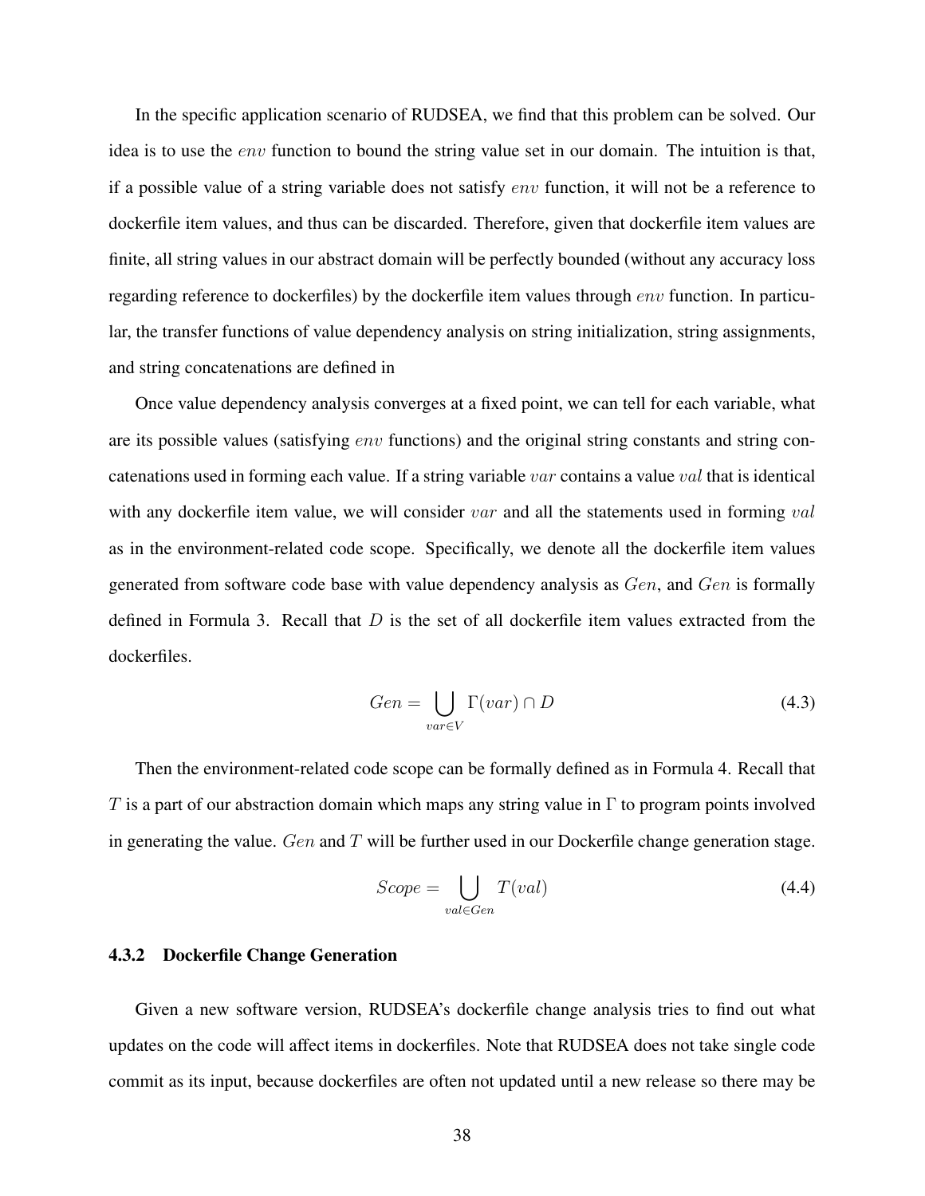In the specific application scenario of RUDSEA, we find that this problem can be solved. Our idea is to use the $env$ function to bound the string value set in our domain. The intuition is that, if a possible value of a string variable does not satisfy $env$ function, it will not be a reference to dockerfile item values, and thus can be discarded. Therefore, given that dockerfile item values are finite, all string values in our abstract domain will be perfectly bounded (without any accuracy loss regarding reference to dockerfiles) by the dockerfile item values through $env$ function. In particular, the transfer functions of value dependency analysis on string initialization, string assignments, and string concatenations are defined in

Once value dependency analysis converges at a fixed point, we can tell for each variable, what are its possible values (satisfying $env$ functions) and the original string constants and string concatenations used in forming each value. If a string variable $var$ contains a value $val$ that is identical with any dockerfile item value, we will consider $var$ and all the statements used in forming $val$ as in the environment-related code scope. Specifically, we denote all the dockerfile item values generated from software code base with value dependency analysis as $Gen$, and $Gen$ is formally defined in Formula 3. Recall that $D$ is the set of all dockerfile item values extracted from the dockerfiles.

$$Gen = \bigcup_{var \in V} \Gamma(var) \cap D \tag{4.3}$$

Then the environment-related code scope can be formally defined as in Formula 4. Recall that $T$ is a part of our abstraction domain which maps any string value in $\Gamma$ to program points involved in generating the value. $Gen$ and $T$ will be further used in our Dockerfile change generation stage.

$$Scope = \bigcup_{val \in Gen} T(val) \tag{4.4}$$

### 4.3.2 Dockerfile Change Generation

Given a new software version, RUDSEA's dockerfile change analysis tries to find out what updates on the code will affect items in dockerfiles. Note that RUDSEA does not take single code commit as its input, because dockerfiles are often not updated until a new release so there may be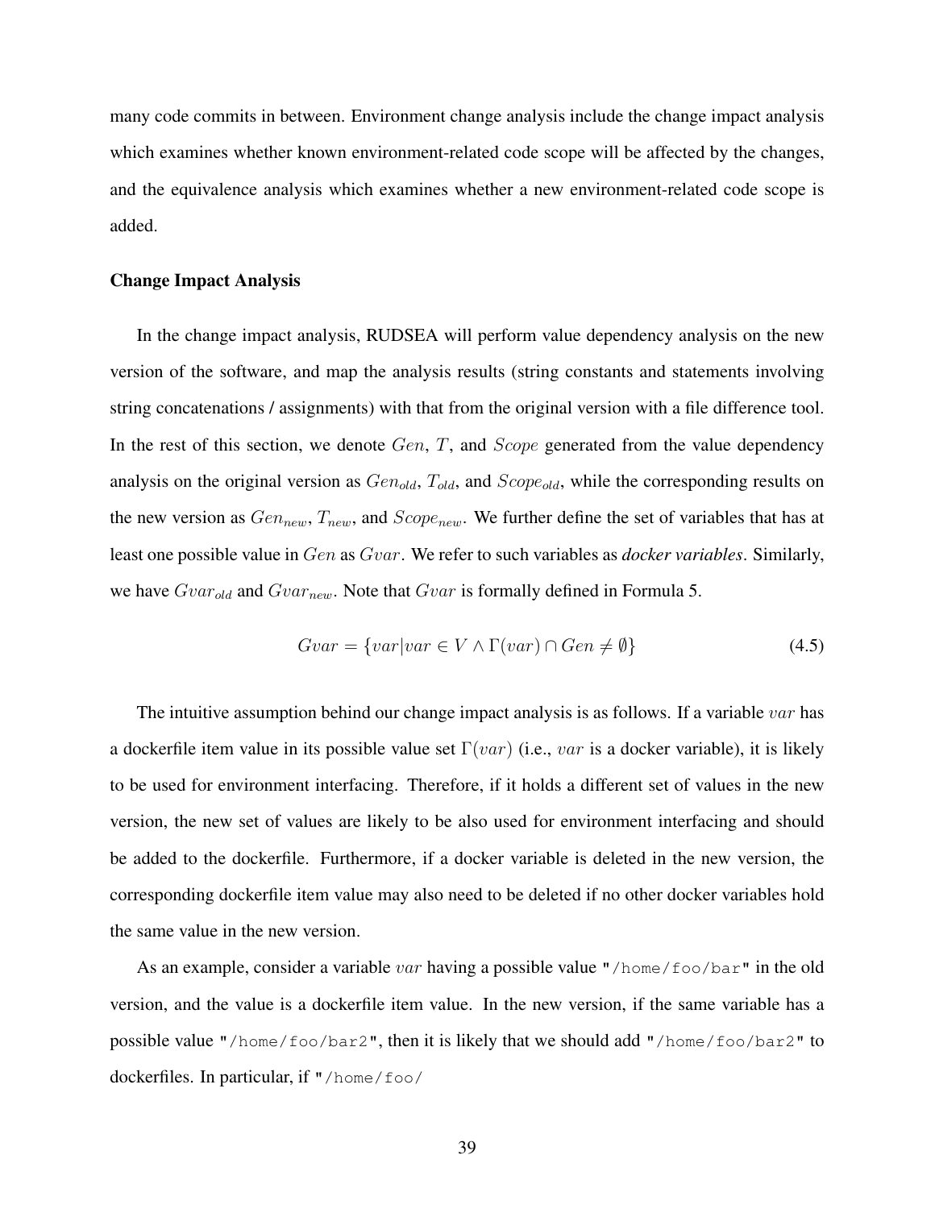many code commits in between. Environment change analysis include the change impact analysis which examines whether known environment-related code scope will be affected by the changes, and the equivalence analysis which examines whether a new environment-related code scope is added.

### Change Impact Analysis

In the change impact analysis, RUDSEA will perform value dependency analysis on the new version of the software, and map the analysis results (string constants and statements involving string concatenations / assignments) with that from the original version with a file difference tool. In the rest of this section, we denote $Gen$, $T$, and $Scope$ generated from the value dependency analysis on the original version as $Gen_{old}$, $T_{old}$, and $Scope_{old}$, while the corresponding results on the new version as $Gen_{new}$, $T_{new}$, and $Scope_{new}$. We further define the set of variables that has at least one possible value in $Gen$ as $Gvar$. We refer to such variables as *docker variables*. Similarly, we have $Gvar_{old}$ and $Gvar_{new}$. Note that $Gvar$ is formally defined in Formula 5.

$$Gvar = \{var | var \in V \wedge \Gamma(var) \cap Gen \neq \emptyset\} \tag{4.5}$$

The intuitive assumption behind our change impact analysis is as follows. If a variable $var$ has a dockerfile item value in its possible value set $\Gamma(var)$ (i.e., $var$ is a docker variable), it is likely to be used for environment interfacing. Therefore, if it holds a different set of values in the new version, the new set of values are likely to be also used for environment interfacing and should be added to the dockerfile. Furthermore, if a docker variable is deleted in the new version, the corresponding dockerfile item value may also need to be deleted if no other docker variables hold the same value in the new version.

As an example, consider a variable $var$ having a possible value `"/home/foo/bar"` in the old version, and the value is a dockerfile item value. In the new version, if the same variable has a possible value `"/home/foo/bar2"`, then it is likely that we should add `"/home/foo/bar2"` to dockerfiles. In particular, if `"/home/foo/`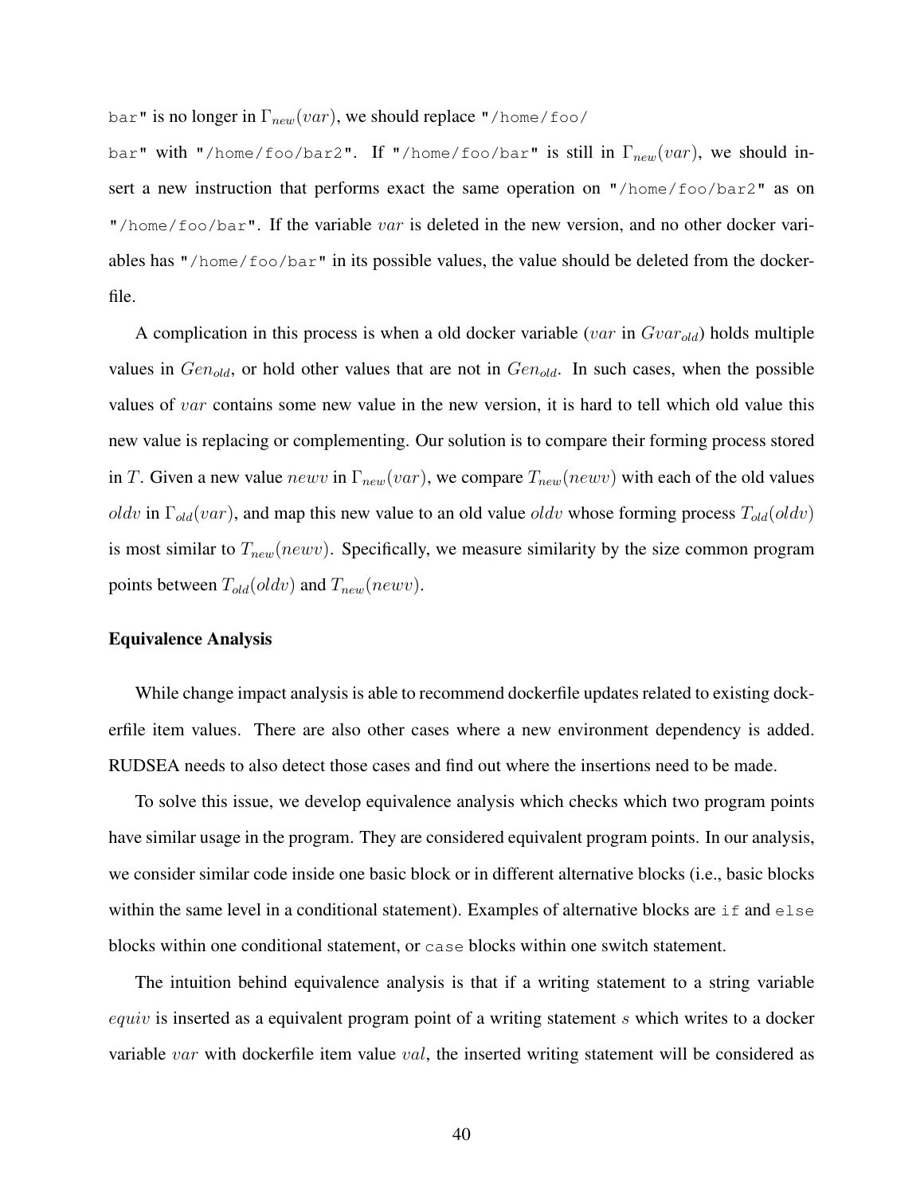bar" is no longer in $\Gamma_{new}(var)$, we should replace "/home/foo/bar" with "/home/foo/bar2". If "/home/foo/bar" is still in $\Gamma_{new}(var)$, we should insert a new instruction that performs exact the same operation on "/home/foo/bar2" as on "/home/foo/bar". If the variable $var$ is deleted in the new version, and no other docker variables has "/home/foo/bar" in its possible values, the value should be deleted from the dockerfile.

A complication in this process is when a old docker variable ($var$ in $Gvar_{old}$) holds multiple values in $Gen_{old}$, or hold other values that are not in $Gen_{old}$. In such cases, when the possible values of $var$ contains some new value in the new version, it is hard to tell which old value this new value is replacing or complementing. Our solution is to compare their forming process stored in $T$. Given a new value $newv$ in $\Gamma_{new}(var)$, we compare $T_{new}(newv)$ with each of the old values $oldv$ in $\Gamma_{old}(var)$, and map this new value to an old value $oldv$ whose forming process $T_{old}(oldv)$ is most similar to $T_{new}(newv)$. Specifically, we measure similarity by the size common program points between $T_{old}(oldv)$ and $T_{new}(newv)$.

**Equivalence Analysis**

While change impact analysis is able to recommend dockerfile updates related to existing dockerfile item values. There are also other cases where a new environment dependency is added. RUDSEA needs to also detect those cases and find out where the insertions need to be made.

To solve this issue, we develop equivalence analysis which checks which two program points have similar usage in the program. They are considered equivalent program points. In our analysis, we consider similar code inside one basic block or in different alternative blocks (i.e., basic blocks within the same level in a conditional statement). Examples of alternative blocks are `if` and `else` blocks within one conditional statement, or `case` blocks within one switch statement.

The intuition behind equivalence analysis is that if a writing statement to a string variable $equiv$ is inserted as a equivalent program point of a writing statement $s$ which writes to a docker variable $var$ with dockerfile item value $val$, the inserted writing statement will be considered as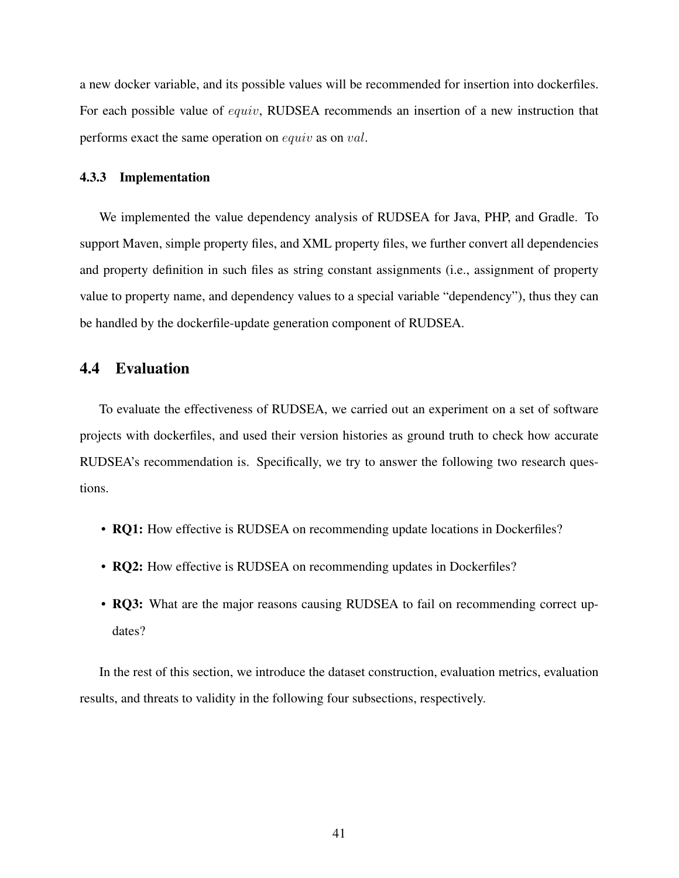a new docker variable, and its possible values will be recommended for insertion into dockerfiles. For each possible value of $equiv$, RUDSEA recommends an insertion of a new instruction that performs exact the same operation on $equiv$ as on $val$.

### 4.3.3 Implementation

We implemented the value dependency analysis of RUDSEA for Java, PHP, and Gradle. To support Maven, simple property files, and XML property files, we further convert all dependencies and property definition in such files as string constant assignments (i.e., assignment of property value to property name, and dependency values to a special variable "dependency"), thus they can be handled by the dockerfile-update generation component of RUDSEA.

## 4.4 Evaluation

To evaluate the effectiveness of RUDSEA, we carried out an experiment on a set of software projects with dockerfiles, and used their version histories as ground truth to check how accurate RUDSEA's recommendation is. Specifically, we try to answer the following two research questions.

- **RQ1:** How effective is RUDSEA on recommending update locations in Dockerfiles?
- **RQ2:** How effective is RUDSEA on recommending updates in Dockerfiles?
- **RQ3:** What are the major reasons causing RUDSEA to fail on recommending correct updates?

In the rest of this section, we introduce the dataset construction, evaluation metrics, evaluation results, and threats to validity in the following four subsections, respectively.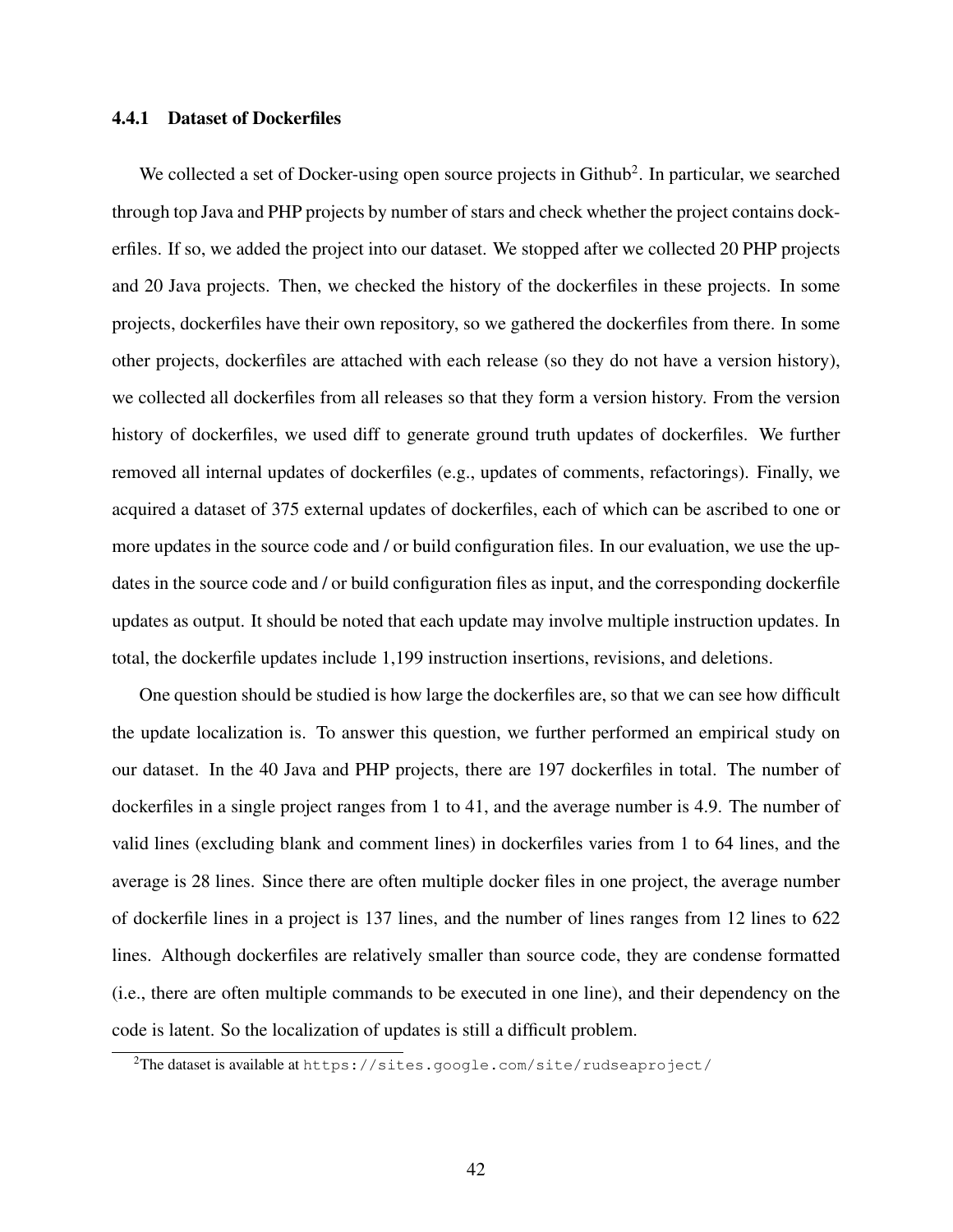### 4.4.1 Dataset of Dockerfiles

We collected a set of Docker-using open source projects in Github[2]. In particular, we searched through top Java and PHP projects by number of stars and check whether the project contains dockerfiles. If so, we added the project into our dataset. We stopped after we collected 20 PHP projects and 20 Java projects. Then, we checked the history of the dockerfiles in these projects. In some projects, dockerfiles have their own repository, so we gathered the dockerfiles from there. In some other projects, dockerfiles are attached with each release (so they do not have a version history), we collected all dockerfiles from all releases so that they form a version history. From the version history of dockerfiles, we used diff to generate ground truth updates of dockerfiles. We further removed all internal updates of dockerfiles (e.g., updates of comments, refactorings). Finally, we acquired a dataset of 375 external updates of dockerfiles, each of which can be ascribed to one or more updates in the source code and / or build configuration files. In our evaluation, we use the updates in the source code and / or build configuration files as input, and the corresponding dockerfile updates as output. It should be noted that each update may involve multiple instruction updates. In total, the dockerfile updates include 1,199 instruction insertions, revisions, and deletions.

One question should be studied is how large the dockerfiles are, so that we can see how difficult the update localization is. To answer this question, we further performed an empirical study on our dataset. In the 40 Java and PHP projects, there are 197 dockerfiles in total. The number of dockerfiles in a single project ranges from 1 to 41, and the average number is 4.9. The number of valid lines (excluding blank and comment lines) in dockerfiles varies from 1 to 64 lines, and the average is 28 lines. Since there are often multiple docker files in one project, the average number of dockerfile lines in a project is 137 lines, and the number of lines ranges from 12 lines to 622 lines. Although dockerfiles are relatively smaller than source code, they are condense formatted (i.e., there are often multiple commands to be executed in one line), and their dependency on the code is latent. So the localization of updates is still a difficult problem.

[2]The dataset is available at `https://sites.google.com/site/rudseaproject/`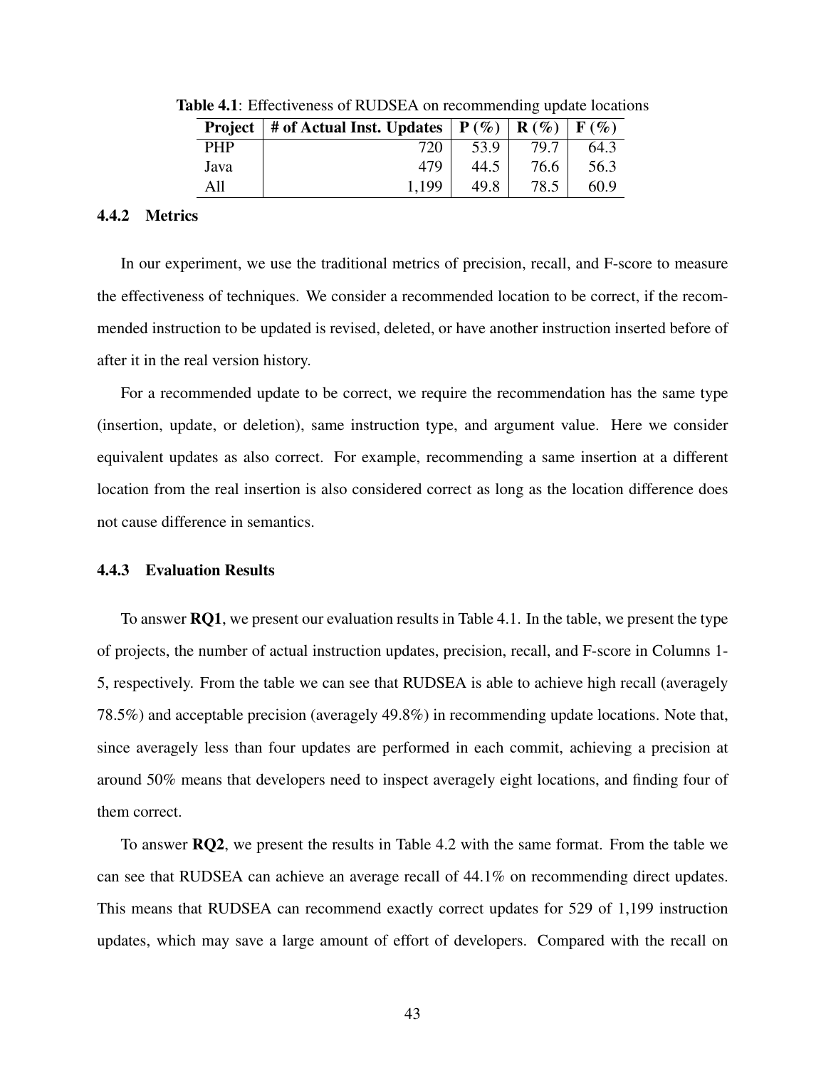**Table 4.1**: Effectiveness of RUDSEA on recommending update locations

| Project | # of Actual Inst. Updates | P (%) | R (%) | F (%) |
|---|---|---|---|---|
| PHP | 720 | 53.9 | 79.7 | 64.3 |
| Java | 479 | 44.5 | 76.6 | 56.3 |
| All | 1,199 | 49.8 | 78.5 | 60.9 |

### 4.4.2 Metrics

In our experiment, we use the traditional metrics of precision, recall, and F-score to measure the effectiveness of techniques. We consider a recommended location to be correct, if the recommended instruction to be updated is revised, deleted, or have another instruction inserted before of after it in the real version history.

For a recommended update to be correct, we require the recommendation has the same type (insertion, update, or deletion), same instruction type, and argument value. Here we consider equivalent updates as also correct. For example, recommending a same insertion at a different location from the real insertion is also considered correct as long as the location difference does not cause difference in semantics.

### 4.4.3 Evaluation Results

To answer **RQ1**, we present our evaluation results in Table 4.1. In the table, we present the type of projects, the number of actual instruction updates, precision, recall, and F-score in Columns 1-5, respectively. From the table we can see that RUDSEA is able to achieve high recall (averagely 78.5%) and acceptable precision (averagely 49.8%) in recommending update locations. Note that, since averagely less than four updates are performed in each commit, achieving a precision at around 50% means that developers need to inspect averagely eight locations, and finding four of them correct.

To answer **RQ2**, we present the results in Table 4.2 with the same format. From the table we can see that RUDSEA can achieve an average recall of 44.1% on recommending direct updates. This means that RUDSEA can recommend exactly correct updates for 529 of 1,199 instruction updates, which may save a large amount of effort of developers. Compared with the recall on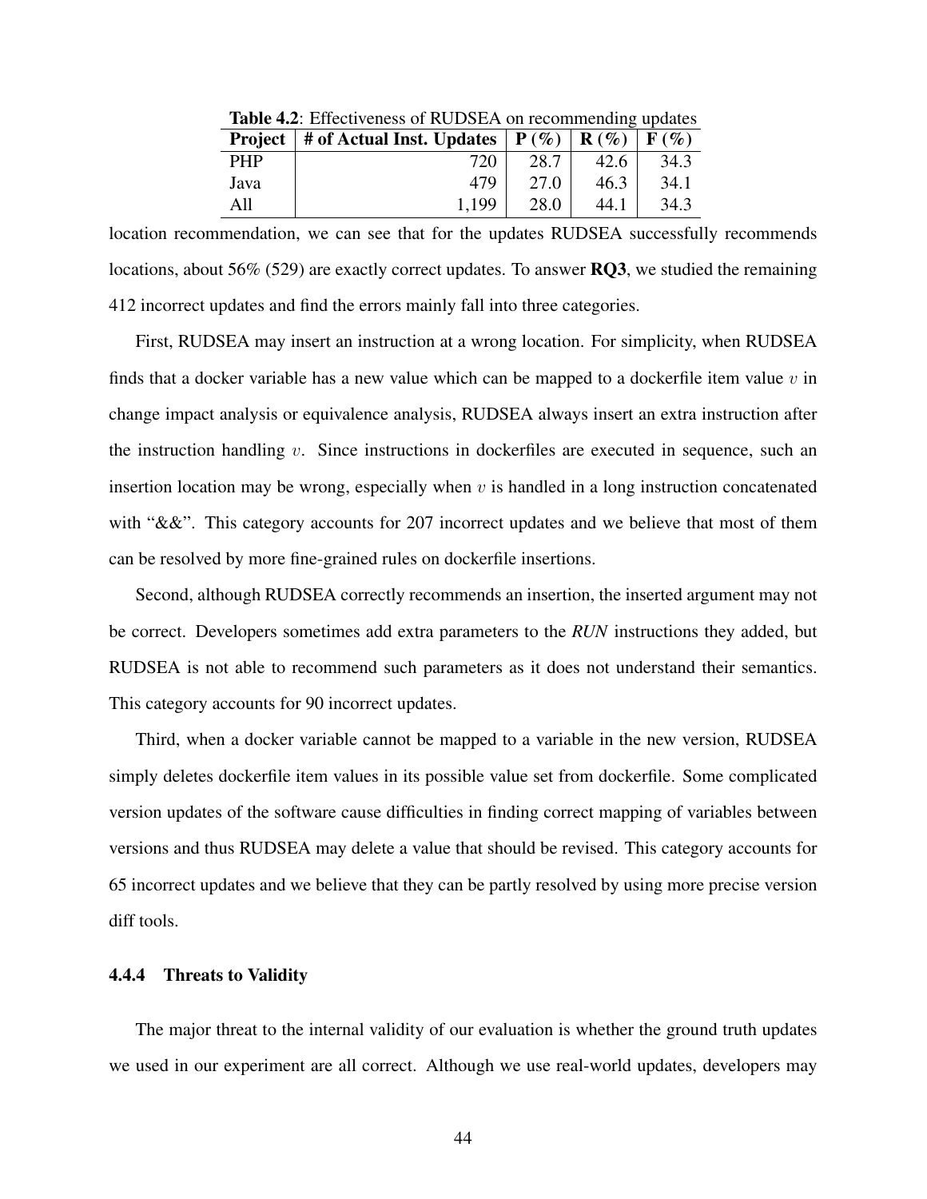Table 4.2: Effectiveness of RUDSEA on recommending updates

| Project | # of Actual Inst. Updates | P (%) | R (%) | F (%) |
|---|---|---|---|---|
| PHP | 720 | 28.7 | 42.6 | 34.3 |
| Java | 479 | 27.0 | 46.3 | 34.1 |
| All | 1,199 | 28.0 | 44.1 | 34.3 |

location recommendation, we can see that for the updates RUDSEA successfully recommends locations, about 56% (529) are exactly correct updates. To answer **RQ3**, we studied the remaining 412 incorrect updates and find the errors mainly fall into three categories.

First, RUDSEA may insert an instruction at a wrong location. For simplicity, when RUDSEA finds that a docker variable has a new value which can be mapped to a dockerfile item value $v$ in change impact analysis or equivalence analysis, RUDSEA always insert an extra instruction after the instruction handling $v$. Since instructions in dockerfiles are executed in sequence, such an insertion location may be wrong, especially when $v$ is handled in a long instruction concatenated with "&&". This category accounts for 207 incorrect updates and we believe that most of them can be resolved by more fine-grained rules on dockerfile insertions.

Second, although RUDSEA correctly recommends an insertion, the inserted argument may not be correct. Developers sometimes add extra parameters to the *RUN* instructions they added, but RUDSEA is not able to recommend such parameters as it does not understand their semantics. This category accounts for 90 incorrect updates.

Third, when a docker variable cannot be mapped to a variable in the new version, RUDSEA simply deletes dockerfile item values in its possible value set from dockerfile. Some complicated version updates of the software cause difficulties in finding correct mapping of variables between versions and thus RUDSEA may delete a value that should be revised. This category accounts for 65 incorrect updates and we believe that they can be partly resolved by using more precise version diff tools.

### 4.4.4 Threats to Validity

The major threat to the internal validity of our evaluation is whether the ground truth updates we used in our experiment are all correct. Although we use real-world updates, developers may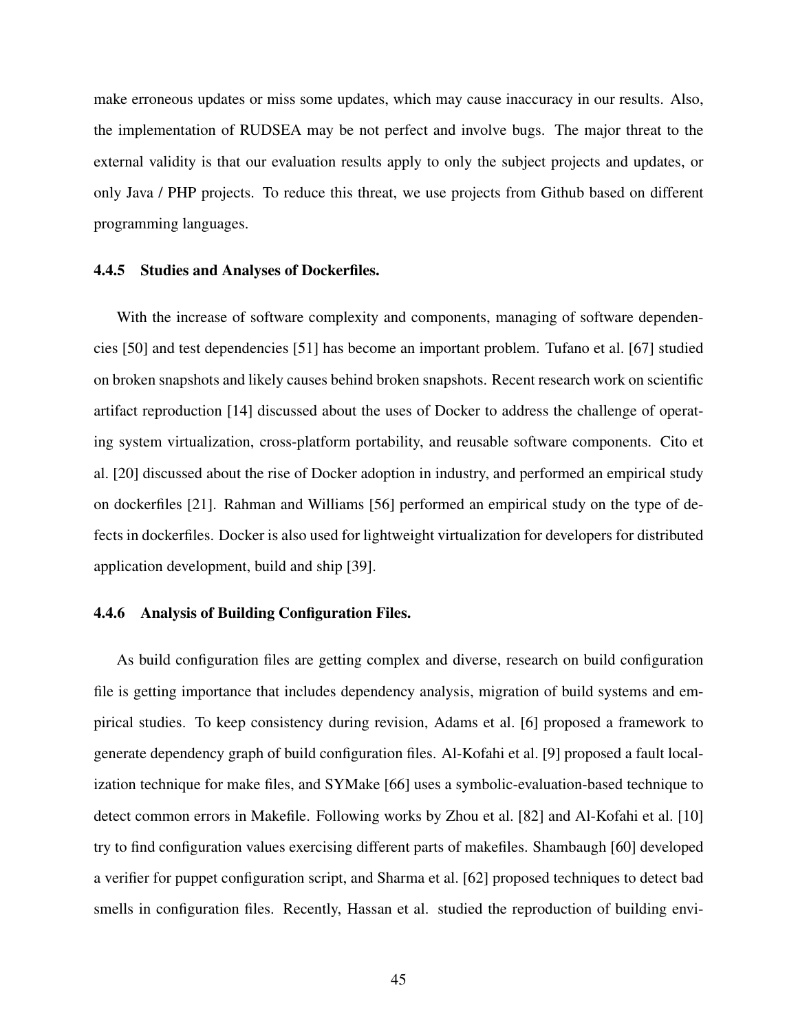make erroneous updates or miss some updates, which may cause inaccuracy in our results. Also, the implementation of RUDSEA may be not perfect and involve bugs. The major threat to the external validity is that our evaluation results apply to only the subject projects and updates, or only Java / PHP projects. To reduce this threat, we use projects from Github based on different programming languages.

### 4.4.5 Studies and Analyses of Dockerfiles.

With the increase of software complexity and components, managing of software dependencies [50] and test dependencies [51] has become an important problem. Tufano et al. [67] studied on broken snapshots and likely causes behind broken snapshots. Recent research work on scientific artifact reproduction [14] discussed about the uses of Docker to address the challenge of operating system virtualization, cross-platform portability, and reusable software components. Cito et al. [20] discussed about the rise of Docker adoption in industry, and performed an empirical study on dockerfiles [21]. Rahman and Williams [56] performed an empirical study on the type of defects in dockerfiles. Docker is also used for lightweight virtualization for developers for distributed application development, build and ship [39].

### 4.4.6 Analysis of Building Configuration Files.

As build configuration files are getting complex and diverse, research on build configuration file is getting importance that includes dependency analysis, migration of build systems and empirical studies. To keep consistency during revision, Adams et al. [6] proposed a framework to generate dependency graph of build configuration files. Al-Kofahi et al. [9] proposed a fault localization technique for make files, and SYMake [66] uses a symbolic-evaluation-based technique to detect common errors in Makefile. Following works by Zhou et al. [82] and Al-Kofahi et al. [10] try to find configuration values exercising different parts of makefiles. Shambaugh [60] developed a verifier for puppet configuration script, and Sharma et al. [62] proposed techniques to detect bad smells in configuration files. Recently, Hassan et al. studied the reproduction of building envi-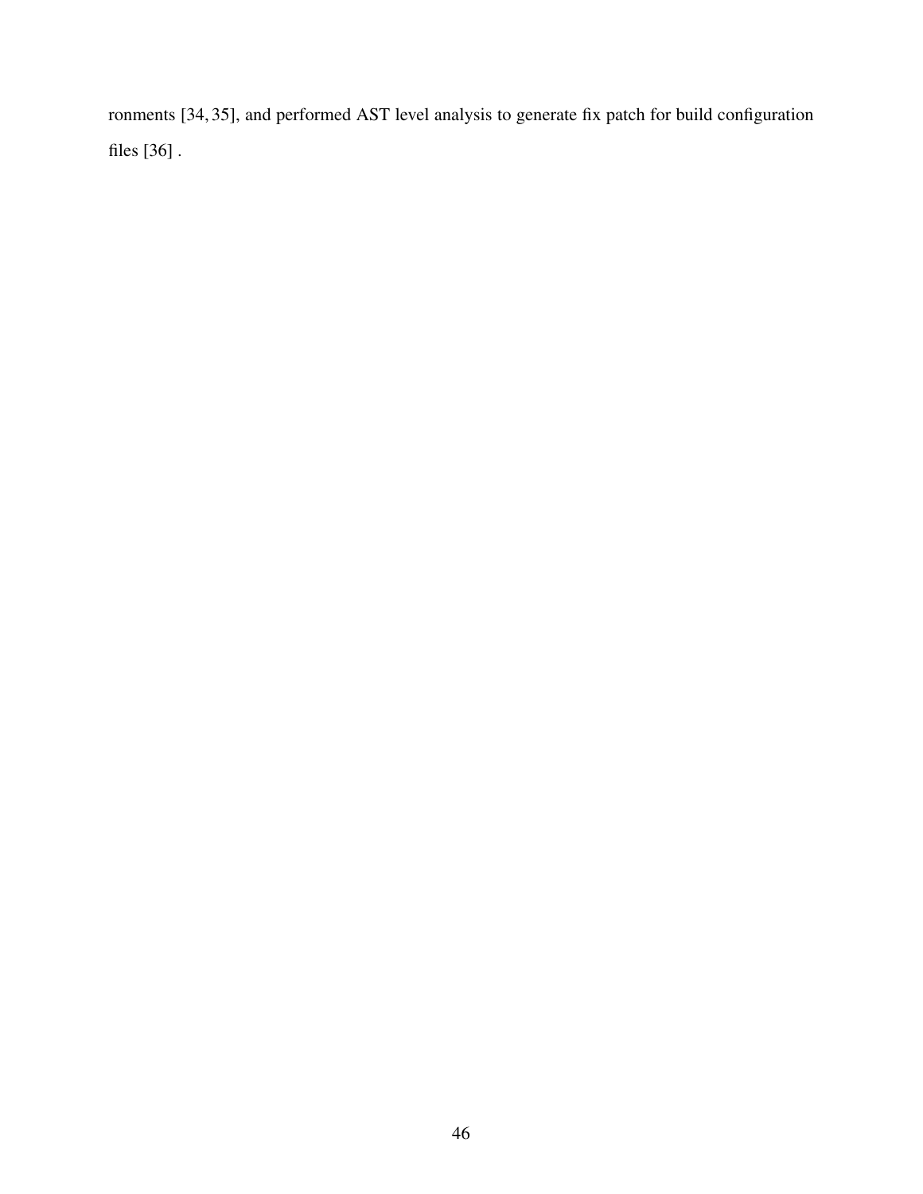ronments [34, 35], and performed AST level analysis to generate fix patch for build configuration files [36] .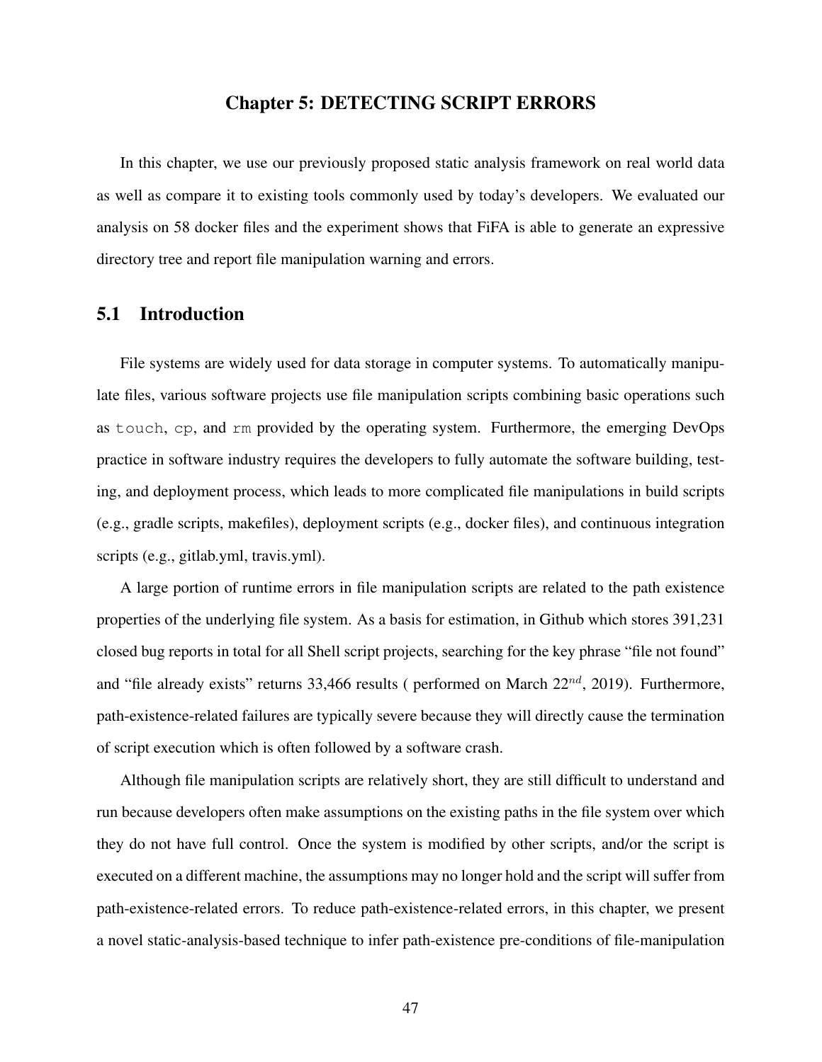# Chapter 5: DETECTING SCRIPT ERRORS

In this chapter, we use our previously proposed static analysis framework on real world data as well as compare it to existing tools commonly used by today's developers. We evaluated our analysis on 58 docker files and the experiment shows that FiFA is able to generate an expressive directory tree and report file manipulation warning and errors.

## 5.1 Introduction

File systems are widely used for data storage in computer systems. To automatically manipulate files, various software projects use file manipulation scripts combining basic operations such as `touch`, `cp`, and `rm` provided by the operating system. Furthermore, the emerging DevOps practice in software industry requires the developers to fully automate the software building, testing, and deployment process, which leads to more complicated file manipulations in build scripts (e.g., gradle scripts, makefiles), deployment scripts (e.g., docker files), and continuous integration scripts (e.g., gitlab.yml, travis.yml).

A large portion of runtime errors in file manipulation scripts are related to the path existence properties of the underlying file system. As a basis for estimation, in Github which stores 391,231 closed bug reports in total for all Shell script projects, searching for the key phrase "file not found" and "file already exists" returns 33,466 results ( performed on March $22^{nd}$, 2019). Furthermore, path-existence-related failures are typically severe because they will directly cause the termination of script execution which is often followed by a software crash.

Although file manipulation scripts are relatively short, they are still difficult to understand and run because developers often make assumptions on the existing paths in the file system over which they do not have full control. Once the system is modified by other scripts, and/or the script is executed on a different machine, the assumptions may no longer hold and the script will suffer from path-existence-related errors. To reduce path-existence-related errors, in this chapter, we present a novel static-analysis-based technique to infer path-existence pre-conditions of file-manipulation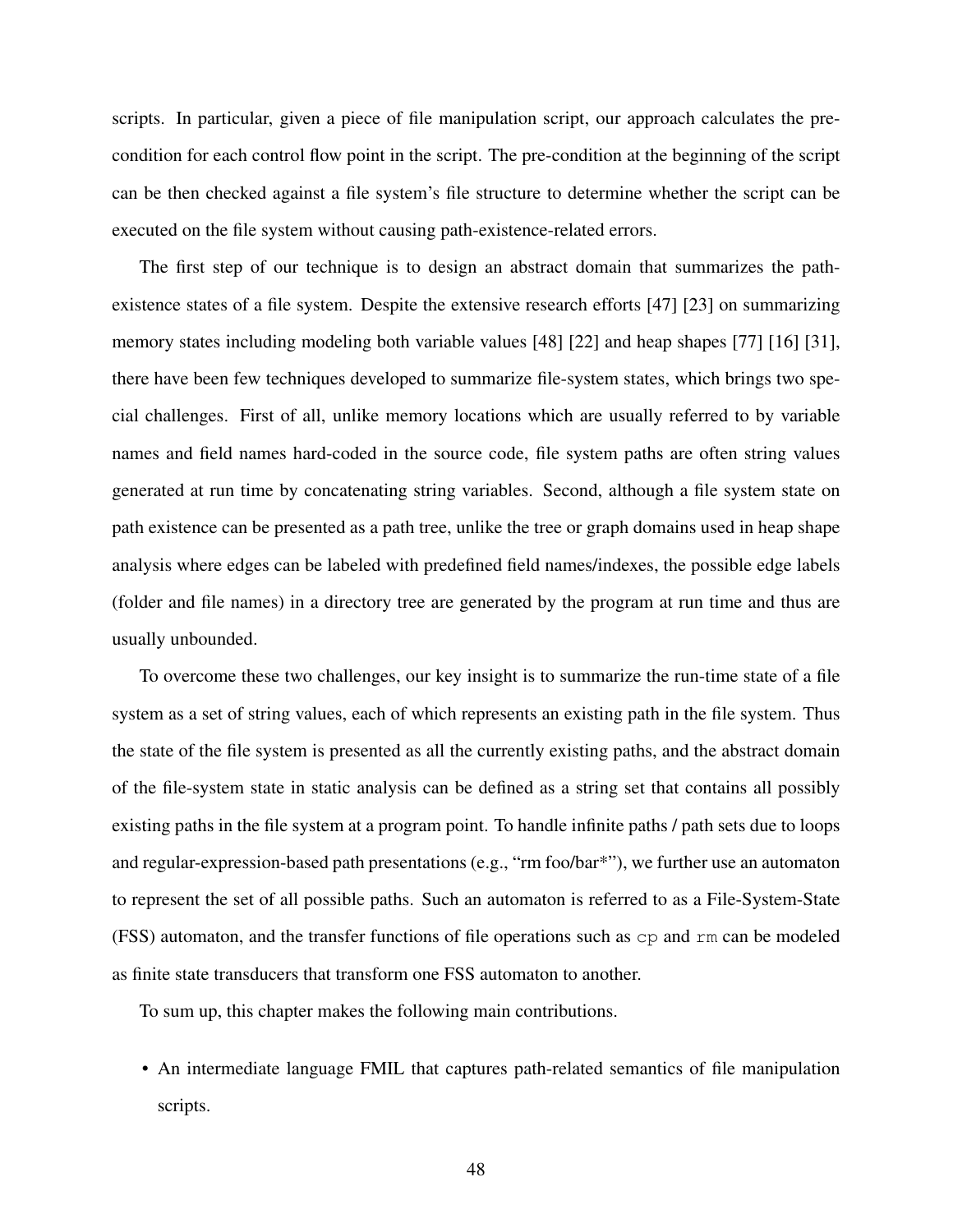scripts. In particular, given a piece of file manipulation script, our approach calculates the pre-condition for each control flow point in the script. The pre-condition at the beginning of the script can be then checked against a file system's file structure to determine whether the script can be executed on the file system without causing path-existence-related errors.

The first step of our technique is to design an abstract domain that summarizes the path-existence states of a file system. Despite the extensive research efforts [47] [23] on summarizing memory states including modeling both variable values [48] [22] and heap shapes [77] [16] [31], there have been few techniques developed to summarize file-system states, which brings two special challenges. First of all, unlike memory locations which are usually referred to by variable names and field names hard-coded in the source code, file system paths are often string values generated at run time by concatenating string variables. Second, although a file system state on path existence can be presented as a path tree, unlike the tree or graph domains used in heap shape analysis where edges can be labeled with predefined field names/indexes, the possible edge labels (folder and file names) in a directory tree are generated by the program at run time and thus are usually unbounded.

To overcome these two challenges, our key insight is to summarize the run-time state of a file system as a set of string values, each of which represents an existing path in the file system. Thus the state of the file system is presented as all the currently existing paths, and the abstract domain of the file-system state in static analysis can be defined as a string set that contains all possibly existing paths in the file system at a program point. To handle infinite paths / path sets due to loops and regular-expression-based path presentations (e.g., "rm foo/bar*"), we further use an automaton to represent the set of all possible paths. Such an automaton is referred to as a File-System-State (FSS) automaton, and the transfer functions of file operations such as `cp` and `rm` can be modeled as finite state transducers that transform one FSS automaton to another.

To sum up, this chapter makes the following main contributions.

- An intermediate language FMIL that captures path-related semantics of file manipulation scripts.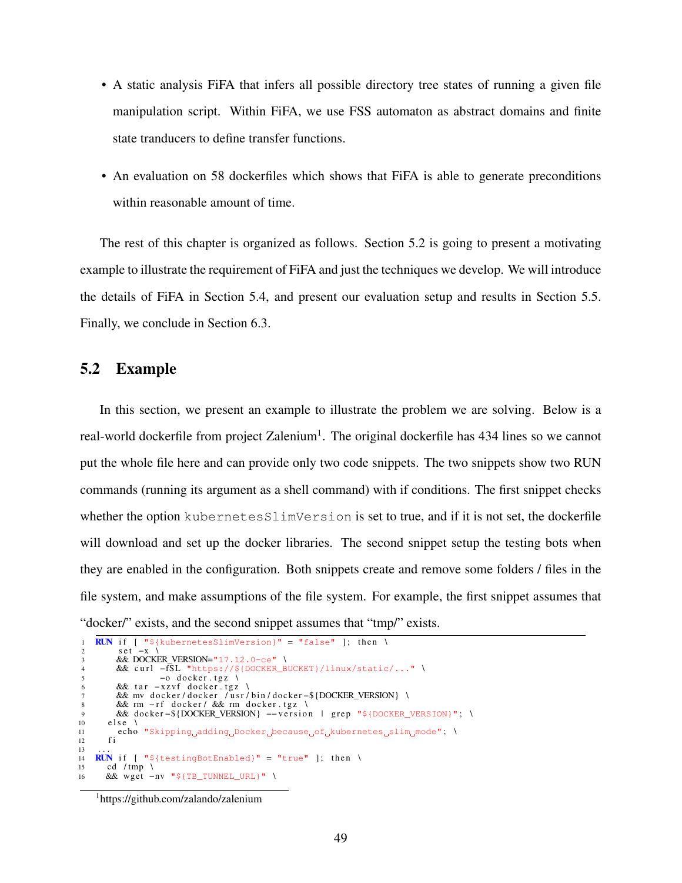- A static analysis FiFA that infers all possible directory tree states of running a given file manipulation script. Within FiFA, we use FSS automaton as abstract domains and finite state tranducers to define transfer functions.
- An evaluation on 58 dockerfiles which shows that FiFA is able to generate preconditions within reasonable amount of time.

The rest of this chapter is organized as follows. Section 5.2 is going to present a motivating example to illustrate the requirement of FiFA and just the techniques we develop. We will introduce the details of FiFA in Section 5.4, and present our evaluation setup and results in Section 5.5. Finally, we conclude in Section 6.3.

## 5.2 Example

In this section, we present an example to illustrate the problem we are solving. Below is a real-world dockerfile from project Zalenium[1]. The original dockerfile has 434 lines so we cannot put the whole file here and can provide only two code snippets. The two snippets show two RUN commands (running its argument as a shell command) with if conditions. The first snippet checks whether the option `kubernetesSlimVersion` is set to true, and if it is not set, the dockerfile will download and set up the docker libraries. The second snippet setup the testing bots when they are enabled in the configuration. Both snippets create and remove some folders / files in the file system, and make assumptions of the file system. For example, the first snippet assumes that "docker/" exists, and the second snippet assumes that "tmp/" exists.

```
1  RUN if [ "${kubernetesSlimVersion}" = "false" ]; then \
2       set -x \
3      && DOCKER_VERSION="17.12.0-ce" \
4      && curl -fSL "https://${DOCKER_BUCKET}/linux/static/..." \
5              -o docker.tgz \
6      && tar -xzvf docker.tgz \
7      && mv docker/docker /usr/bin/docker-${DOCKER_VERSION} \
8      && rm -rf docker/ && rm docker.tgz \
9      && docker-${DOCKER_VERSION} --version | grep "${DOCKER_VERSION}"; \
10   else \
11     echo "Skipping adding Docker because of kubernetes slim mode"; \
12   fi
13 ...
14 RUN if [ "${testingBotEnabled}" = "true" ]; then \
15   cd /tmp \
16   && wget -nv "${TB_TUNNEL_URL}" \
```

[1] https://github.com/zalando/zalenium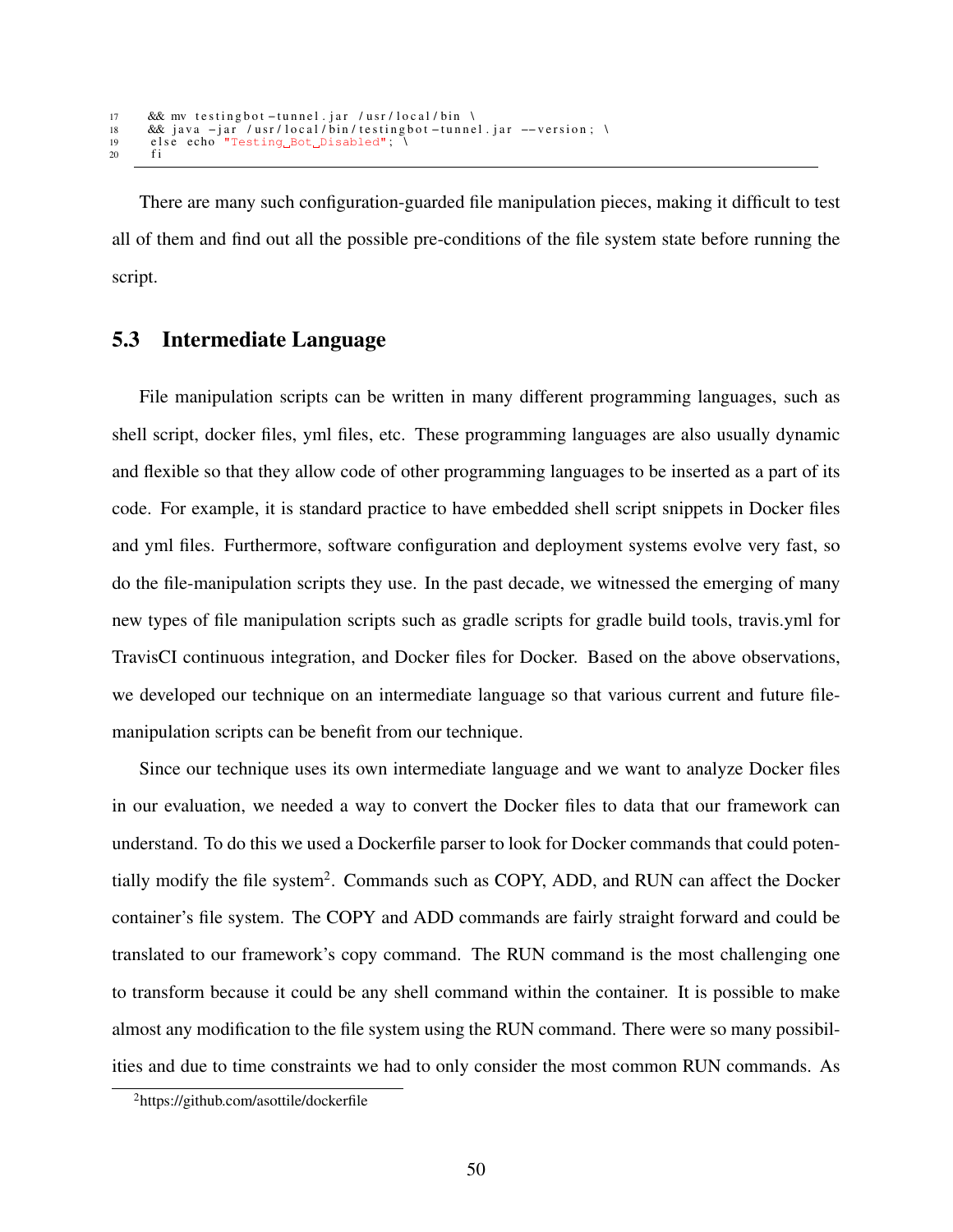```
17    && mv testingbot-tunnel.jar /usr/local/bin \
18    && java -jar /usr/local/bin/testingbot-tunnel.jar --version; \
19    else echo "Testing Bot Disabled"; \
20    fi
```

There are many such configuration-guarded file manipulation pieces, making it difficult to test all of them and find out all the possible pre-conditions of the file system state before running the script.

## 5.3 Intermediate Language

File manipulation scripts can be written in many different programming languages, such as shell script, docker files, yml files, etc. These programming languages are also usually dynamic and flexible so that they allow code of other programming languages to be inserted as a part of its code. For example, it is standard practice to have embedded shell script snippets in Docker files and yml files. Furthermore, software configuration and deployment systems evolve very fast, so do the file-manipulation scripts they use. In the past decade, we witnessed the emerging of many new types of file manipulation scripts such as gradle scripts for gradle build tools, travis.yml for TravisCI continuous integration, and Docker files for Docker. Based on the above observations, we developed our technique on an intermediate language so that various current and future file-manipulation scripts can be benefit from our technique.

Since our technique uses its own intermediate language and we want to analyze Docker files in our evaluation, we needed a way to convert the Docker files to data that our framework can understand. To do this we used a Dockerfile parser to look for Docker commands that could potentially modify the file system[2]. Commands such as COPY, ADD, and RUN can affect the Docker container's file system. The COPY and ADD commands are fairly straight forward and could be translated to our framework's copy command. The RUN command is the most challenging one to transform because it could be any shell command within the container. It is possible to make almost any modification to the file system using the RUN command. There were so many possibilities and due to time constraints we had to only consider the most common RUN commands. As

[2] https://github.com/asottile/dockerfile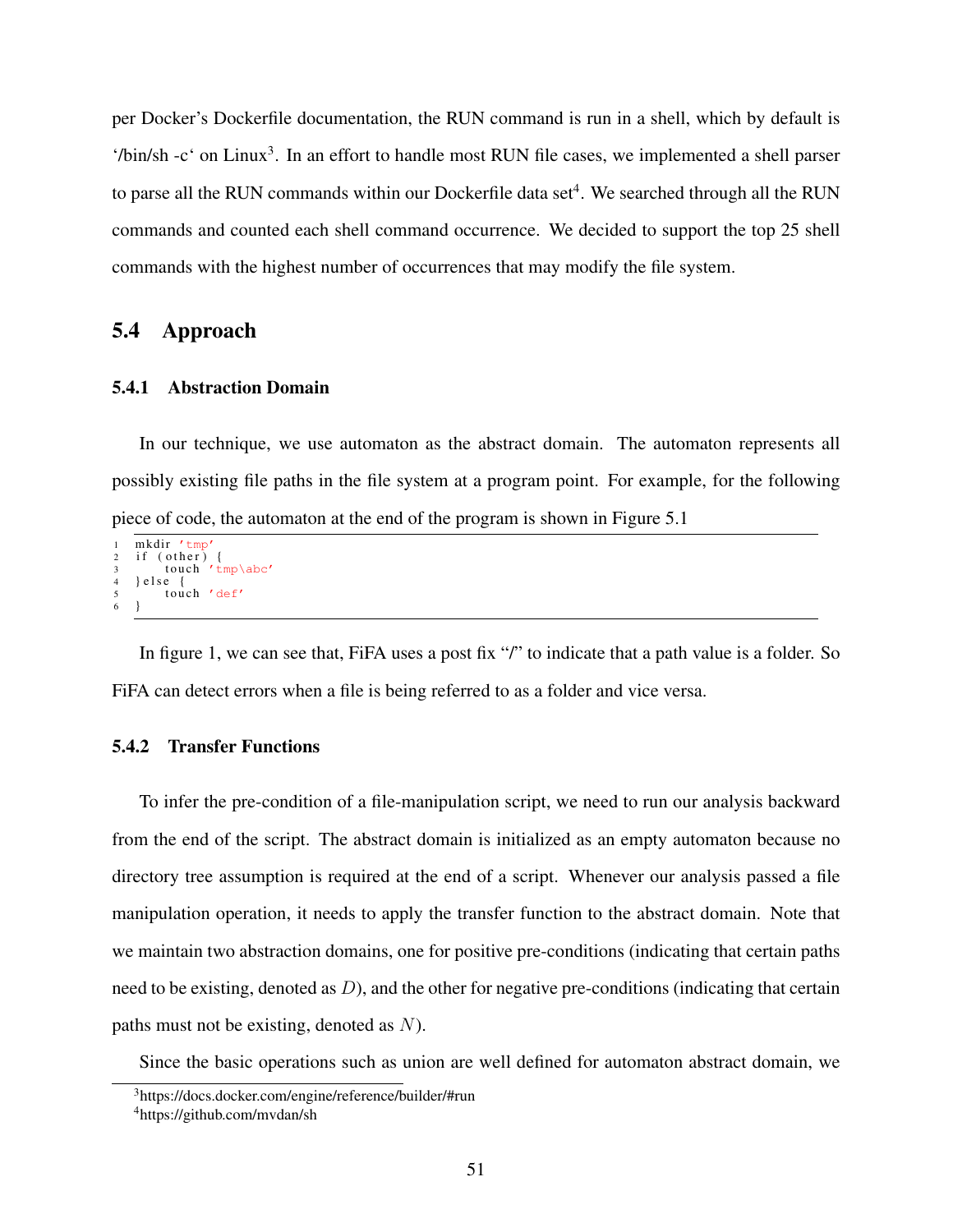per Docker's Dockerfile documentation, the RUN command is run in a shell, which by default is '/bin/sh -c' on Linux[3]. In an effort to handle most RUN file cases, we implemented a shell parser to parse all the RUN commands within our Dockerfile data set[4]. We searched through all the RUN commands and counted each shell command occurrence. We decided to support the top 25 shell commands with the highest number of occurrences that may modify the file system.

## 5.4 Approach

### 5.4.1 Abstraction Domain

In our technique, we use automaton as the abstract domain. The automaton represents all possibly existing file paths in the file system at a program point. For example, for the following piece of code, the automaton at the end of the program is shown in Figure 5.1

```
1  mkdir 'tmp'
2  if (other) {
3      touch 'tmp\abc'
4  }else {
5      touch 'def'
6  }
```

In figure 1, we can see that, FiFA uses a post fix "/" to indicate that a path value is a folder. So FiFA can detect errors when a file is being referred to as a folder and vice versa.

### 5.4.2 Transfer Functions

To infer the pre-condition of a file-manipulation script, we need to run our analysis backward from the end of the script. The abstract domain is initialized as an empty automaton because no directory tree assumption is required at the end of a script. Whenever our analysis passed a file manipulation operation, it needs to apply the transfer function to the abstract domain. Note that we maintain two abstraction domains, one for positive pre-conditions (indicating that certain paths need to be existing, denoted as $D$), and the other for negative pre-conditions (indicating that certain paths must not be existing, denoted as $N$).

Since the basic operations such as union are well defined for automaton abstract domain, we

[3] https://docs.docker.com/engine/reference/builder/#run

[4] https://github.com/mvdan/sh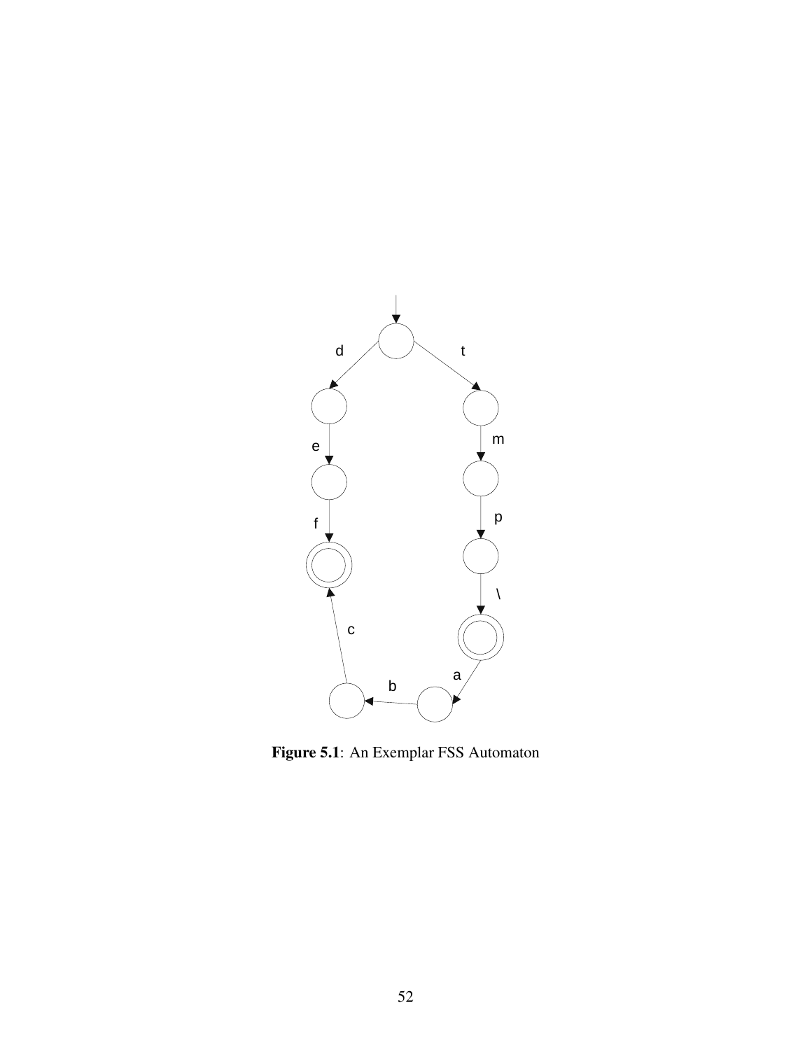**Figure 5.1**: An Exemplar FSS Automaton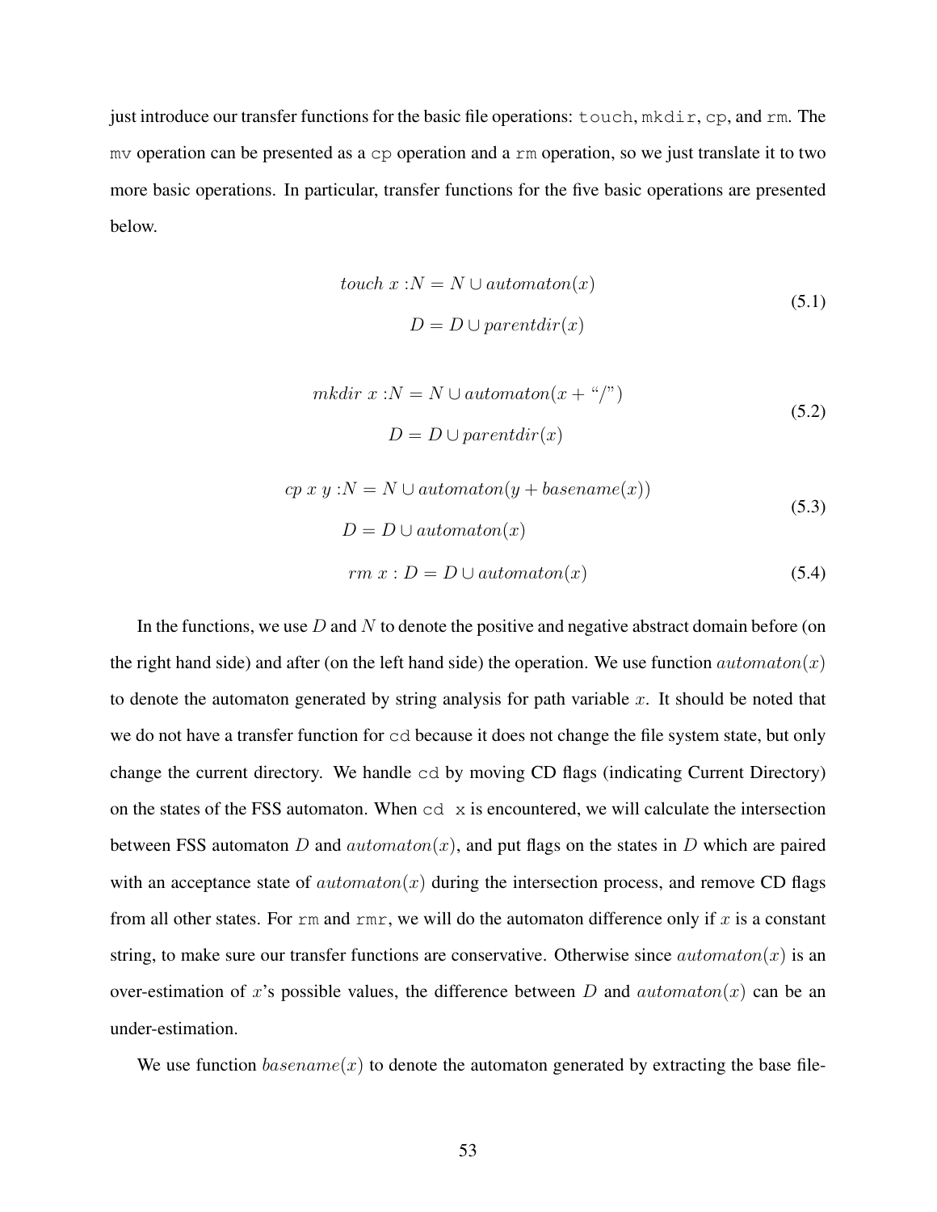just introduce our transfer functions for the basic file operations: `touch`, `mkdir`, `cp`, and `rm`. The `mv` operation can be presented as a `cp` operation and a `rm` operation, so we just translate it to two more basic operations. In particular, transfer functions for the five basic operations are presented below.

$$
\begin{aligned}
touch\ x : N &= N \cup automaton(x) \\
D &= D \cup parentdir(x)
\end{aligned}
\tag{5.1}
$$

$$
\begin{aligned}
mkdir\ x : N &= N \cup automaton(x + \text{"/"}) \\
D &= D \cup parentdir(x)
\end{aligned}
\tag{5.2}
$$

$$
\begin{aligned}
cp\ x\ y : N &= N \cup automaton(y + basename(x)) \\
D &= D \cup automaton(x)
\end{aligned}
\tag{5.3}
$$

$$
rm\ x : D = D \cup automaton(x) \tag{5.4}
$$

In the functions, we use $D$ and $N$ to denote the positive and negative abstract domain before (on the right hand side) and after (on the left hand side) the operation. We use function $automaton(x)$ to denote the automaton generated by string analysis for path variable $x$. It should be noted that we do not have a transfer function for `cd` because it does not change the file system state, but only change the current directory. We handle `cd` by moving CD flags (indicating Current Directory) on the states of the FSS automaton. When `cd x` is encountered, we will calculate the intersection between FSS automaton $D$ and $automaton(x)$, and put flags on the states in $D$ which are paired with an acceptance state of $automaton(x)$ during the intersection process, and remove CD flags from all other states. For `rm` and `rmr`, we will do the automaton difference only if $x$ is a constant string, to make sure our transfer functions are conservative. Otherwise since $automaton(x)$ is an over-estimation of $x$'s possible values, the difference between $D$ and $automaton(x)$ can be an under-estimation.

We use function $basename(x)$ to denote the automaton generated by extracting the base file-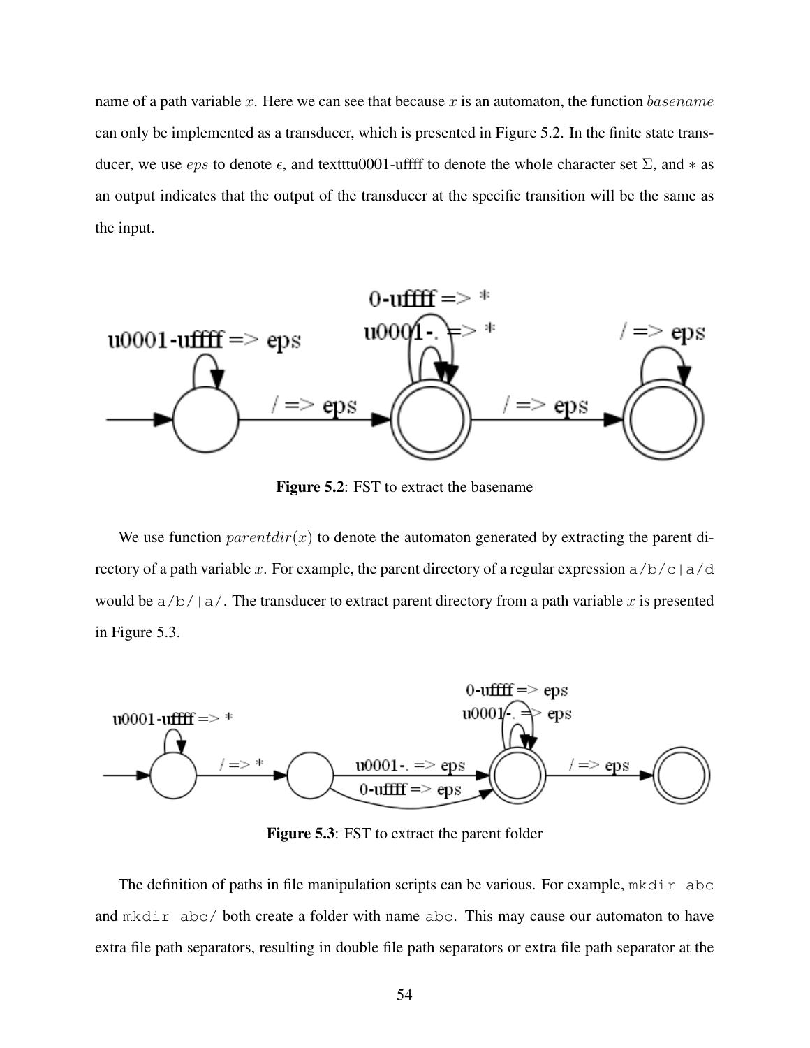name of a path variable $x$. Here we can see that because $x$ is an automaton, the function $basename$ can only be implemented as a transducer, which is presented in Figure 5.2. In the finite state transducer, we use $eps$ to denote $\epsilon$, and textttu0001-uffff to denote the whole character set $\Sigma$, and $*$ as an output indicates that the output of the transducer at the specific transition will be the same as the input.

**Figure 5.2**: FST to extract the basename

We use function $parentdir(x)$ to denote the automaton generated by extracting the parent directory of a path variable $x$. For example, the parent directory of a regular expression `a/b/c|a/d` would be `a/b/|a/`. The transducer to extract parent directory from a path variable $x$ is presented in Figure 5.3.

**Figure 5.3**: FST to extract the parent folder

The definition of paths in file manipulation scripts can be various. For example, `mkdir abc` and `mkdir abc/` both create a folder with name `abc`. This may cause our automaton to have extra file path separators, resulting in double file path separators or extra file path separator at the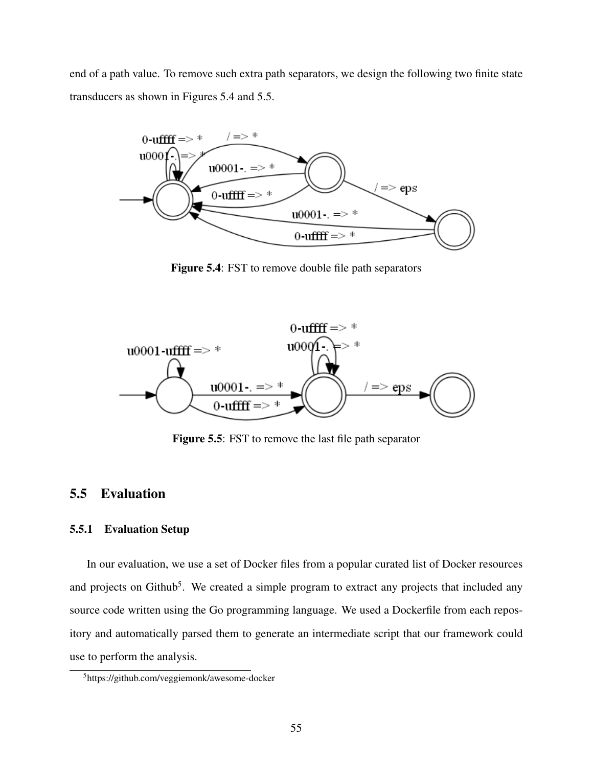end of a path value. To remove such extra path separators, we design the following two finite state transducers as shown in Figures 5.4 and 5.5.

**Figure 5.4**: FST to remove double file path separators

**Figure 5.5**: FST to remove the last file path separator

## 5.5 Evaluation

### 5.5.1 Evaluation Setup

In our evaluation, we use a set of Docker files from a popular curated list of Docker resources and projects on Github[5]. We created a simple program to extract any projects that included any source code written using the Go programming language. We used a Dockerfile from each repository and automatically parsed them to generate an intermediate script that our framework could use to perform the analysis.

[5]https://github.com/veggiemonk/awesome-docker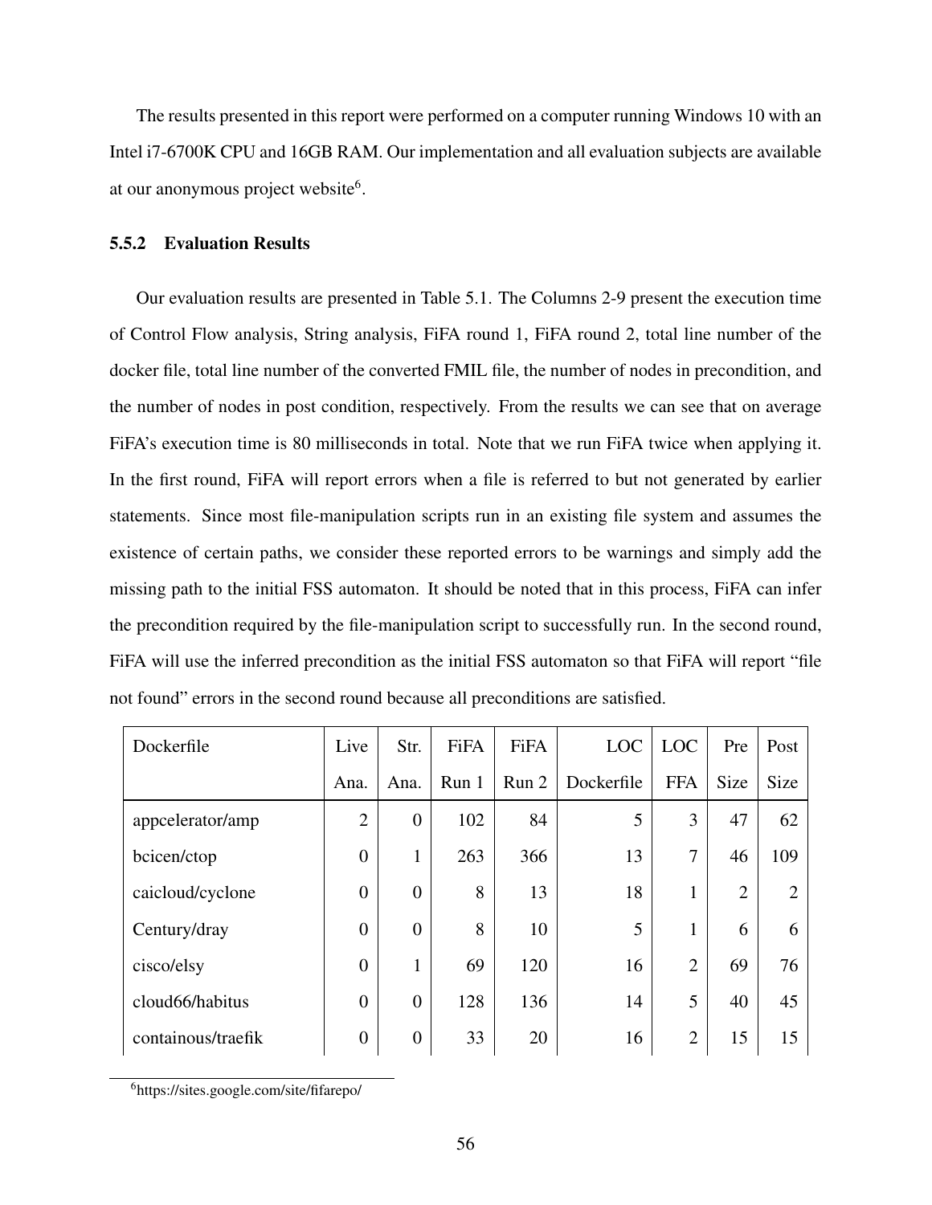The results presented in this report were performed on a computer running Windows 10 with an Intel i7-6700K CPU and 16GB RAM. Our implementation and all evaluation subjects are available at our anonymous project website[6].

### 5.5.2 Evaluation Results

Our evaluation results are presented in Table 5.1. The Columns 2-9 present the execution time of Control Flow analysis, String analysis, FiFA round 1, FiFA round 2, total line number of the docker file, total line number of the converted FMIL file, the number of nodes in precondition, and the number of nodes in post condition, respectively. From the results we can see that on average FiFA's execution time is 80 milliseconds in total. Note that we run FiFA twice when applying it. In the first round, FiFA will report errors when a file is referred to but not generated by earlier statements. Since most file-manipulation scripts run in an existing file system and assumes the existence of certain paths, we consider these reported errors to be warnings and simply add the missing path to the initial FSS automaton. It should be noted that in this process, FiFA can infer the precondition required by the file-manipulation script to successfully run. In the second round, FiFA will use the inferred precondition as the initial FSS automaton so that FiFA will report "file not found" errors in the second round because all preconditions are satisfied.

| Dockerfile | Live Ana. | Str. Ana. | FiFA Run 1 | FiFA Run 2 | LOC Dockerfile | LOC FFA | Pre Size | Post Size |
|---|---|---|---|---|---|---|---|---|
| appcelerator/amp | 2 | 0 | 102 | 84 | 5 | 3 | 47 | 62 |
| bcicen/ctop | 0 | 1 | 263 | 366 | 13 | 7 | 46 | 109 |
| caicloud/cyclone | 0 | 0 | 8 | 13 | 18 | 1 | 2 | 2 |
| Century/dray | 0 | 0 | 8 | 10 | 5 | 1 | 6 | 6 |
| cisco/elsy | 0 | 1 | 69 | 120 | 16 | 2 | 69 | 76 |
| cloud66/habitus | 0 | 0 | 128 | 136 | 14 | 5 | 40 | 45 |
| containous/traefik | 0 | 0 | 33 | 20 | 16 | 2 | 15 | 15 |

[6] https://sites.google.com/site/fifarepo/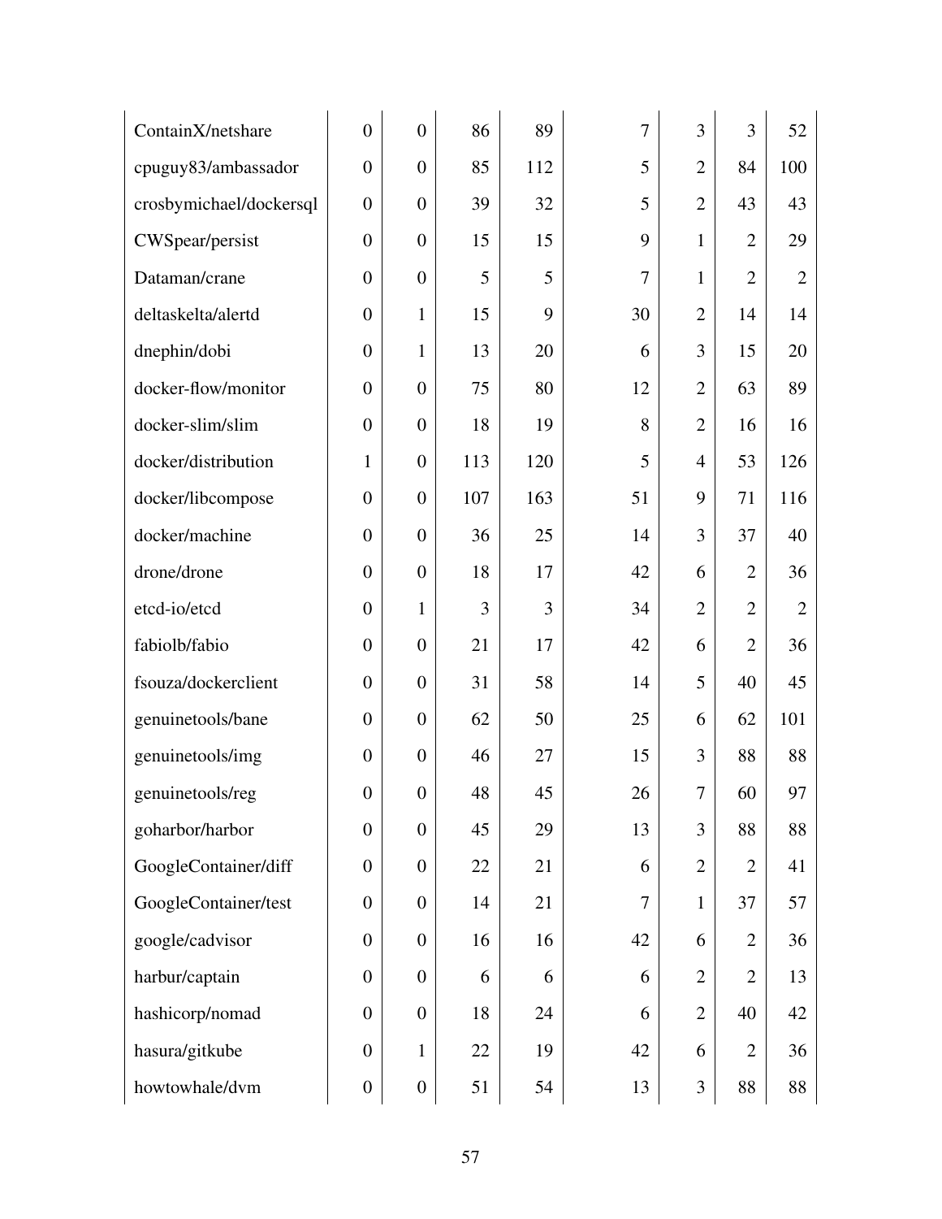| | | | | | | | | |
|---|---|---|---|---|---|---|---|---|
| ContainX/netshare | 0 | 0 | 86 | 89 | 7 | 3 | 3 | 52 |
| cpuguy83/ambassador | 0 | 0 | 85 | 112 | 5 | 2 | 84 | 100 |
| crosbymichael/dockersql | 0 | 0 | 39 | 32 | 5 | 2 | 43 | 43 |
| CWSpear/persist | 0 | 0 | 15 | 15 | 9 | 1 | 2 | 29 |
| Dataman/crane | 0 | 0 | 5 | 5 | 7 | 1 | 2 | 2 |
| deltaskelta/alertd | 0 | 1 | 15 | 9 | 30 | 2 | 14 | 14 |
| dnephin/dobi | 0 | 1 | 13 | 20 | 6 | 3 | 15 | 20 |
| docker-flow/monitor | 0 | 0 | 75 | 80 | 12 | 2 | 63 | 89 |
| docker-slim/slim | 0 | 0 | 18 | 19 | 8 | 2 | 16 | 16 |
| docker/distribution | 1 | 0 | 113 | 120 | 5 | 4 | 53 | 126 |
| docker/libcompose | 0 | 0 | 107 | 163 | 51 | 9 | 71 | 116 |
| docker/machine | 0 | 0 | 36 | 25 | 14 | 3 | 37 | 40 |
| drone/drone | 0 | 0 | 18 | 17 | 42 | 6 | 2 | 36 |
| etcd-io/etcd | 0 | 1 | 3 | 3 | 34 | 2 | 2 | 2 |
| fabiolb/fabio | 0 | 0 | 21 | 17 | 42 | 6 | 2 | 36 |
| fsouza/dockerclient | 0 | 0 | 31 | 58 | 14 | 5 | 40 | 45 |
| genuinetools/bane | 0 | 0 | 62 | 50 | 25 | 6 | 62 | 101 |
| genuinetools/img | 0 | 0 | 46 | 27 | 15 | 3 | 88 | 88 |
| genuinetools/reg | 0 | 0 | 48 | 45 | 26 | 7 | 60 | 97 |
| goharbor/harbor | 0 | 0 | 45 | 29 | 13 | 3 | 88 | 88 |
| GoogleContainer/diff | 0 | 0 | 22 | 21 | 6 | 2 | 2 | 41 |
| GoogleContainer/test | 0 | 0 | 14 | 21 | 7 | 1 | 37 | 57 |
| google/cadvisor | 0 | 0 | 16 | 16 | 42 | 6 | 2 | 36 |
| harbur/captain | 0 | 0 | 6 | 6 | 6 | 2 | 2 | 13 |
| hashicorp/nomad | 0 | 0 | 18 | 24 | 6 | 2 | 40 | 42 |
| hasura/gitkube | 0 | 1 | 22 | 19 | 42 | 6 | 2 | 36 |
| howtowhale/dvm | 0 | 0 | 51 | 54 | 13 | 3 | 88 | 88 |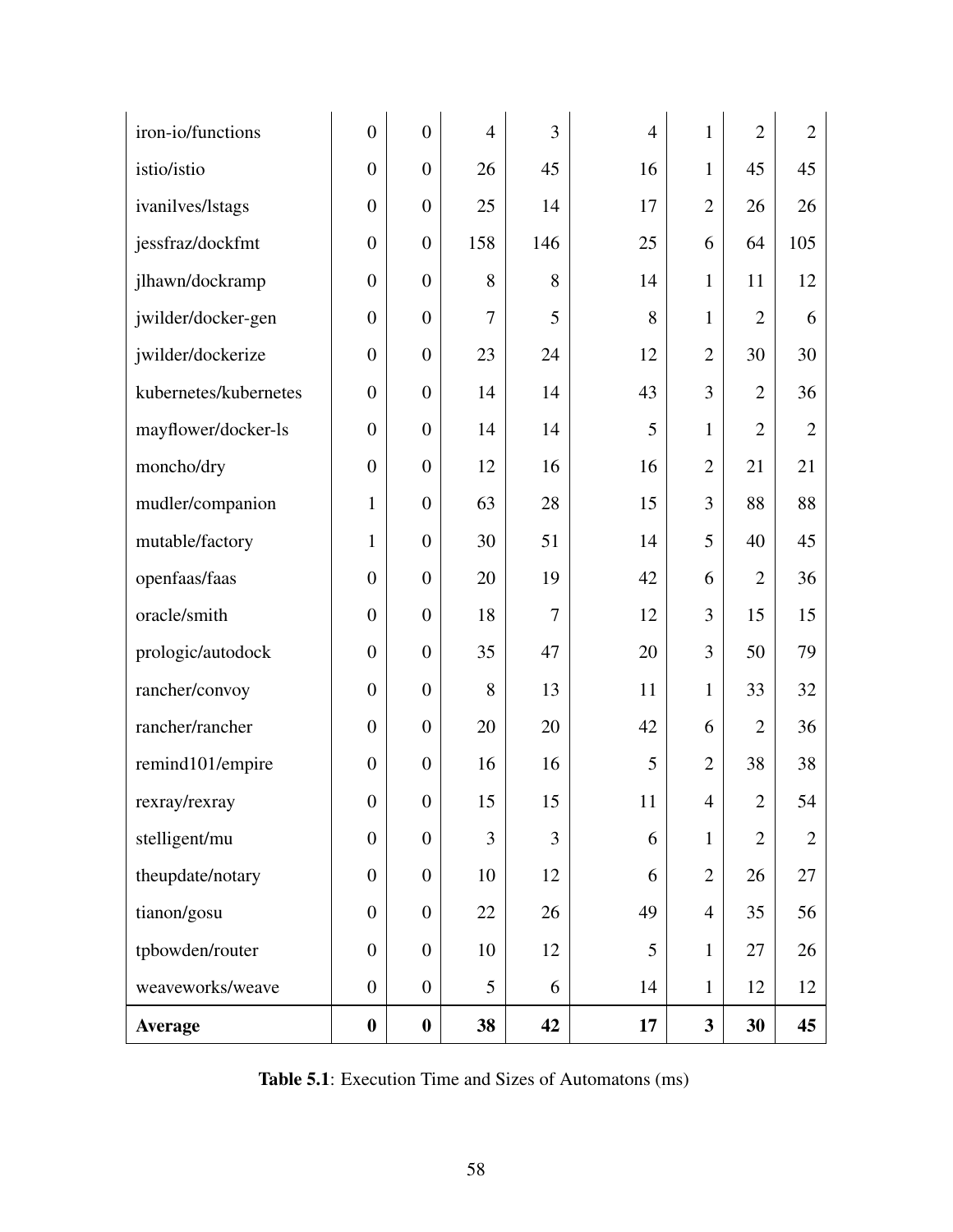| | | | | | | | | |
|---|---|---|---|---|---|---|---|---|
| iron-io/functions | 0 | 0 | 4 | 3 | 4 | 1 | 2 | 2 |
| istio/istio | 0 | 0 | 26 | 45 | 16 | 1 | 45 | 45 |
| ivanilves/lstags | 0 | 0 | 25 | 14 | 17 | 2 | 26 | 26 |
| jessfraz/dockfmt | 0 | 0 | 158 | 146 | 25 | 6 | 64 | 105 |
| jlhawn/dockramp | 0 | 0 | 8 | 8 | 14 | 1 | 11 | 12 |
| jwilder/docker-gen | 0 | 0 | 7 | 5 | 8 | 1 | 2 | 6 |
| jwilder/dockerize | 0 | 0 | 23 | 24 | 12 | 2 | 30 | 30 |
| kubernetes/kubernetes | 0 | 0 | 14 | 14 | 43 | 3 | 2 | 36 |
| mayflower/docker-ls | 0 | 0 | 14 | 14 | 5 | 1 | 2 | 2 |
| moncho/dry | 0 | 0 | 12 | 16 | 16 | 2 | 21 | 21 |
| mudler/companion | 1 | 0 | 63 | 28 | 15 | 3 | 88 | 88 |
| mutable/factory | 1 | 0 | 30 | 51 | 14 | 5 | 40 | 45 |
| openfaas/faas | 0 | 0 | 20 | 19 | 42 | 6 | 2 | 36 |
| oracle/smith | 0 | 0 | 18 | 7 | 12 | 3 | 15 | 15 |
| prologic/autodock | 0 | 0 | 35 | 47 | 20 | 3 | 50 | 79 |
| rancher/convoy | 0 | 0 | 8 | 13 | 11 | 1 | 33 | 32 |
| rancher/rancher | 0 | 0 | 20 | 20 | 42 | 6 | 2 | 36 |
| remind101/empire | 0 | 0 | 16 | 16 | 5 | 2 | 38 | 38 |
| rexray/rexray | 0 | 0 | 15 | 15 | 11 | 4 | 2 | 54 |
| stelligent/mu | 0 | 0 | 3 | 3 | 6 | 1 | 2 | 2 |
| theupdate/notary | 0 | 0 | 10 | 12 | 6 | 2 | 26 | 27 |
| tianon/gosu | 0 | 0 | 22 | 26 | 49 | 4 | 35 | 56 |
| tpbowden/router | 0 | 0 | 10 | 12 | 5 | 1 | 27 | 26 |
| weaveworks/weave | 0 | 0 | 5 | 6 | 14 | 1 | 12 | 12 |
| **Average** | **0** | **0** | **38** | **42** | **17** | **3** | **30** | **45** |

**Table 5.1**: Execution Time and Sizes of Automatons (ms)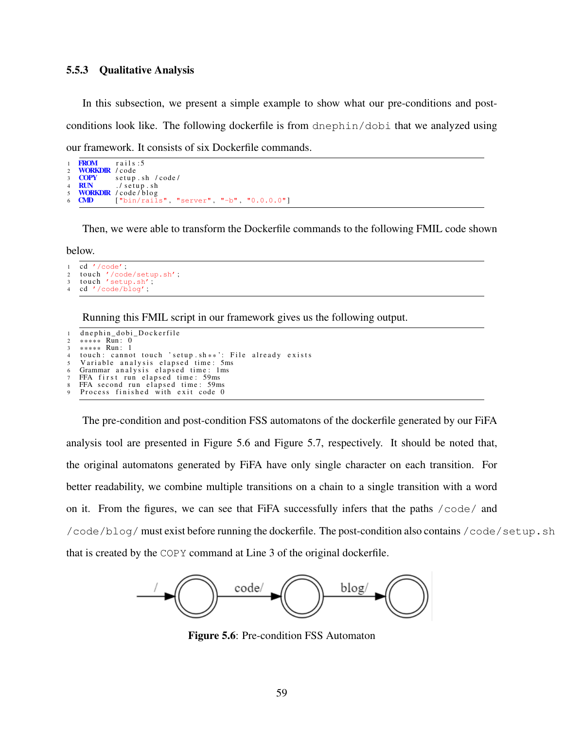### 5.5.3 Qualitative Analysis

In this subsection, we present a simple example to show what our pre-conditions and post-conditions look like. The following dockerfile is from `dnephin/dobi` that we analyzed using our framework. It consists of six Dockerfile commands.

```
FROM     rails:5
WORKDIR  /code
COPY     setup.sh /code/
RUN      ./setup.sh
WORKDIR  /code/blog
CMD      ["bin/rails", "server", "-b", "0.0.0.0"]
```

Then, we were able to transform the Dockerfile commands to the following FMIL code shown below.

```
cd '/code';
touch '/code/setup.sh';
touch 'setup.sh';
cd '/code/blog';
```

Running this FMIL script in our framework gives us the following output.

```
dnephin_dobi_Dockerfile
***** Run: 0
***** Run: 1
touch: cannot touch 'setup.sh**': File already exists
Variable analysis elapsed time: 5ms
Grammar analysis elapsed time: 1ms
FFA first run elapsed time: 59ms
FFA second run elapsed time: 59ms
Process finished with exit code 0
```

The pre-condition and post-condition FSS automatons of the dockerfile generated by our FiFA analysis tool are presented in Figure 5.6 and Figure 5.7, respectively. It should be noted that, the original automatons generated by FiFA have only single character on each transition. For better readability, we combine multiple transitions on a chain to a single transition with a word on it. From the figures, we can see that FiFA successfully infers that the paths `/code/` and `/code/blog/` must exist before running the dockerfile. The post-condition also contains `/code/setup.sh` that is created by the `COPY` command at Line 3 of the original dockerfile.

**Figure 5.6**: Pre-condition FSS Automaton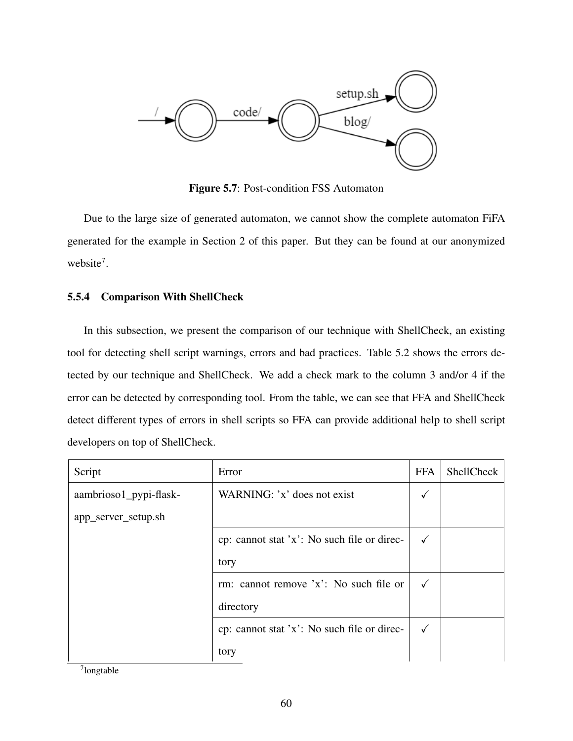Figure 5.7: Post-condition FSS Automaton

Due to the large size of generated automaton, we cannot show the complete automaton FiFA generated for the example in Section 2 of this paper. But they can be found at our anonymized website[7].

### 5.5.4 Comparison With ShellCheck

In this subsection, we present the comparison of our technique with ShellCheck, an existing tool for detecting shell script warnings, errors and bad practices. Table 5.2 shows the errors detected by our technique and ShellCheck. We add a check mark to the column 3 and/or 4 if the error can be detected by corresponding tool. From the table, we can see that FFA and ShellCheck detect different types of errors in shell scripts so FFA can provide additional help to shell script developers on top of ShellCheck.

| Script | Error | FFA | ShellCheck |
|---|---|---|---|
| aambrioso1_pypi-flask-app_server_setup.sh | WARNING: 'x' does not exist | ✓ | |
| | cp: cannot stat 'x': No such file or directory | ✓ | |
| | rm: cannot remove 'x': No such file or directory | ✓ | |
| | cp: cannot stat 'x': No such file or directory | ✓ | |

[7] longtable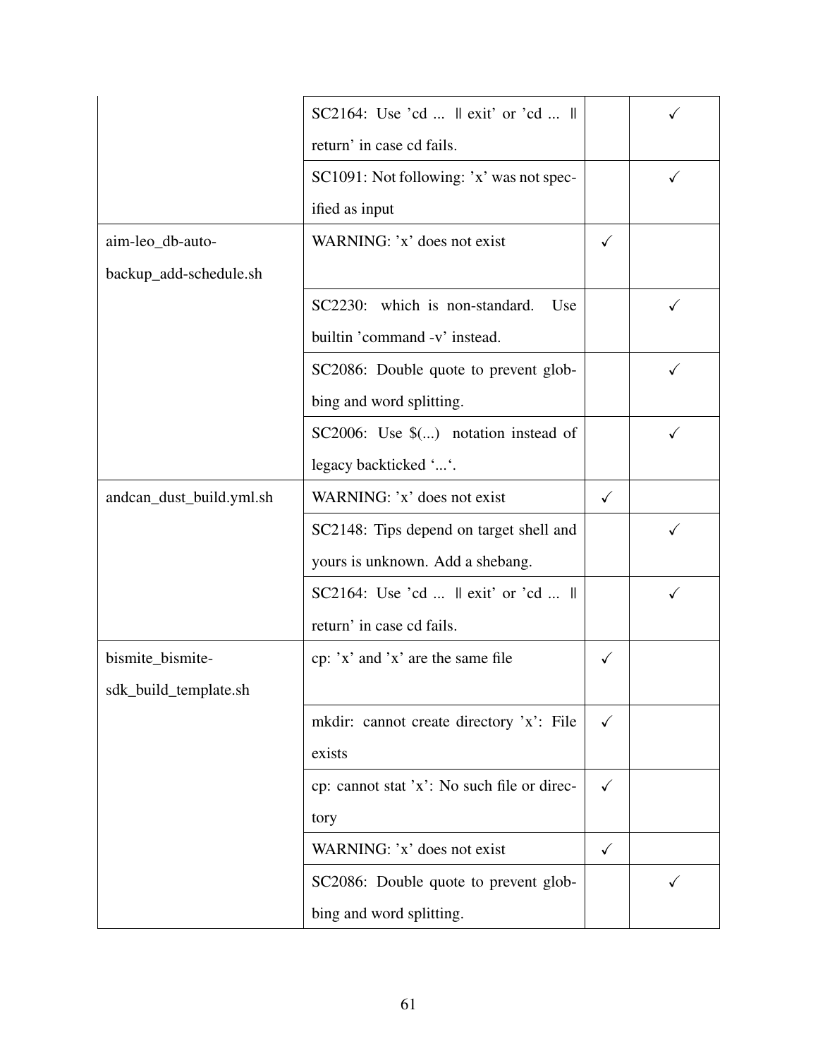| | | | |
|---|---|---|---|
| | SC2164: Use 'cd ... \|\| exit' or 'cd ... \|\| return' in case cd fails. | | ✓ |
| | SC1091: Not following: 'x' was not specified as input | | ✓ |
| aim-leo_db-auto-backup_add-schedule.sh | WARNING: 'x' does not exist | ✓ | |
| | SC2230: which is non-standard. Use builtin 'command -v' instead. | | ✓ |
| | SC2086: Double quote to prevent globbing and word splitting. | | ✓ |
| | SC2006: Use $(...) notation instead of legacy backticked '...'. | | ✓ |
| andcan_dust_build.yml.sh | WARNING: 'x' does not exist | ✓ | |
| | SC2148: Tips depend on target shell and yours is unknown. Add a shebang. | | ✓ |
| | SC2164: Use 'cd ... \|\| exit' or 'cd ... \|\| return' in case cd fails. | | ✓ |
| bismite_bismite-sdk_build_template.sh | cp: 'x' and 'x' are the same file | ✓ | |
| | mkdir: cannot create directory 'x': File exists | ✓ | |
| | cp: cannot stat 'x': No such file or directory | ✓ | |
| | WARNING: 'x' does not exist | ✓ | |
| | SC2086: Double quote to prevent globbing and word splitting. | | ✓ |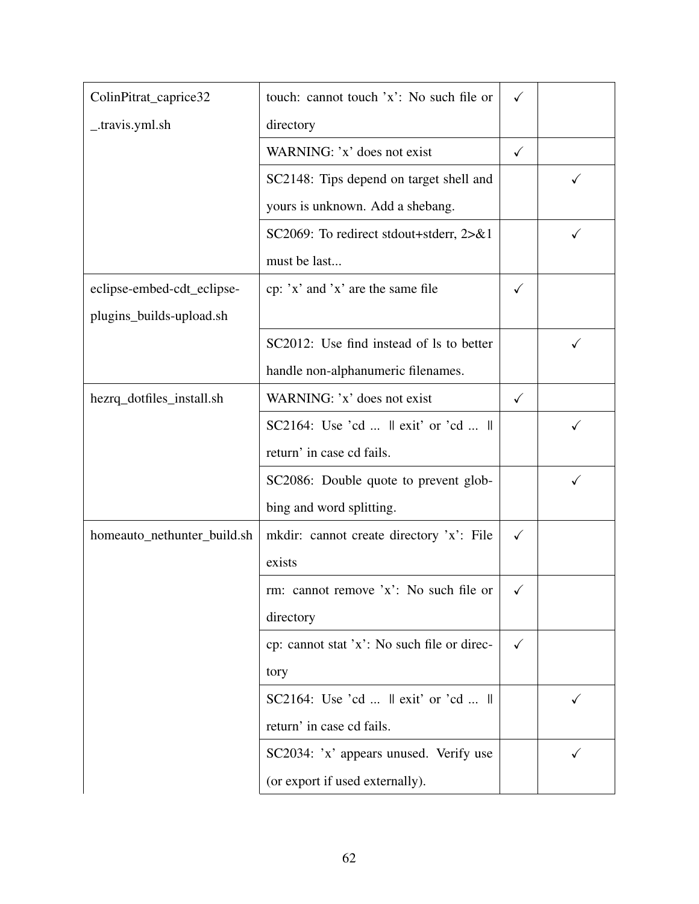| | | | |
|---|---|---|---|
| ColinPitrat_caprice32_.travis.yml.sh | touch: cannot touch 'x': No such file or directory | ✓ | |
| | WARNING: 'x' does not exist | ✓ | |
| | SC2148: Tips depend on target shell and yours is unknown. Add a shebang. | | ✓ |
| | SC2069: To redirect stdout+stderr, 2>&1 must be last... | | ✓ |
| eclipse-embed-cdt_eclipse-plugins_builds-upload.sh | cp: 'x' and 'x' are the same file | ✓ | |
| | SC2012: Use find instead of ls to better handle non-alphanumeric filenames. | | ✓ |
| hezrq_dotfiles_install.sh | WARNING: 'x' does not exist | ✓ | |
| | SC2164: Use 'cd ... \|\| exit' or 'cd ... \|\| return' in case cd fails. | | ✓ |
| | SC2086: Double quote to prevent globbing and word splitting. | | ✓ |
| homeauto_nethunter_build.sh | mkdir: cannot create directory 'x': File exists | ✓ | |
| | rm: cannot remove 'x': No such file or directory | ✓ | |
| | cp: cannot stat 'x': No such file or directory | ✓ | |
| | SC2164: Use 'cd ... \|\| exit' or 'cd ... \|\| return' in case cd fails. | | ✓ |
| | SC2034: 'x' appears unused. Verify use (or export if used externally). | | ✓ |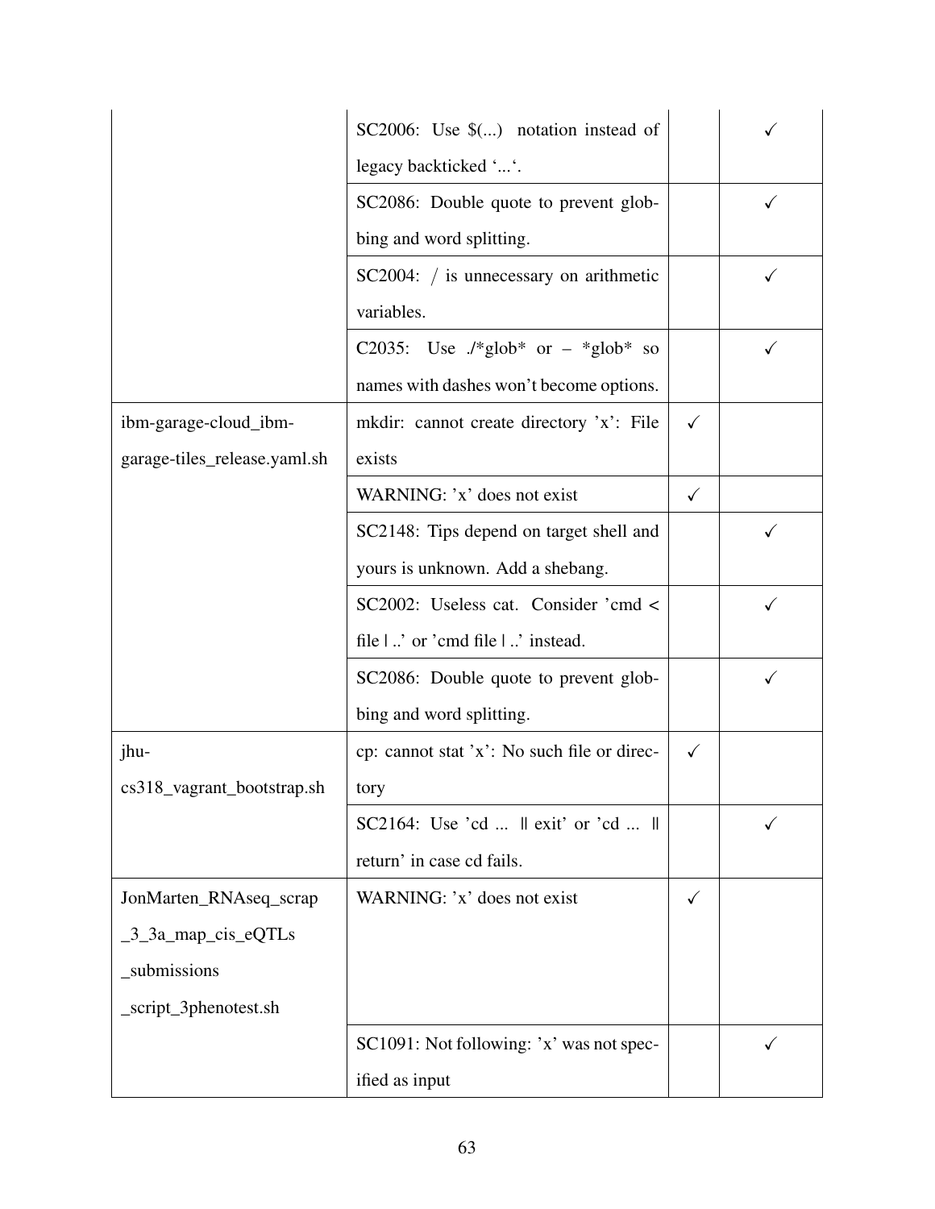|  |  |  |  |
|---|---|---|---|
|  | SC2006: Use $(...) notation instead of legacy backticked ‘...‘. |  | ✓ |
|  | SC2086: Double quote to prevent globbing and word splitting. |  | ✓ |
|  | SC2004: / is unnecessary on arithmetic variables. |  | ✓ |
|  | C2035: Use ./*glob* or – *glob* so names with dashes won’t become options. |  | ✓ |
| ibm-garage-cloud_ibm-garage-tiles_release.yaml.sh | mkdir: cannot create directory ’x’: File exists | ✓ |  |
|  | WARNING: ’x’ does not exist | ✓ |  |
|  | SC2148: Tips depend on target shell and yours is unknown. Add a shebang. |  | ✓ |
|  | SC2002: Useless cat. Consider ’cmd < file \| ..’ or ’cmd file \| ..’ instead. |  | ✓ |
|  | SC2086: Double quote to prevent globbing and word splitting. |  | ✓ |
| jhu-cs318_vagrant_bootstrap.sh | cp: cannot stat ’x’: No such file or directory | ✓ |  |
|  | SC2164: Use ’cd ... \|\| exit’ or ’cd ... \|\| return’ in case cd fails. |  | ✓ |
| JonMarten_RNAseq_scrap_3_3a_map_cis_eQTLs_submissions_script_3phenotest.sh | WARNING: ’x’ does not exist | ✓ |  |
|  | SC1091: Not following: ’x’ was not specified as input |  | ✓ |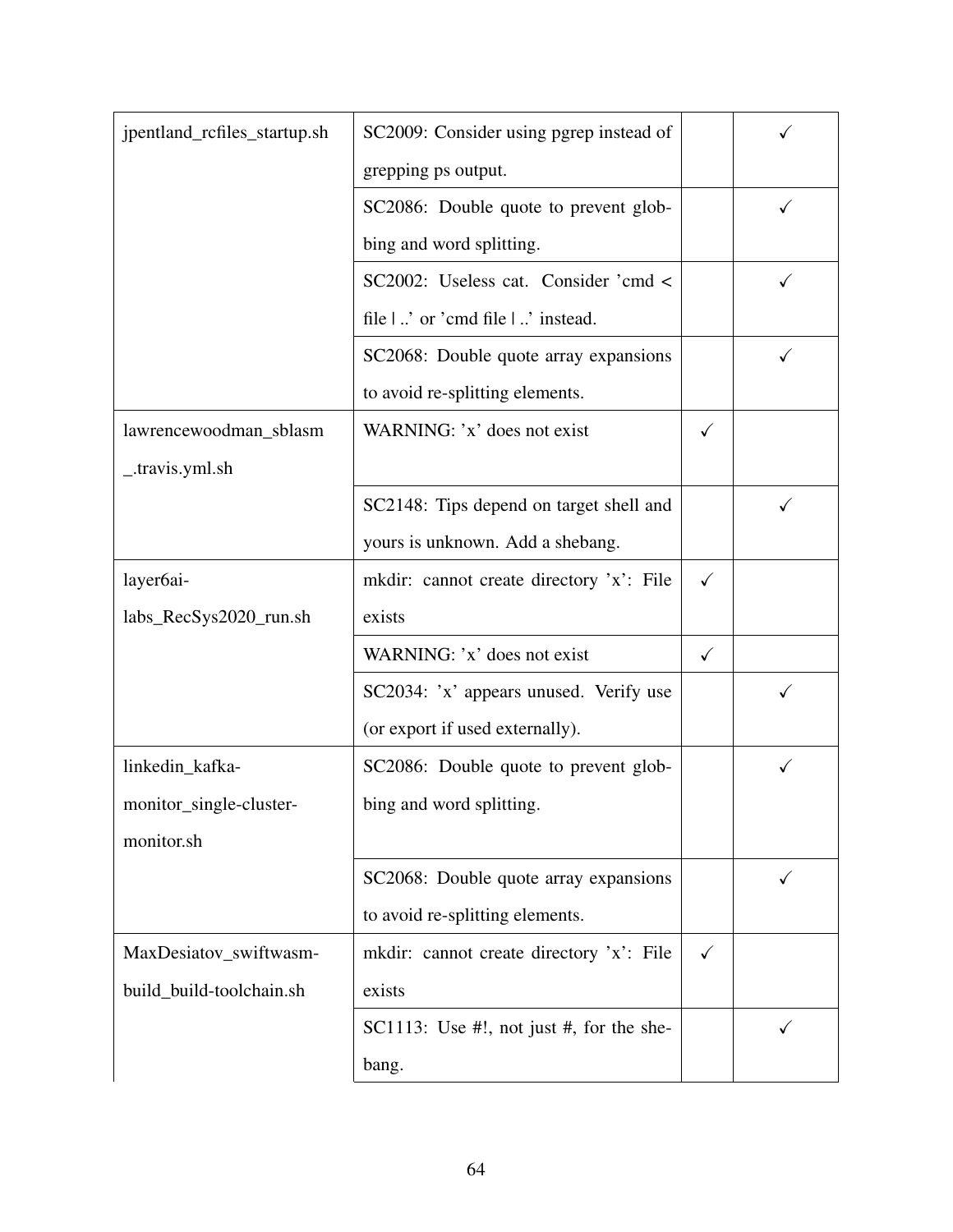| | | | |
|---|---|---|---|
| jpentland_rcfiles_startup.sh | SC2009: Consider using pgrep instead of grepping ps output. | | ✓ |
| | SC2086: Double quote to prevent globbing and word splitting. | | ✓ |
| | SC2002: Useless cat. Consider 'cmd < file \| ..' or 'cmd file \| ..' instead. | | ✓ |
| | SC2068: Double quote array expansions to avoid re-splitting elements. | | ✓ |
| lawrencewoodman_sblasm_.travis.yml.sh | WARNING: 'x' does not exist | ✓ | |
| | SC2148: Tips depend on target shell and yours is unknown. Add a shebang. | | ✓ |
| layer6ai-labs_RecSys2020_run.sh | mkdir: cannot create directory 'x': File exists | ✓ | |
| | WARNING: 'x' does not exist | ✓ | |
| | SC2034: 'x' appears unused. Verify use (or export if used externally). | | ✓ |
| linkedin_kafka-monitor_single-cluster-monitor.sh | SC2086: Double quote to prevent globbing and word splitting. | | ✓ |
| | SC2068: Double quote array expansions to avoid re-splitting elements. | | ✓ |
| MaxDesiatov_swiftwasm-build_build-toolchain.sh | mkdir: cannot create directory 'x': File exists | ✓ | |
| | SC1113: Use #!, not just #, for the shebang. | | ✓ |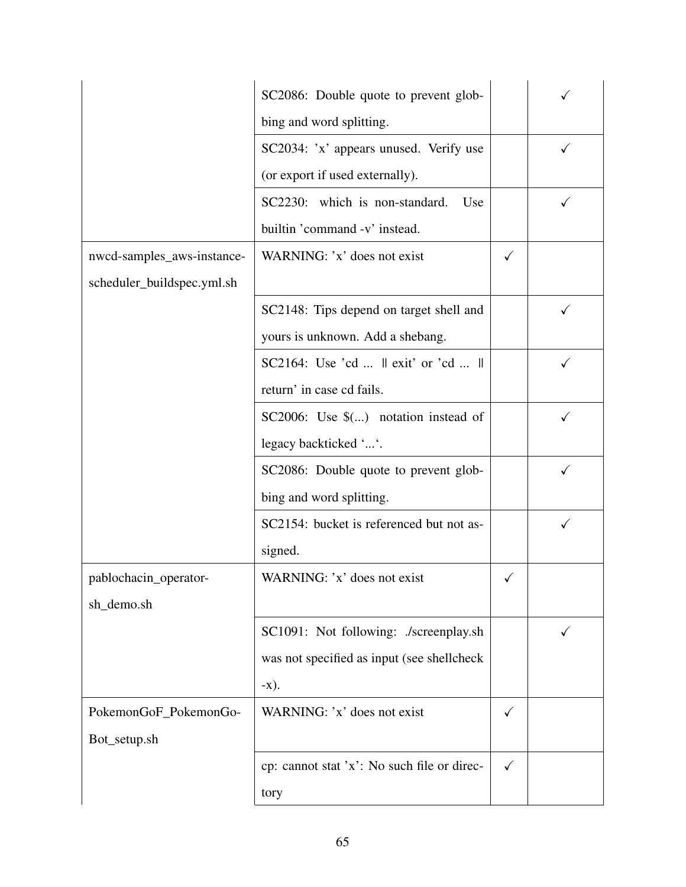|  |  |  |  |
|---|---|---|---|
|  | SC2086: Double quote to prevent globbing and word splitting. |  | ✓ |
|  | SC2034: 'x' appears unused. Verify use (or export if used externally). |  | ✓ |
|  | SC2230: which is non-standard. Use builtin 'command -v' instead. |  | ✓ |
| nwcd-samples_aws-instance-scheduler_buildspec.yml.sh | WARNING: 'x' does not exist | ✓ |  |
|  | SC2148: Tips depend on target shell and yours is unknown. Add a shebang. |  | ✓ |
|  | SC2164: Use 'cd ... \|\| exit' or 'cd ... \|\| return' in case cd fails. |  | ✓ |
|  | SC2006: Use $(...) notation instead of legacy backticked '...'. |  | ✓ |
|  | SC2086: Double quote to prevent globbing and word splitting. |  | ✓ |
|  | SC2154: bucket is referenced but not assigned. |  | ✓ |
| pablochacin_operator-sh_demo.sh | WARNING: 'x' does not exist | ✓ |  |
|  | SC1091: Not following: ./screenplay.sh was not specified as input (see shellcheck -x). |  | ✓ |
| PokemonGoF_PokemonGo-Bot_setup.sh | WARNING: 'x' does not exist | ✓ |  |
|  | cp: cannot stat 'x': No such file or directory | ✓ |  |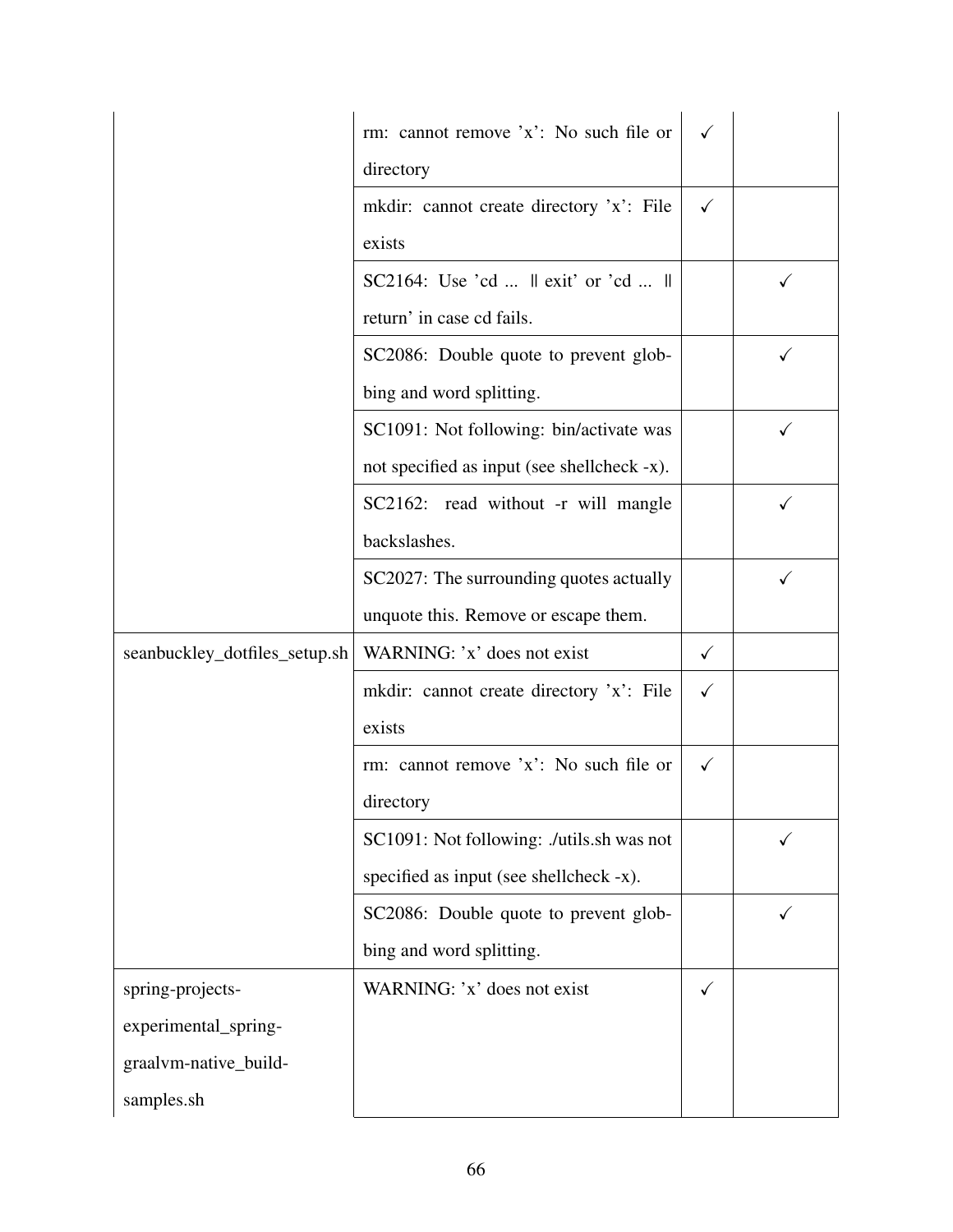| | | | |
|---|---|---|---|
| | rm: cannot remove 'x': No such file or directory | ✓ | |
| | mkdir: cannot create directory 'x': File exists | ✓ | |
| | SC2164: Use 'cd ... \|\| exit' or 'cd ... \|\| return' in case cd fails. | | ✓ |
| | SC2086: Double quote to prevent globbing and word splitting. | | ✓ |
| | SC1091: Not following: bin/activate was not specified as input (see shellcheck -x). | | ✓ |
| | SC2162: read without -r will mangle backslashes. | | ✓ |
| | SC2027: The surrounding quotes actually unquote this. Remove or escape them. | | ✓ |
| seanbuckley_dotfiles_setup.sh | WARNING: 'x' does not exist | ✓ | |
| | mkdir: cannot create directory 'x': File exists | ✓ | |
| | rm: cannot remove 'x': No such file or directory | ✓ | |
| | SC1091: Not following: ./utils.sh was not specified as input (see shellcheck -x). | | ✓ |
| | SC2086: Double quote to prevent globbing and word splitting. | | ✓ |
| spring-projects-experimental_spring-graalvm-native_build-samples.sh | WARNING: 'x' does not exist | ✓ | |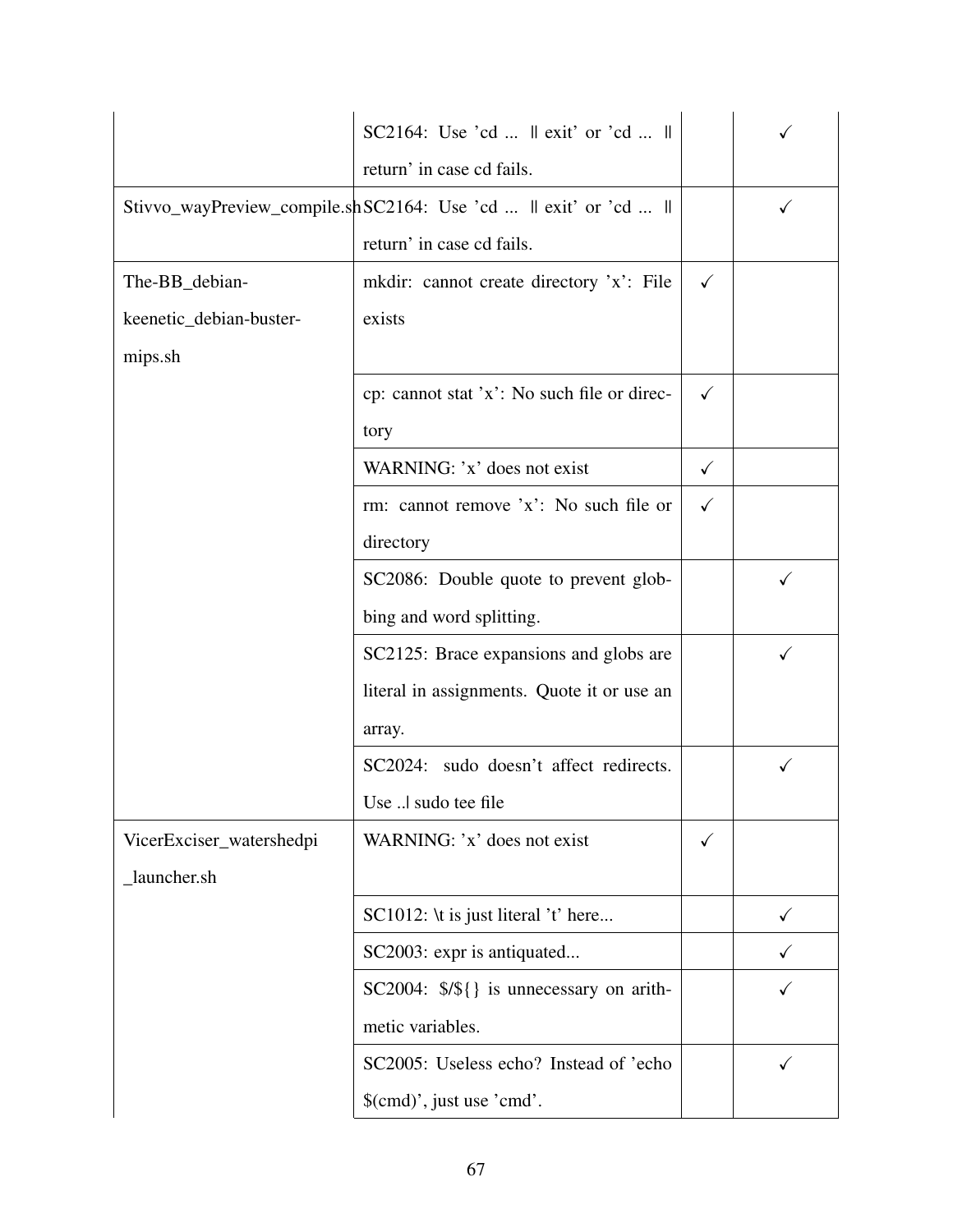| | | | |
|---|---|---|---|
| | SC2164: Use 'cd ... \|\| exit' or 'cd ... \|\| return' in case cd fails. | | ✓ |
| Stivvo_wayPreview_compile.sh | SC2164: Use 'cd ... \|\| exit' or 'cd ... \|\| return' in case cd fails. | | ✓ |
| The-BB_debian-keenetic_debian-buster-mips.sh | mkdir: cannot create directory 'x': File exists | ✓ | |
| | cp: cannot stat 'x': No such file or directory | ✓ | |
| | WARNING: 'x' does not exist | ✓ | |
| | rm: cannot remove 'x': No such file or directory | ✓ | |
| | SC2086: Double quote to prevent globbing and word splitting. | | ✓ |
| | SC2125: Brace expansions and globs are literal in assignments. Quote it or use an array. | | ✓ |
| | SC2024: sudo doesn't affect redirects. Use ..\| sudo tee file | | ✓ |
| VicerExciser_watershedpi_launcher.sh | WARNING: 'x' does not exist | ✓ | |
| | SC1012: \t is just literal 't' here... | | ✓ |
| | SC2003: expr is antiquated... | | ✓ |
| | SC2004: $/${} is unnecessary on arithmetic variables. | | ✓ |
| | SC2005: Useless echo? Instead of 'echo $(cmd)', just use 'cmd'. | | ✓ |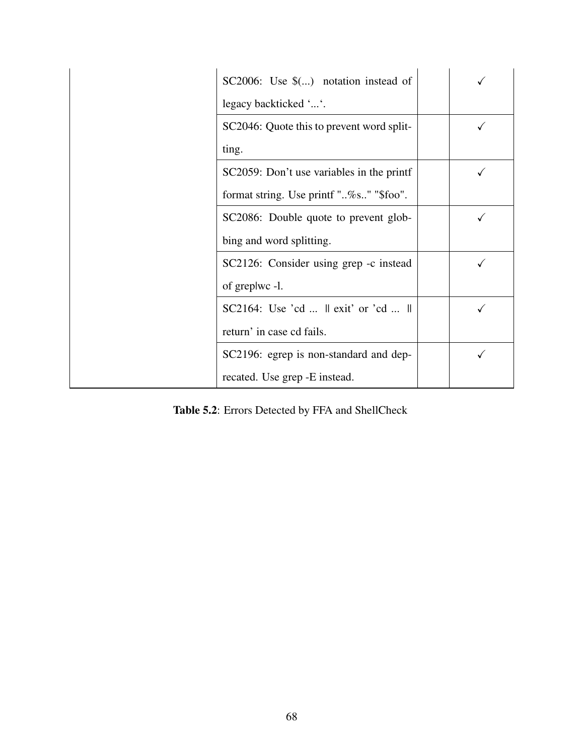| | | | |
|---|---|---|---|
| | SC2006: Use $(...) notation instead of legacy backticked ‘...‘. | | ✓ |
| | SC2046: Quote this to prevent word splitting. | | ✓ |
| | SC2059: Don’t use variables in the printf format string. Use printf "..%s.." "$foo". | | ✓ |
| | SC2086: Double quote to prevent globbing and word splitting. | | ✓ |
| | SC2126: Consider using grep -c instead of grep\|wc -l. | | ✓ |
| | SC2164: Use ’cd ... \|\| exit’ or ’cd ... \|\| return’ in case cd fails. | | ✓ |
| | SC2196: egrep is non-standard and deprecated. Use grep -E instead. | | ✓ |

**Table 5.2**: Errors Detected by FFA and ShellCheck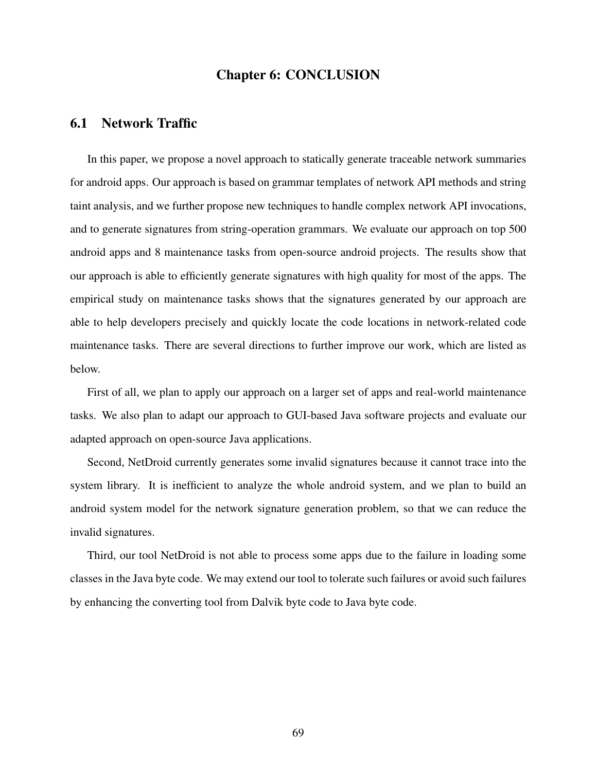# Chapter 6: CONCLUSION

## 6.1 Network Traffic

In this paper, we propose a novel approach to statically generate traceable network summaries for android apps. Our approach is based on grammar templates of network API methods and string taint analysis, and we further propose new techniques to handle complex network API invocations, and to generate signatures from string-operation grammars. We evaluate our approach on top 500 android apps and 8 maintenance tasks from open-source android projects. The results show that our approach is able to efficiently generate signatures with high quality for most of the apps. The empirical study on maintenance tasks shows that the signatures generated by our approach are able to help developers precisely and quickly locate the code locations in network-related code maintenance tasks. There are several directions to further improve our work, which are listed as below.

First of all, we plan to apply our approach on a larger set of apps and real-world maintenance tasks. We also plan to adapt our approach to GUI-based Java software projects and evaluate our adapted approach on open-source Java applications.

Second, NetDroid currently generates some invalid signatures because it cannot trace into the system library. It is inefficient to analyze the whole android system, and we plan to build an android system model for the network signature generation problem, so that we can reduce the invalid signatures.

Third, our tool NetDroid is not able to process some apps due to the failure in loading some classes in the Java byte code. We may extend our tool to tolerate such failures or avoid such failures by enhancing the converting tool from Dalvik byte code to Java byte code.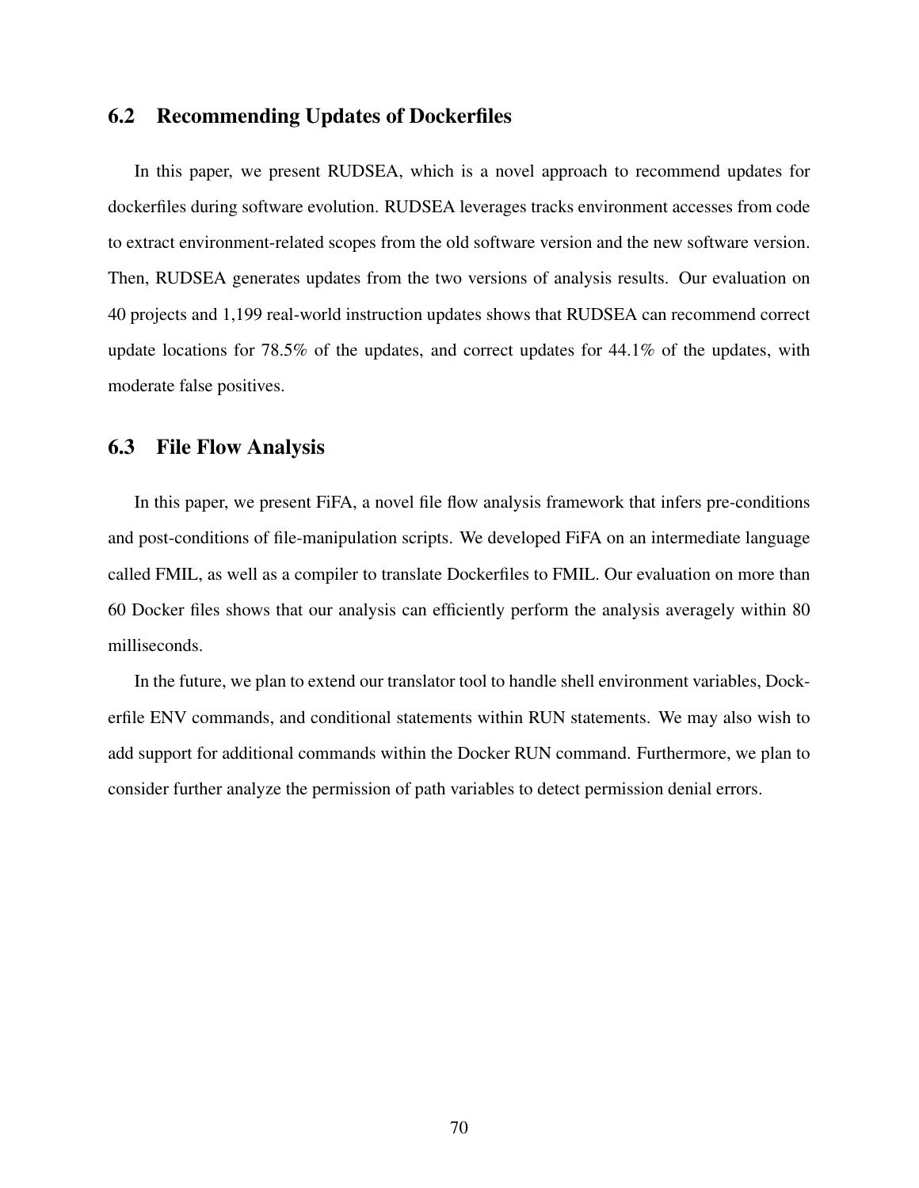## 6.2 Recommending Updates of Dockerfiles

In this paper, we present RUDSEA, which is a novel approach to recommend updates for dockerfiles during software evolution. RUDSEA leverages tracks environment accesses from code to extract environment-related scopes from the old software version and the new software version. Then, RUDSEA generates updates from the two versions of analysis results. Our evaluation on 40 projects and 1,199 real-world instruction updates shows that RUDSEA can recommend correct update locations for 78.5% of the updates, and correct updates for 44.1% of the updates, with moderate false positives.

## 6.3 File Flow Analysis

In this paper, we present FiFA, a novel file flow analysis framework that infers pre-conditions and post-conditions of file-manipulation scripts. We developed FiFA on an intermediate language called FMIL, as well as a compiler to translate Dockerfiles to FMIL. Our evaluation on more than 60 Docker files shows that our analysis can efficiently perform the analysis averagely within 80 milliseconds.

In the future, we plan to extend our translator tool to handle shell environment variables, Dockerfile ENV commands, and conditional statements within RUN statements. We may also wish to add support for additional commands within the Docker RUN command. Furthermore, we plan to consider further analyze the permission of path variables to detect permission denial errors.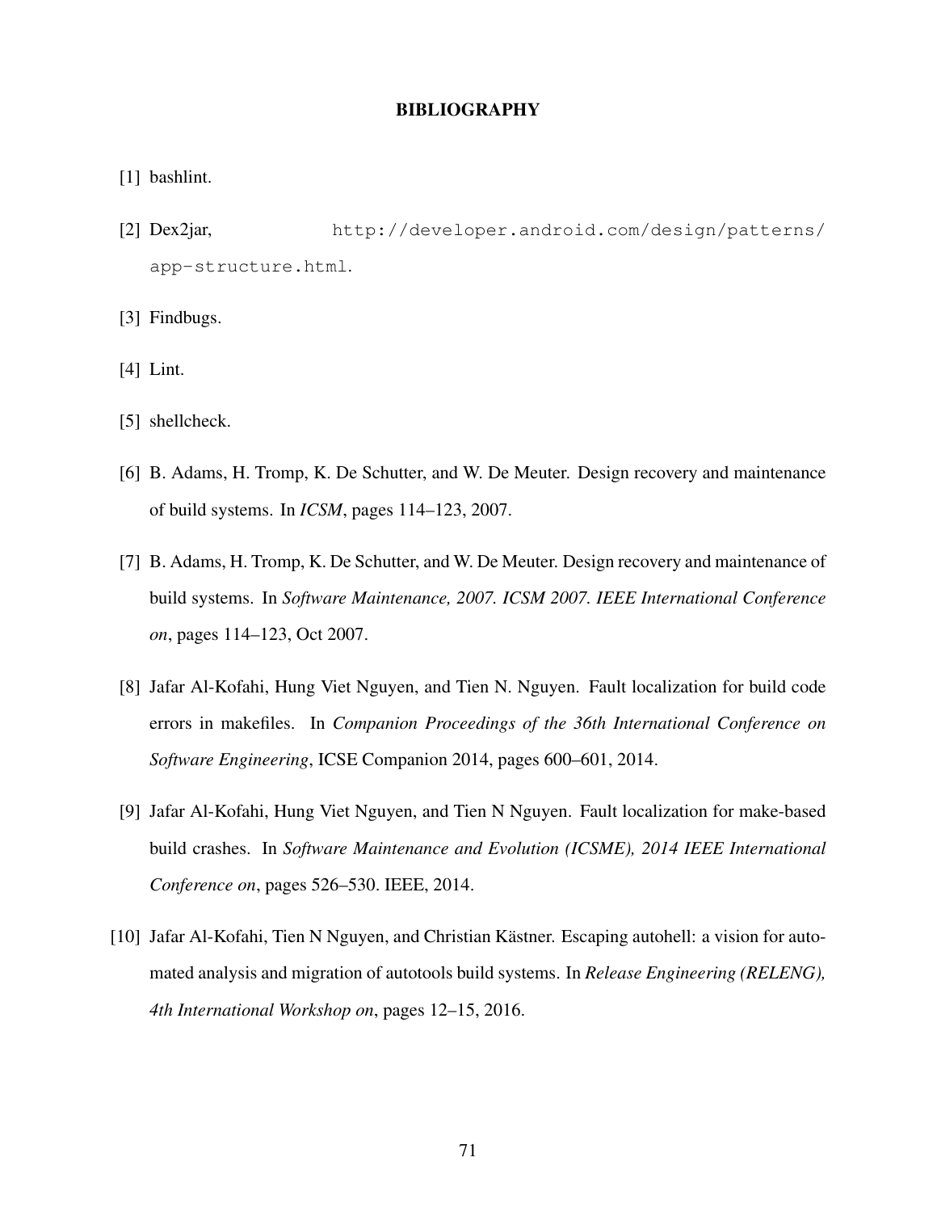# BIBLIOGRAPHY

[1] bashlint.

[2] Dex2jar, `http://developer.android.com/design/patterns/app-structure.html`.

[3] Findbugs.

[4] Lint.

[5] shellcheck.

[6] B. Adams, H. Tromp, K. De Schutter, and W. De Meuter. Design recovery and maintenance of build systems. In *ICSM*, pages 114–123, 2007.

[7] B. Adams, H. Tromp, K. De Schutter, and W. De Meuter. Design recovery and maintenance of build systems. In *Software Maintenance, 2007. ICSM 2007. IEEE International Conference on*, pages 114–123, Oct 2007.

[8] Jafar Al-Kofahi, Hung Viet Nguyen, and Tien N. Nguyen. Fault localization for build code errors in makefiles. In *Companion Proceedings of the 36th International Conference on Software Engineering*, ICSE Companion 2014, pages 600–601, 2014.

[9] Jafar Al-Kofahi, Hung Viet Nguyen, and Tien N Nguyen. Fault localization for make-based build crashes. In *Software Maintenance and Evolution (ICSME), 2014 IEEE International Conference on*, pages 526–530. IEEE, 2014.

[10] Jafar Al-Kofahi, Tien N Nguyen, and Christian Kästner. Escaping autohell: a vision for automated analysis and migration of autotools build systems. In *Release Engineering (RELENG), 4th International Workshop on*, pages 12–15, 2016.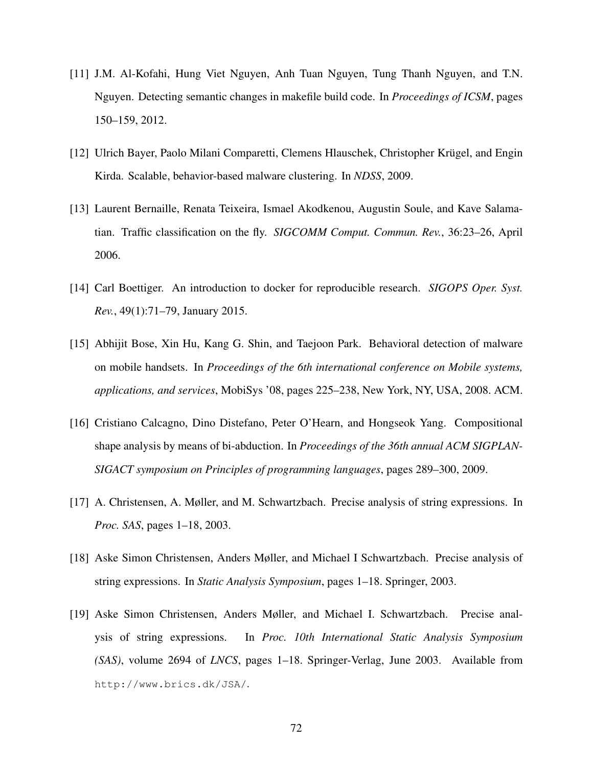[11] J.M. Al-Kofahi, Hung Viet Nguyen, Anh Tuan Nguyen, Tung Thanh Nguyen, and T.N. Nguyen. Detecting semantic changes in makefile build code. In *Proceedings of ICSM*, pages 150–159, 2012.

[12] Ulrich Bayer, Paolo Milani Comparetti, Clemens Hlauschek, Christopher Krügel, and Engin Kirda. Scalable, behavior-based malware clustering. In *NDSS*, 2009.

[13] Laurent Bernaille, Renata Teixeira, Ismael Akodkenou, Augustin Soule, and Kave Salamatian. Traffic classification on the fly. *SIGCOMM Comput. Commun. Rev.*, 36:23–26, April 2006.

[14] Carl Boettiger. An introduction to docker for reproducible research. *SIGOPS Oper. Syst. Rev.*, 49(1):71–79, January 2015.

[15] Abhijit Bose, Xin Hu, Kang G. Shin, and Taejoon Park. Behavioral detection of malware on mobile handsets. In *Proceedings of the 6th international conference on Mobile systems, applications, and services*, MobiSys '08, pages 225–238, New York, NY, USA, 2008. ACM.

[16] Cristiano Calcagno, Dino Distefano, Peter O'Hearn, and Hongseok Yang. Compositional shape analysis by means of bi-abduction. In *Proceedings of the 36th annual ACM SIGPLAN-SIGACT symposium on Principles of programming languages*, pages 289–300, 2009.

[17] A. Christensen, A. Møller, and M. Schwartzbach. Precise analysis of string expressions. In *Proc. SAS*, pages 1–18, 2003.

[18] Aske Simon Christensen, Anders Møller, and Michael I Schwartzbach. Precise analysis of string expressions. In *Static Analysis Symposium*, pages 1–18. Springer, 2003.

[19] Aske Simon Christensen, Anders Møller, and Michael I. Schwartzbach. Precise analysis of string expressions. In *Proc. 10th International Static Analysis Symposium (SAS)*, volume 2694 of *LNCS*, pages 1–18. Springer-Verlag, June 2003. Available from `http://www.brics.dk/JSA/`.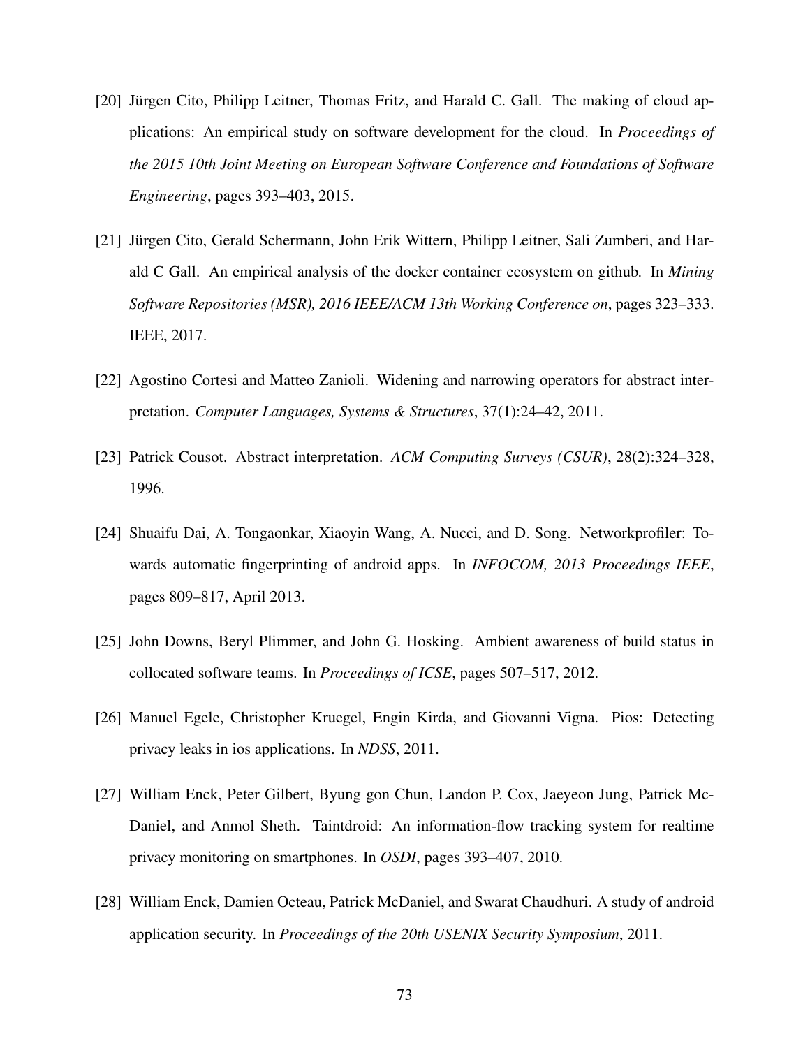[20] Jürgen Cito, Philipp Leitner, Thomas Fritz, and Harald C. Gall. The making of cloud applications: An empirical study on software development for the cloud. In *Proceedings of the 2015 10th Joint Meeting on European Software Conference and Foundations of Software Engineering*, pages 393–403, 2015.

[21] Jürgen Cito, Gerald Schermann, John Erik Wittern, Philipp Leitner, Sali Zumberi, and Harald C Gall. An empirical analysis of the docker container ecosystem on github. In *Mining Software Repositories (MSR), 2016 IEEE/ACM 13th Working Conference on*, pages 323–333. IEEE, 2017.

[22] Agostino Cortesi and Matteo Zanioli. Widening and narrowing operators for abstract interpretation. *Computer Languages, Systems & Structures*, 37(1):24–42, 2011.

[23] Patrick Cousot. Abstract interpretation. *ACM Computing Surveys (CSUR)*, 28(2):324–328, 1996.

[24] Shuaifu Dai, A. Tongaonkar, Xiaoyin Wang, A. Nucci, and D. Song. Networkprofiler: Towards automatic fingerprinting of android apps. In *INFOCOM, 2013 Proceedings IEEE*, pages 809–817, April 2013.

[25] John Downs, Beryl Plimmer, and John G. Hosking. Ambient awareness of build status in collocated software teams. In *Proceedings of ICSE*, pages 507–517, 2012.

[26] Manuel Egele, Christopher Kruegel, Engin Kirda, and Giovanni Vigna. Pios: Detecting privacy leaks in ios applications. In *NDSS*, 2011.

[27] William Enck, Peter Gilbert, Byung gon Chun, Landon P. Cox, Jaeyeon Jung, Patrick McDaniel, and Anmol Sheth. Taintdroid: An information-flow tracking system for realtime privacy monitoring on smartphones. In *OSDI*, pages 393–407, 2010.

[28] William Enck, Damien Octeau, Patrick McDaniel, and Swarat Chaudhuri. A study of android application security. In *Proceedings of the 20th USENIX Security Symposium*, 2011.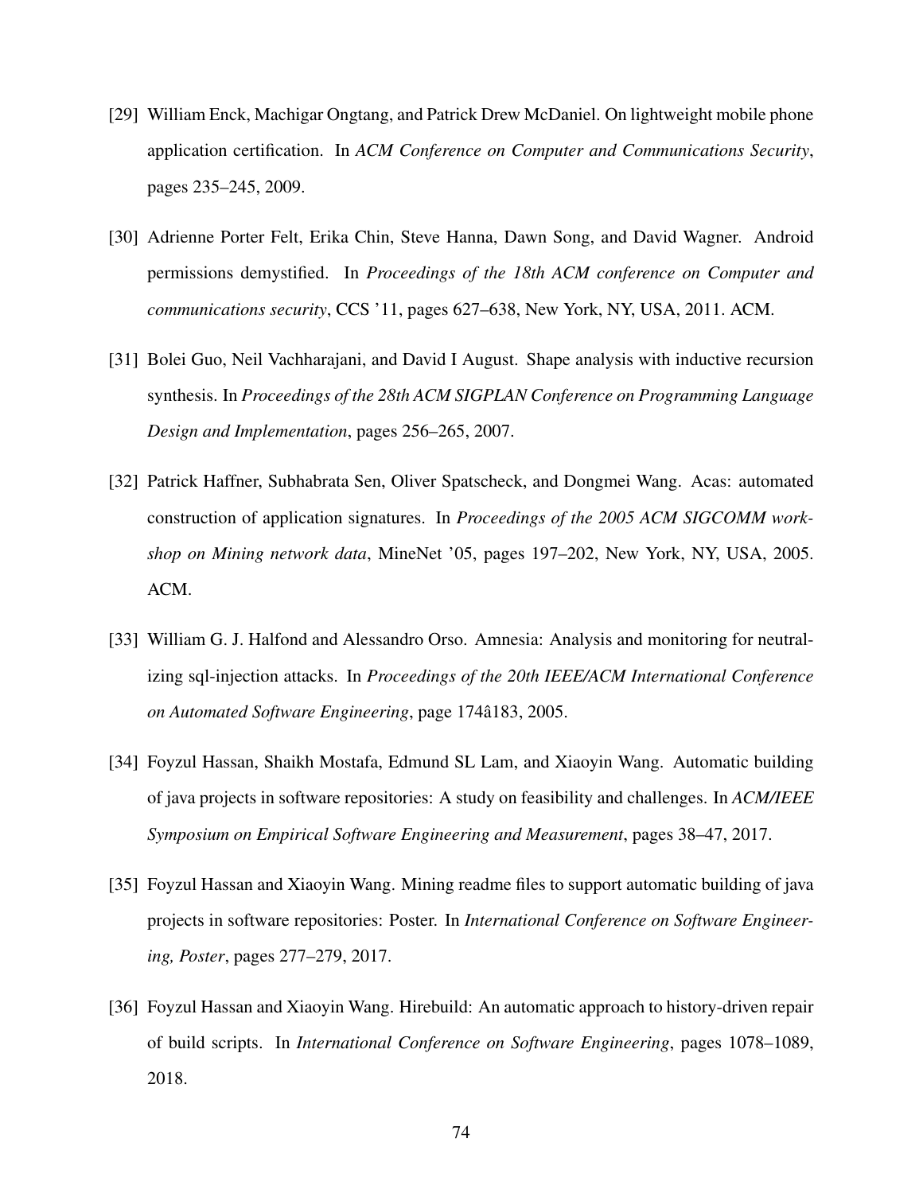[29] William Enck, Machigar Ongtang, and Patrick Drew McDaniel. On lightweight mobile phone application certification. In *ACM Conference on Computer and Communications Security*, pages 235–245, 2009.

[30] Adrienne Porter Felt, Erika Chin, Steve Hanna, Dawn Song, and David Wagner. Android permissions demystified. In *Proceedings of the 18th ACM conference on Computer and communications security*, CCS '11, pages 627–638, New York, NY, USA, 2011. ACM.

[31] Bolei Guo, Neil Vachharajani, and David I August. Shape analysis with inductive recursion synthesis. In *Proceedings of the 28th ACM SIGPLAN Conference on Programming Language Design and Implementation*, pages 256–265, 2007.

[32] Patrick Haffner, Subhabrata Sen, Oliver Spatscheck, and Dongmei Wang. Acas: automated construction of application signatures. In *Proceedings of the 2005 ACM SIGCOMM workshop on Mining network data*, MineNet '05, pages 197–202, New York, NY, USA, 2005. ACM.

[33] William G. J. Halfond and Alessandro Orso. Amnesia: Analysis and monitoring for neutralizing sql-injection attacks. In *Proceedings of the 20th IEEE/ACM International Conference on Automated Software Engineering*, page 174â183, 2005.

[34] Foyzul Hassan, Shaikh Mostafa, Edmund SL Lam, and Xiaoyin Wang. Automatic building of java projects in software repositories: A study on feasibility and challenges. In *ACM/IEEE Symposium on Empirical Software Engineering and Measurement*, pages 38–47, 2017.

[35] Foyzul Hassan and Xiaoyin Wang. Mining readme files to support automatic building of java projects in software repositories: Poster. In *International Conference on Software Engineering, Poster*, pages 277–279, 2017.

[36] Foyzul Hassan and Xiaoyin Wang. Hirebuild: An automatic approach to history-driven repair of build scripts. In *International Conference on Software Engineering*, pages 1078–1089, 2018.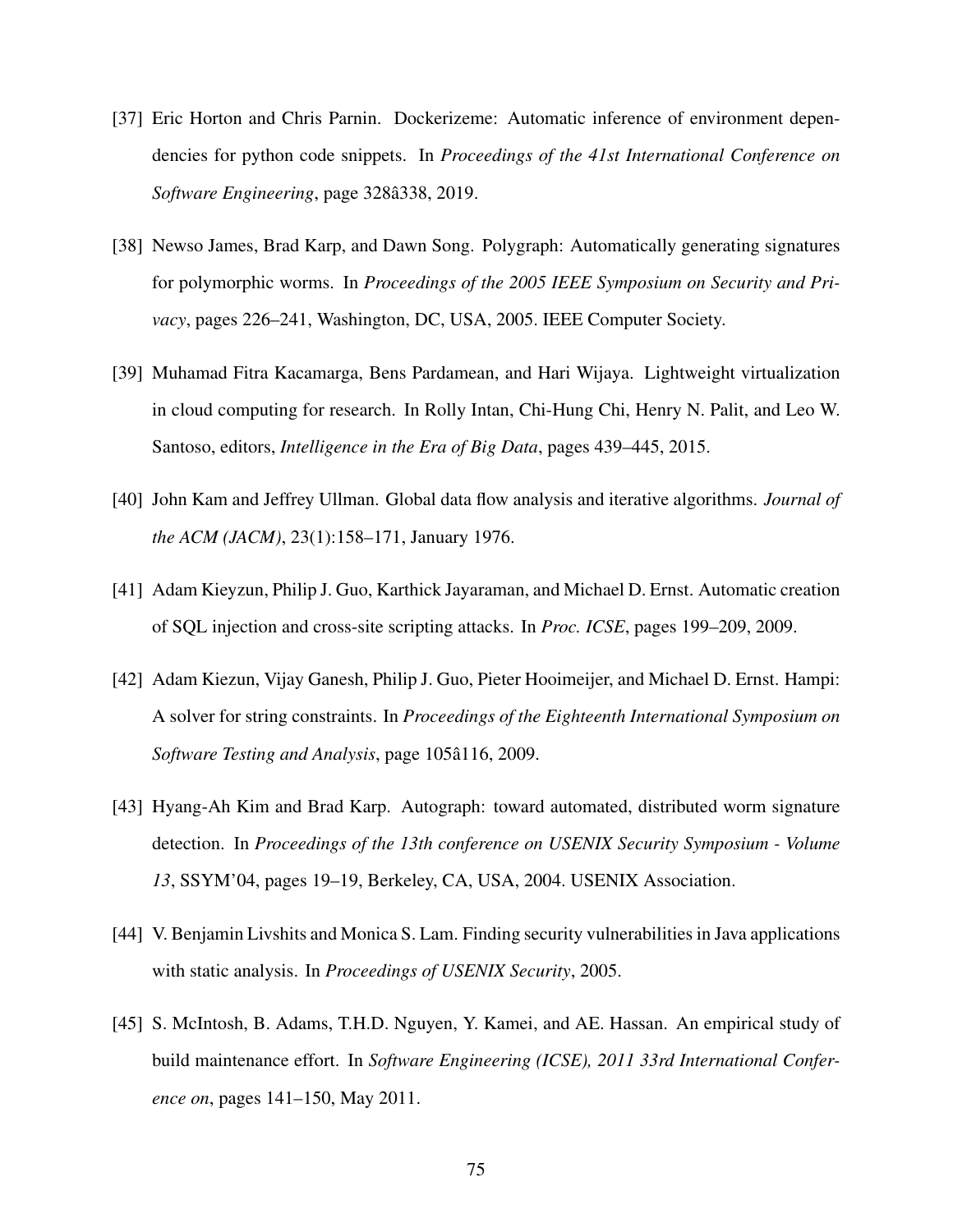[37] Eric Horton and Chris Parnin. Dockerizeme: Automatic inference of environment dependencies for python code snippets. In *Proceedings of the 41st International Conference on Software Engineering*, page 328â338, 2019.

[38] Newso James, Brad Karp, and Dawn Song. Polygraph: Automatically generating signatures for polymorphic worms. In *Proceedings of the 2005 IEEE Symposium on Security and Privacy*, pages 226–241, Washington, DC, USA, 2005. IEEE Computer Society.

[39] Muhamad Fitra Kacamarga, Bens Pardamean, and Hari Wijaya. Lightweight virtualization in cloud computing for research. In Rolly Intan, Chi-Hung Chi, Henry N. Palit, and Leo W. Santoso, editors, *Intelligence in the Era of Big Data*, pages 439–445, 2015.

[40] John Kam and Jeffrey Ullman. Global data flow analysis and iterative algorithms. *Journal of the ACM (JACM)*, 23(1):158–171, January 1976.

[41] Adam Kieyzun, Philip J. Guo, Karthick Jayaraman, and Michael D. Ernst. Automatic creation of SQL injection and cross-site scripting attacks. In *Proc. ICSE*, pages 199–209, 2009.

[42] Adam Kiezun, Vijay Ganesh, Philip J. Guo, Pieter Hooimeijer, and Michael D. Ernst. Hampi: A solver for string constraints. In *Proceedings of the Eighteenth International Symposium on Software Testing and Analysis*, page 105â116, 2009.

[43] Hyang-Ah Kim and Brad Karp. Autograph: toward automated, distributed worm signature detection. In *Proceedings of the 13th conference on USENIX Security Symposium - Volume 13*, SSYM'04, pages 19–19, Berkeley, CA, USA, 2004. USENIX Association.

[44] V. Benjamin Livshits and Monica S. Lam. Finding security vulnerabilities in Java applications with static analysis. In *Proceedings of USENIX Security*, 2005.

[45] S. McIntosh, B. Adams, T.H.D. Nguyen, Y. Kamei, and AE. Hassan. An empirical study of build maintenance effort. In *Software Engineering (ICSE), 2011 33rd International Conference on*, pages 141–150, May 2011.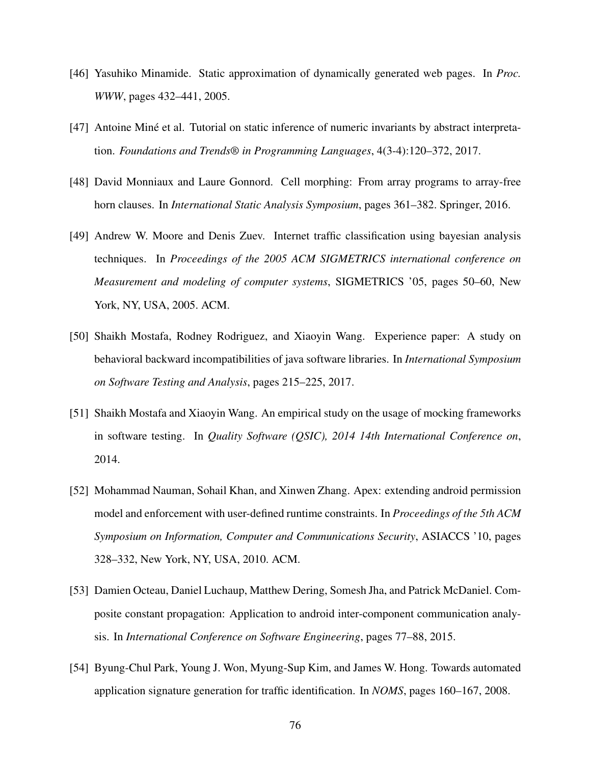[46] Yasuhiko Minamide. Static approximation of dynamically generated web pages. In *Proc. WWW*, pages 432–441, 2005.

[47] Antoine Miné et al. Tutorial on static inference of numeric invariants by abstract interpretation. *Foundations and Trends® in Programming Languages*, 4(3-4):120–372, 2017.

[48] David Monniaux and Laure Gonnord. Cell morphing: From array programs to array-free horn clauses. In *International Static Analysis Symposium*, pages 361–382. Springer, 2016.

[49] Andrew W. Moore and Denis Zuev. Internet traffic classification using bayesian analysis techniques. In *Proceedings of the 2005 ACM SIGMETRICS international conference on Measurement and modeling of computer systems*, SIGMETRICS '05, pages 50–60, New York, NY, USA, 2005. ACM.

[50] Shaikh Mostafa, Rodney Rodriguez, and Xiaoyin Wang. Experience paper: A study on behavioral backward incompatibilities of java software libraries. In *International Symposium on Software Testing and Analysis*, pages 215–225, 2017.

[51] Shaikh Mostafa and Xiaoyin Wang. An empirical study on the usage of mocking frameworks in software testing. In *Quality Software (QSIC), 2014 14th International Conference on*, 2014.

[52] Mohammad Nauman, Sohail Khan, and Xinwen Zhang. Apex: extending android permission model and enforcement with user-defined runtime constraints. In *Proceedings of the 5th ACM Symposium on Information, Computer and Communications Security*, ASIACCS '10, pages 328–332, New York, NY, USA, 2010. ACM.

[53] Damien Octeau, Daniel Luchaup, Matthew Dering, Somesh Jha, and Patrick McDaniel. Composite constant propagation: Application to android inter-component communication analysis. In *International Conference on Software Engineering*, pages 77–88, 2015.

[54] Byung-Chul Park, Young J. Won, Myung-Sup Kim, and James W. Hong. Towards automated application signature generation for traffic identification. In *NOMS*, pages 160–167, 2008.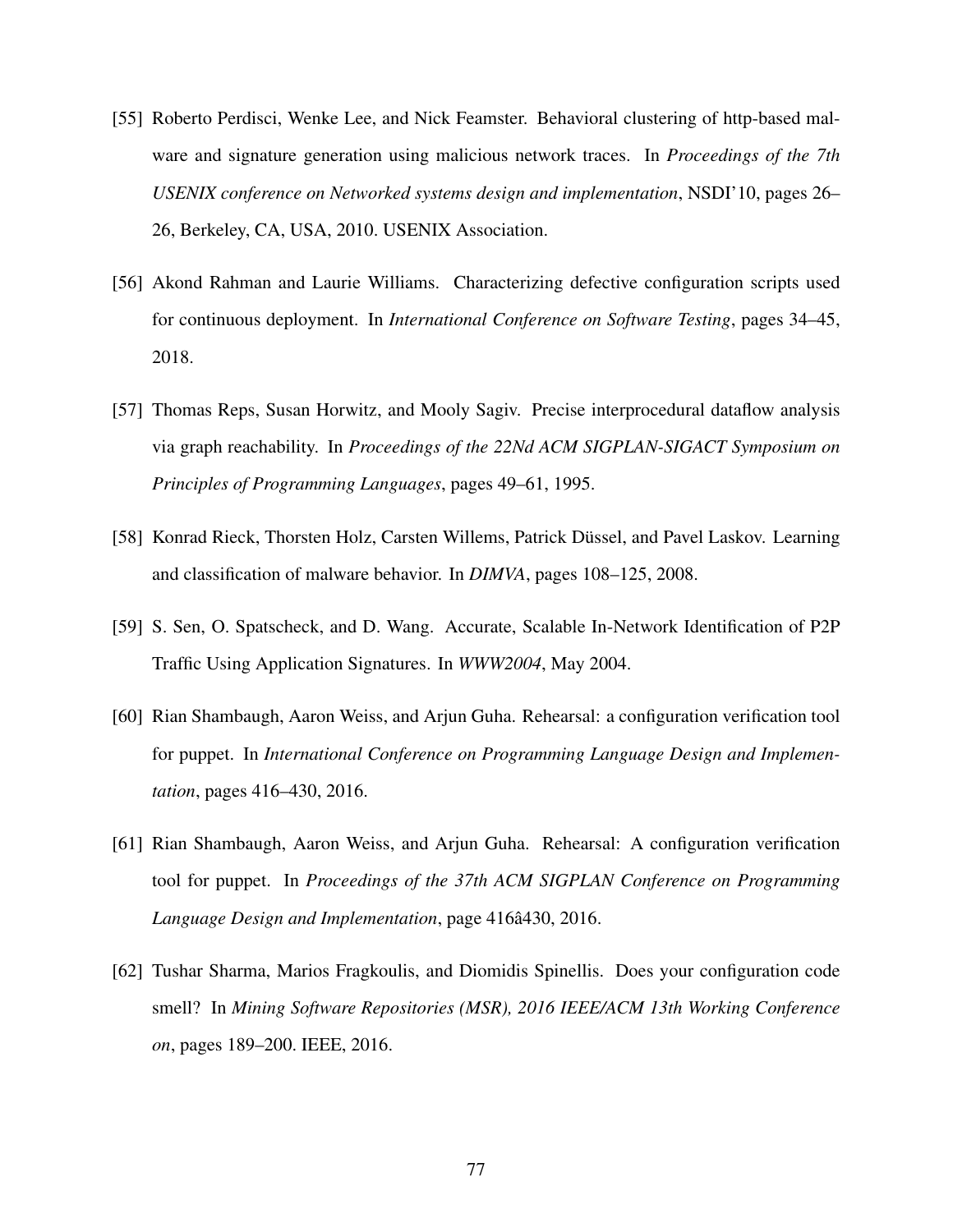[55] Roberto Perdisci, Wenke Lee, and Nick Feamster. Behavioral clustering of http-based malware and signature generation using malicious network traces. In *Proceedings of the 7th USENIX conference on Networked systems design and implementation*, NSDI'10, pages 26–26, Berkeley, CA, USA, 2010. USENIX Association.

[56] Akond Rahman and Laurie Williams. Characterizing defective configuration scripts used for continuous deployment. In *International Conference on Software Testing*, pages 34–45, 2018.

[57] Thomas Reps, Susan Horwitz, and Mooly Sagiv. Precise interprocedural dataflow analysis via graph reachability. In *Proceedings of the 22Nd ACM SIGPLAN-SIGACT Symposium on Principles of Programming Languages*, pages 49–61, 1995.

[58] Konrad Rieck, Thorsten Holz, Carsten Willems, Patrick Düssel, and Pavel Laskov. Learning and classification of malware behavior. In *DIMVA*, pages 108–125, 2008.

[59] S. Sen, O. Spatscheck, and D. Wang. Accurate, Scalable In-Network Identification of P2P Traffic Using Application Signatures. In *WWW2004*, May 2004.

[60] Rian Shambaugh, Aaron Weiss, and Arjun Guha. Rehearsal: a configuration verification tool for puppet. In *International Conference on Programming Language Design and Implementation*, pages 416–430, 2016.

[61] Rian Shambaugh, Aaron Weiss, and Arjun Guha. Rehearsal: A configuration verification tool for puppet. In *Proceedings of the 37th ACM SIGPLAN Conference on Programming Language Design and Implementation*, page 416â430, 2016.

[62] Tushar Sharma, Marios Fragkoulis, and Diomidis Spinellis. Does your configuration code smell? In *Mining Software Repositories (MSR), 2016 IEEE/ACM 13th Working Conference on*, pages 189–200. IEEE, 2016.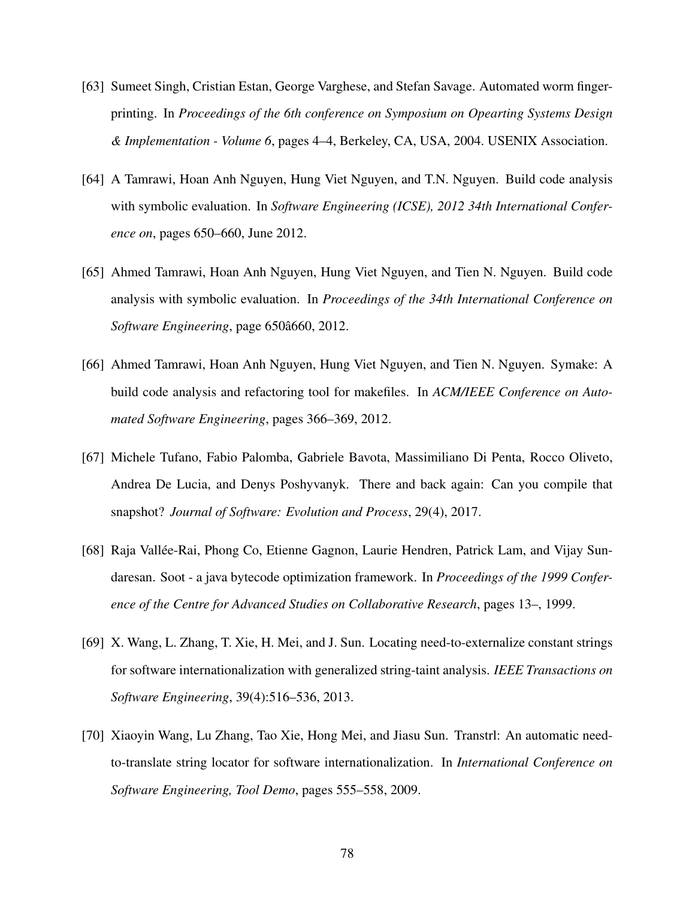[63] Sumeet Singh, Cristian Estan, George Varghese, and Stefan Savage. Automated worm fingerprinting. In *Proceedings of the 6th conference on Symposium on Opearting Systems Design & Implementation - Volume 6*, pages 4–4, Berkeley, CA, USA, 2004. USENIX Association.

[64] A Tamrawi, Hoan Anh Nguyen, Hung Viet Nguyen, and T.N. Nguyen. Build code analysis with symbolic evaluation. In *Software Engineering (ICSE), 2012 34th International Conference on*, pages 650–660, June 2012.

[65] Ahmed Tamrawi, Hoan Anh Nguyen, Hung Viet Nguyen, and Tien N. Nguyen. Build code analysis with symbolic evaluation. In *Proceedings of the 34th International Conference on Software Engineering*, page 650â660, 2012.

[66] Ahmed Tamrawi, Hoan Anh Nguyen, Hung Viet Nguyen, and Tien N. Nguyen. Symake: A build code analysis and refactoring tool for makefiles. In *ACM/IEEE Conference on Automated Software Engineering*, pages 366–369, 2012.

[67] Michele Tufano, Fabio Palomba, Gabriele Bavota, Massimiliano Di Penta, Rocco Oliveto, Andrea De Lucia, and Denys Poshyvanyk. There and back again: Can you compile that snapshot? *Journal of Software: Evolution and Process*, 29(4), 2017.

[68] Raja Vallée-Rai, Phong Co, Etienne Gagnon, Laurie Hendren, Patrick Lam, and Vijay Sundaresan. Soot - a java bytecode optimization framework. In *Proceedings of the 1999 Conference of the Centre for Advanced Studies on Collaborative Research*, pages 13–, 1999.

[69] X. Wang, L. Zhang, T. Xie, H. Mei, and J. Sun. Locating need-to-externalize constant strings for software internationalization with generalized string-taint analysis. *IEEE Transactions on Software Engineering*, 39(4):516–536, 2013.

[70] Xiaoyin Wang, Lu Zhang, Tao Xie, Hong Mei, and Jiasu Sun. Transtrl: An automatic need-to-translate string locator for software internationalization. In *International Conference on Software Engineering, Tool Demo*, pages 555–558, 2009.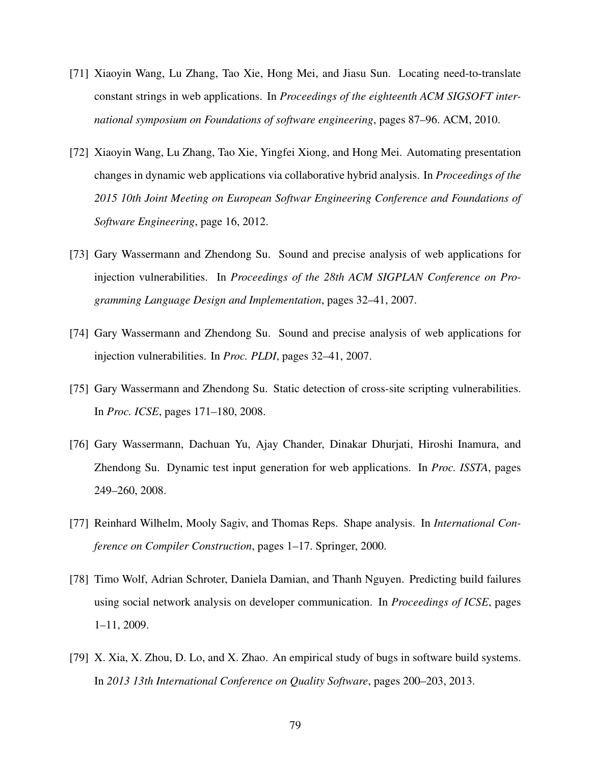[71] Xiaoyin Wang, Lu Zhang, Tao Xie, Hong Mei, and Jiasu Sun. Locating need-to-translate constant strings in web applications. In *Proceedings of the eighteenth ACM SIGSOFT international symposium on Foundations of software engineering*, pages 87–96. ACM, 2010.

[72] Xiaoyin Wang, Lu Zhang, Tao Xie, Yingfei Xiong, and Hong Mei. Automating presentation changes in dynamic web applications via collaborative hybrid analysis. In *Proceedings of the 2015 10th Joint Meeting on European Softwar Engineering Conference and Foundations of Software Engineering*, page 16, 2012.

[73] Gary Wassermann and Zhendong Su. Sound and precise analysis of web applications for injection vulnerabilities. In *Proceedings of the 28th ACM SIGPLAN Conference on Programming Language Design and Implementation*, pages 32–41, 2007.

[74] Gary Wassermann and Zhendong Su. Sound and precise analysis of web applications for injection vulnerabilities. In *Proc. PLDI*, pages 32–41, 2007.

[75] Gary Wassermann and Zhendong Su. Static detection of cross-site scripting vulnerabilities. In *Proc. ICSE*, pages 171–180, 2008.

[76] Gary Wassermann, Dachuan Yu, Ajay Chander, Dinakar Dhurjati, Hiroshi Inamura, and Zhendong Su. Dynamic test input generation for web applications. In *Proc. ISSTA*, pages 249–260, 2008.

[77] Reinhard Wilhelm, Mooly Sagiv, and Thomas Reps. Shape analysis. In *International Conference on Compiler Construction*, pages 1–17. Springer, 2000.

[78] Timo Wolf, Adrian Schroter, Daniela Damian, and Thanh Nguyen. Predicting build failures using social network analysis on developer communication. In *Proceedings of ICSE*, pages 1–11, 2009.

[79] X. Xia, X. Zhou, D. Lo, and X. Zhao. An empirical study of bugs in software build systems. In *2013 13th International Conference on Quality Software*, pages 200–203, 2013.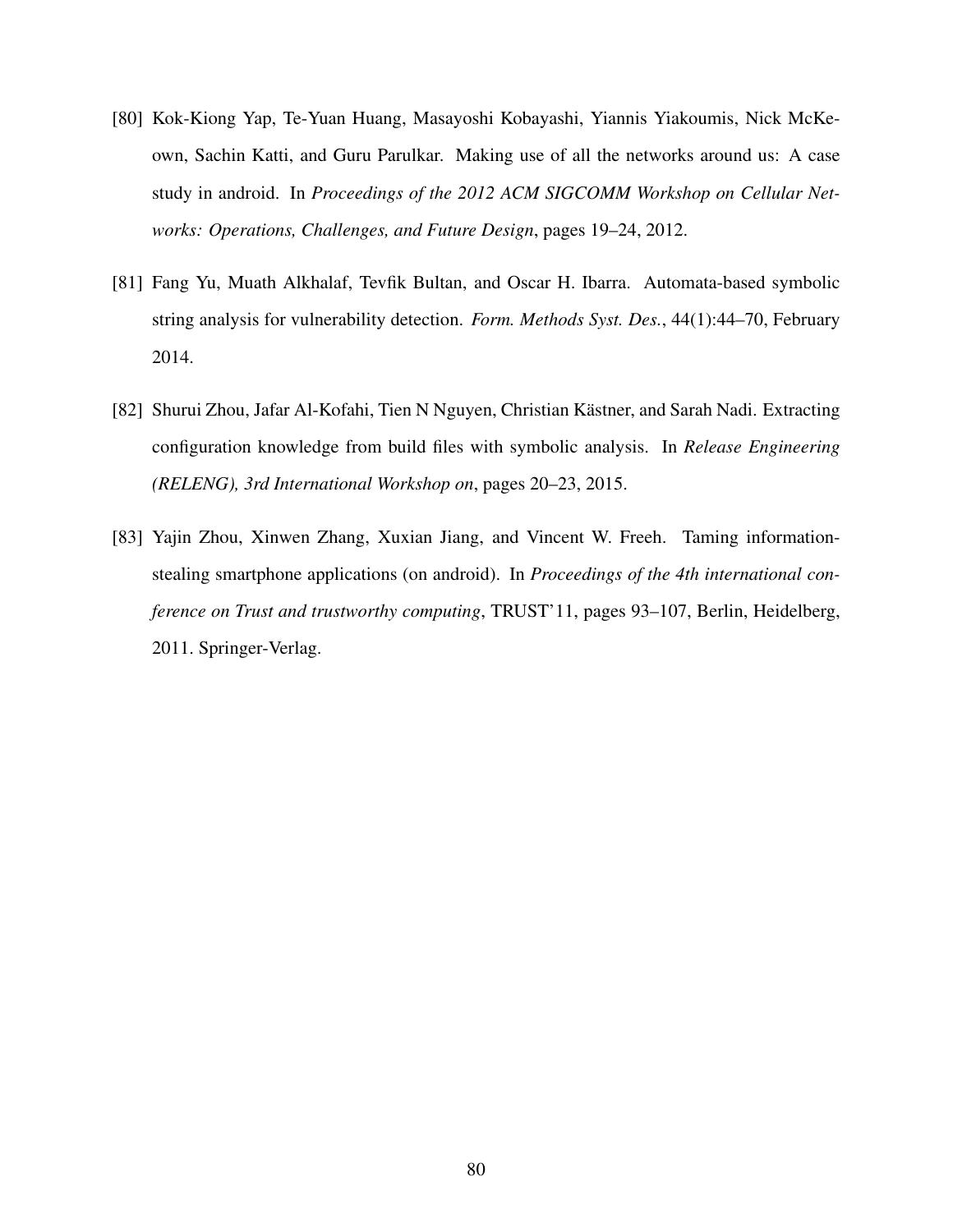[80] Kok-Kiong Yap, Te-Yuan Huang, Masayoshi Kobayashi, Yiannis Yiakoumis, Nick McKeown, Sachin Katti, and Guru Parulkar. Making use of all the networks around us: A case study in android. In *Proceedings of the 2012 ACM SIGCOMM Workshop on Cellular Networks: Operations, Challenges, and Future Design*, pages 19–24, 2012.

[81] Fang Yu, Muath Alkhalaf, Tevfik Bultan, and Oscar H. Ibarra. Automata-based symbolic string analysis for vulnerability detection. *Form. Methods Syst. Des.*, 44(1):44–70, February 2014.

[82] Shurui Zhou, Jafar Al-Kofahi, Tien N Nguyen, Christian Kästner, and Sarah Nadi. Extracting configuration knowledge from build files with symbolic analysis. In *Release Engineering (RELENG), 3rd International Workshop on*, pages 20–23, 2015.

[83] Yajin Zhou, Xinwen Zhang, Xuxian Jiang, and Vincent W. Freeh. Taming information-stealing smartphone applications (on android). In *Proceedings of the 4th international conference on Trust and trustworthy computing*, TRUST'11, pages 93–107, Berlin, Heidelberg, 2011. Springer-Verlag.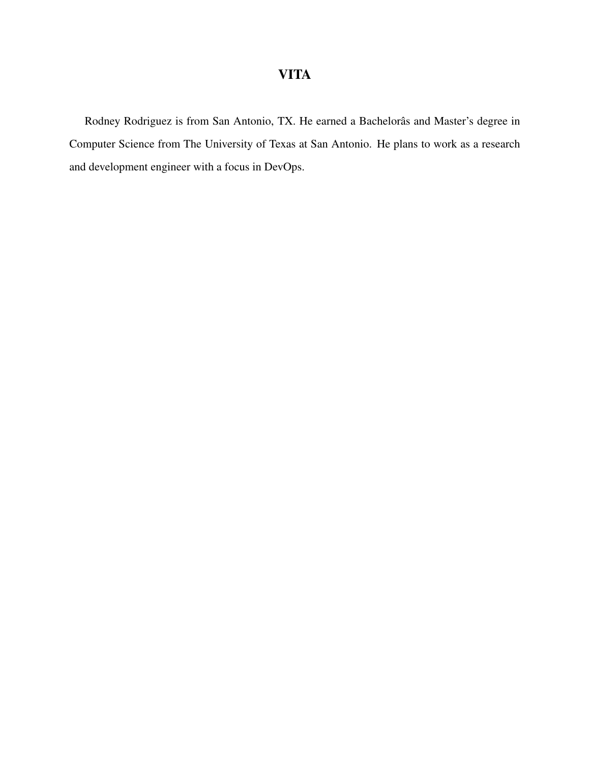# VITA

Rodney Rodriguez is from San Antonio, TX. He earned a Bachelorâs and Master's degree in Computer Science from The University of Texas at San Antonio. He plans to work as a research and development engineer with a focus in DevOps.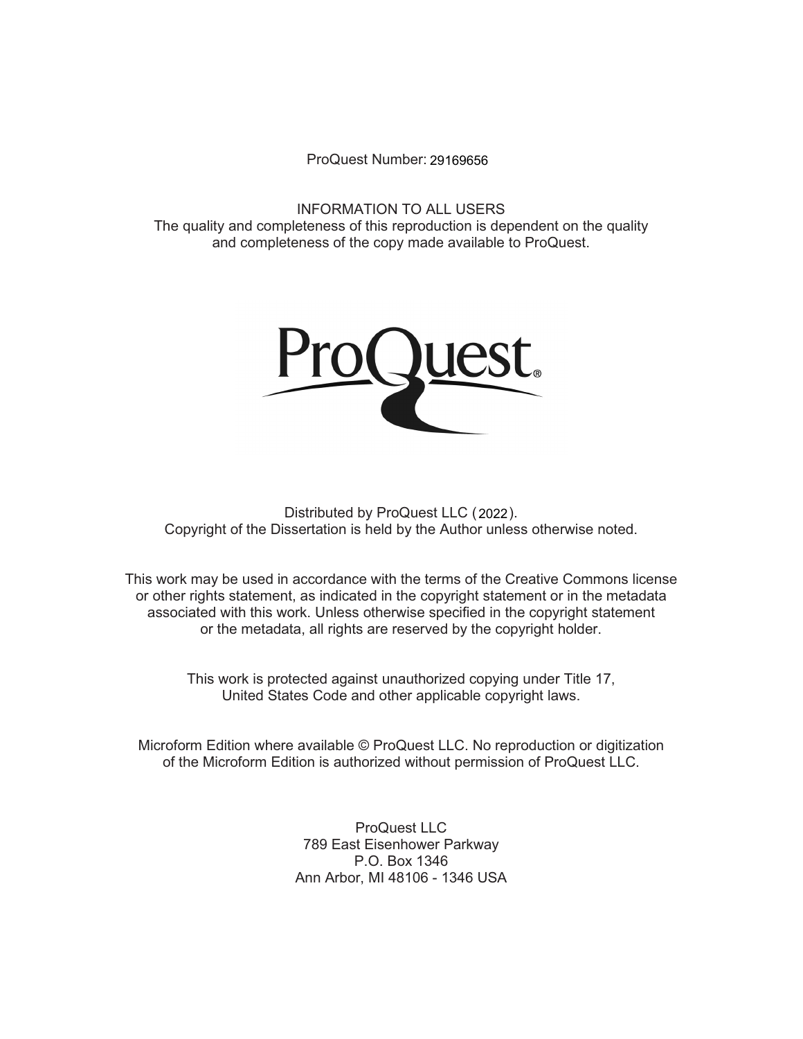ProQuest Number: 29169656

INFORMATION TO ALL USERS
The quality and completeness of this reproduction is dependent on the quality and completeness of the copy made available to ProQuest.

ProQuest

Distributed by ProQuest LLC (2022).
Copyright of the Dissertation is held by the Author unless otherwise noted.

This work may be used in accordance with the terms of the Creative Commons license or other rights statement, as indicated in the copyright statement or in the metadata associated with this work. Unless otherwise specified in the copyright statement or the metadata, all rights are reserved by the copyright holder.

This work is protected against unauthorized copying under Title 17, United States Code and other applicable copyright laws.

Microform Edition where available © ProQuest LLC. No reproduction or digitization of the Microform Edition is authorized without permission of ProQuest LLC.

ProQuest LLC
789 East Eisenhower Parkway
P.O. Box 1346
Ann Arbor, MI 48106 - 1346 USA